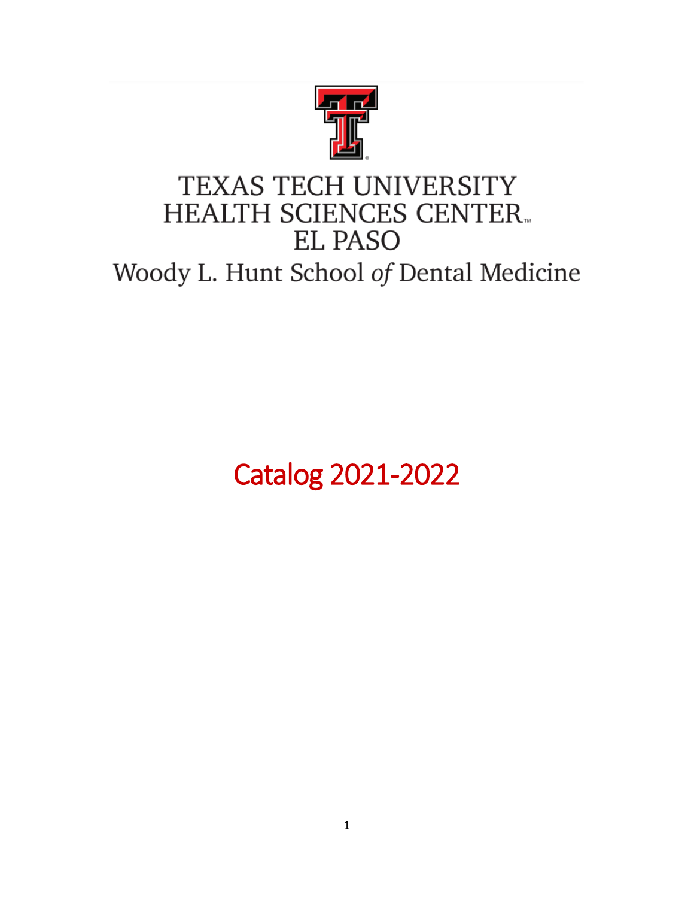TEXAS TECH UNIVERSITY
HEALTH SCIENCES CENTER™
EL PASO

Woody L. Hunt School *of* Dental Medicine

# Catalog 2021-2022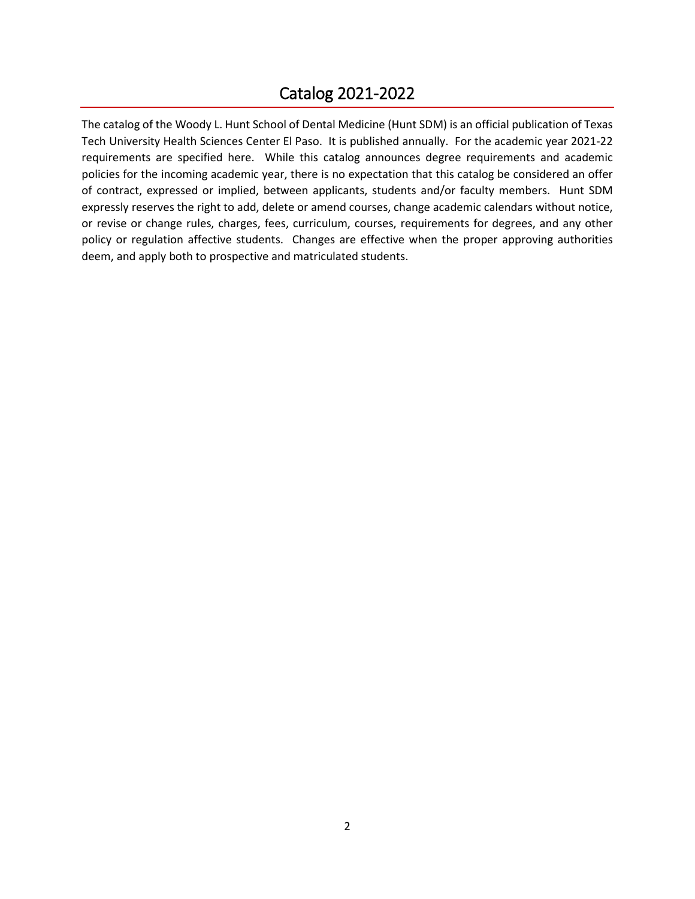# Catalog 2021-2022

The catalog of the Woody L. Hunt School of Dental Medicine (Hunt SDM) is an official publication of Texas Tech University Health Sciences Center El Paso. It is published annually. For the academic year 2021-22 requirements are specified here. While this catalog announces degree requirements and academic policies for the incoming academic year, there is no expectation that this catalog be considered an offer of contract, expressed or implied, between applicants, students and/or faculty members. Hunt SDM expressly reserves the right to add, delete or amend courses, change academic calendars without notice, or revise or change rules, charges, fees, curriculum, courses, requirements for degrees, and any other policy or regulation affective students. Changes are effective when the proper approving authorities deem, and apply both to prospective and matriculated students.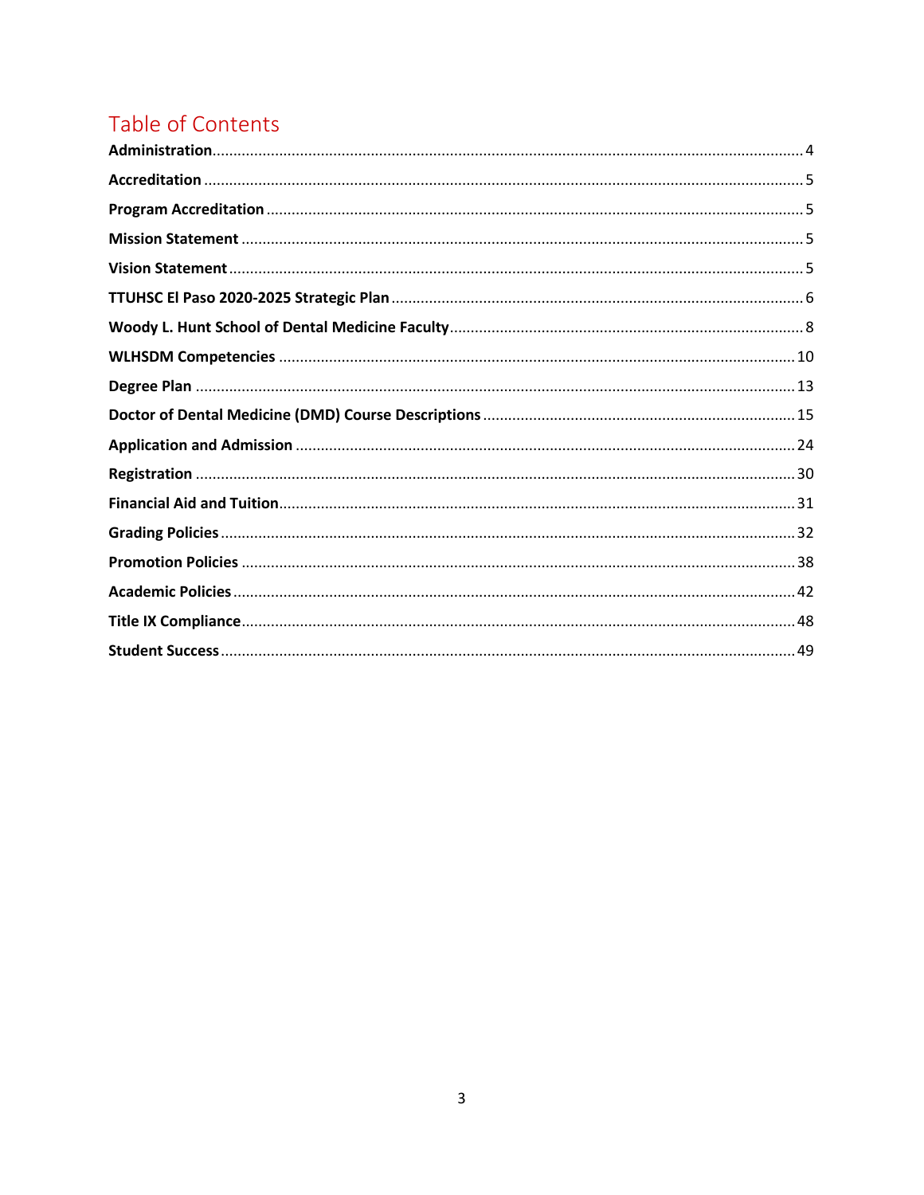# Table of Contents

**Administration**....................4

**Accreditation**....................5

**Program Accreditation**....................5

**Mission Statement**....................5

**Vision Statement**....................5

**TTUHSC El Paso 2020-2025 Strategic Plan**....................6

**Woody L. Hunt School of Dental Medicine Faculty**....................8

**WLHSDM Competencies**....................10

**Degree Plan**....................13

**Doctor of Dental Medicine (DMD) Course Descriptions**....................15

**Application and Admission**....................24

**Registration**....................30

**Financial Aid and Tuition**....................31

**Grading Policies**....................32

**Promotion Policies**....................38

**Academic Policies**....................42

**Title IX Compliance**....................48

**Student Success**....................49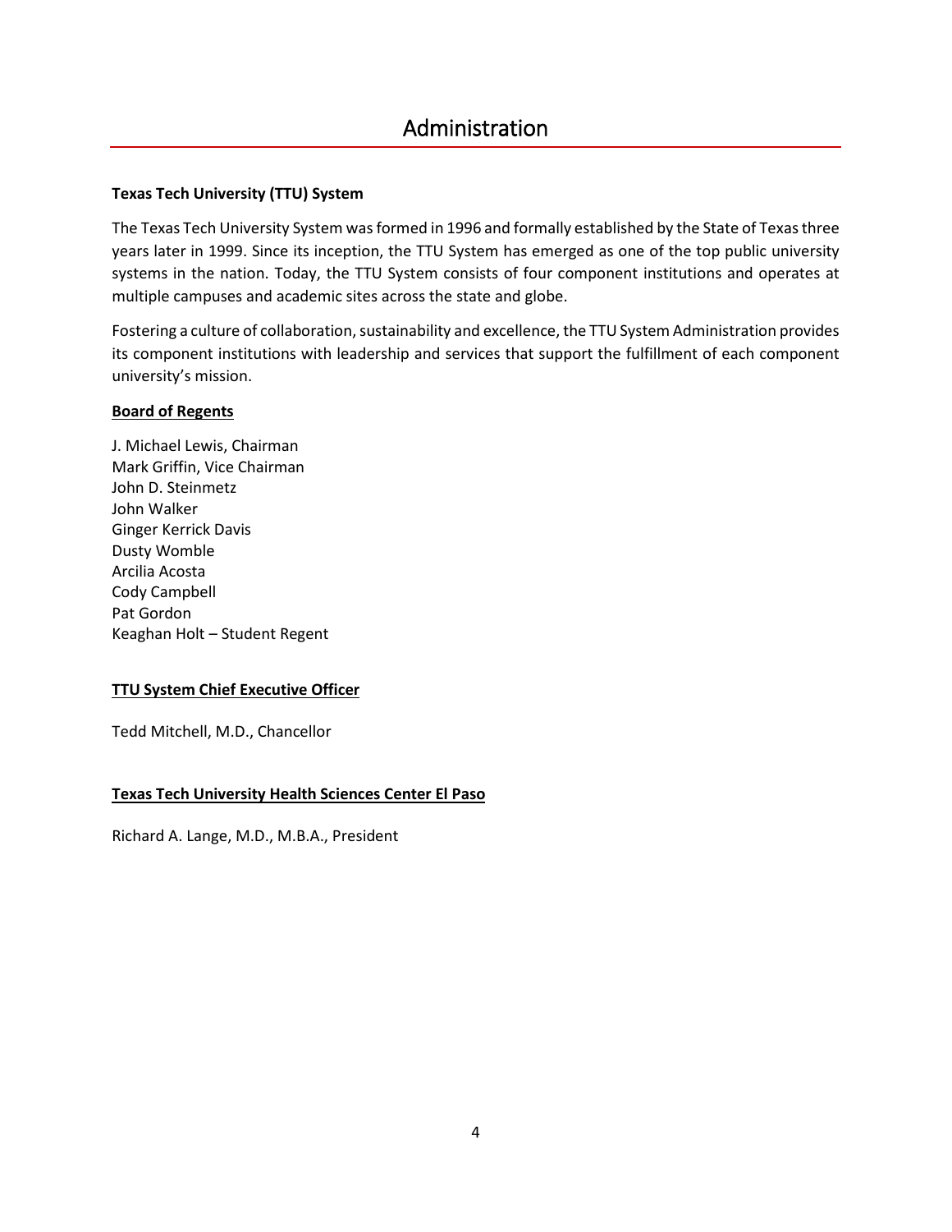# Administration

**Texas Tech University (TTU) System**

The Texas Tech University System was formed in 1996 and formally established by the State of Texas three years later in 1999. Since its inception, the TTU System has emerged as one of the top public university systems in the nation. Today, the TTU System consists of four component institutions and operates at multiple campuses and academic sites across the state and globe.

Fostering a culture of collaboration, sustainability and excellence, the TTU System Administration provides its component institutions with leadership and services that support the fulfillment of each component university's mission.

**Board of Regents**

J. Michael Lewis, Chairman
Mark Griffin, Vice Chairman
John D. Steinmetz
John Walker
Ginger Kerrick Davis
Dusty Womble
Arcilia Acosta
Cody Campbell
Pat Gordon
Keaghan Holt – Student Regent

**TTU System Chief Executive Officer**

Tedd Mitchell, M.D., Chancellor

**Texas Tech University Health Sciences Center El Paso**

Richard A. Lange, M.D., M.B.A., President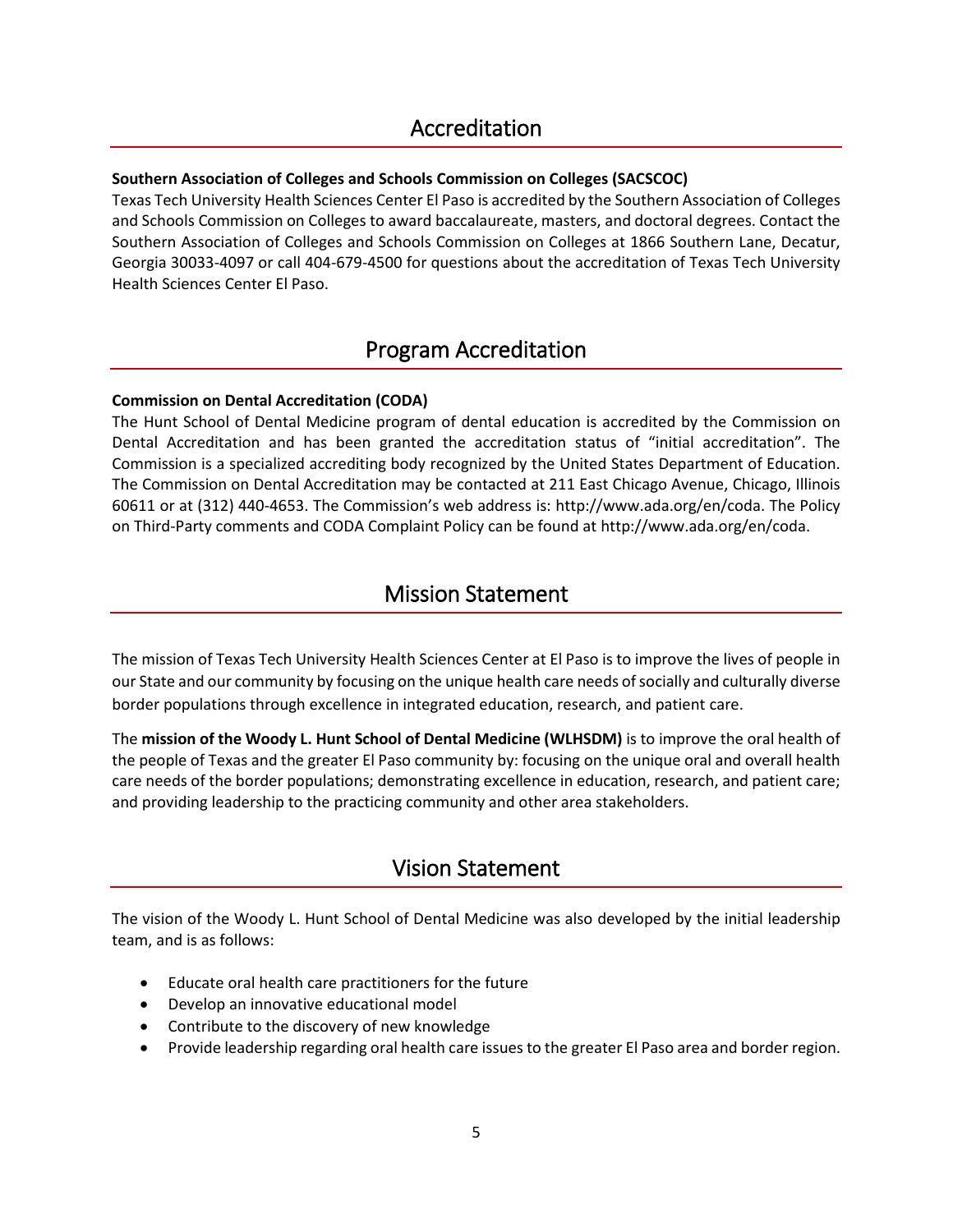# Accreditation

**Southern Association of Colleges and Schools Commission on Colleges (SACSCOC)**

Texas Tech University Health Sciences Center El Paso is accredited by the Southern Association of Colleges and Schools Commission on Colleges to award baccalaureate, masters, and doctoral degrees. Contact the Southern Association of Colleges and Schools Commission on Colleges at 1866 Southern Lane, Decatur, Georgia 30033-4097 or call 404-679-4500 for questions about the accreditation of Texas Tech University Health Sciences Center El Paso.

# Program Accreditation

**Commission on Dental Accreditation (CODA)**

The Hunt School of Dental Medicine program of dental education is accredited by the Commission on Dental Accreditation and has been granted the accreditation status of "initial accreditation". The Commission is a specialized accrediting body recognized by the United States Department of Education. The Commission on Dental Accreditation may be contacted at 211 East Chicago Avenue, Chicago, Illinois 60611 or at (312) 440-4653. The Commission's web address is: http://www.ada.org/en/coda. The Policy on Third-Party comments and CODA Complaint Policy can be found at http://www.ada.org/en/coda.

# Mission Statement

The mission of Texas Tech University Health Sciences Center at El Paso is to improve the lives of people in our State and our community by focusing on the unique health care needs of socially and culturally diverse border populations through excellence in integrated education, research, and patient care.

The **mission of the Woody L. Hunt School of Dental Medicine (WLHSDM)** is to improve the oral health of the people of Texas and the greater El Paso community by: focusing on the unique oral and overall health care needs of the border populations; demonstrating excellence in education, research, and patient care; and providing leadership to the practicing community and other area stakeholders.

# Vision Statement

The vision of the Woody L. Hunt School of Dental Medicine was also developed by the initial leadership team, and is as follows:

- Educate oral health care practitioners for the future
- Develop an innovative educational model
- Contribute to the discovery of new knowledge
- Provide leadership regarding oral health care issues to the greater El Paso area and border region.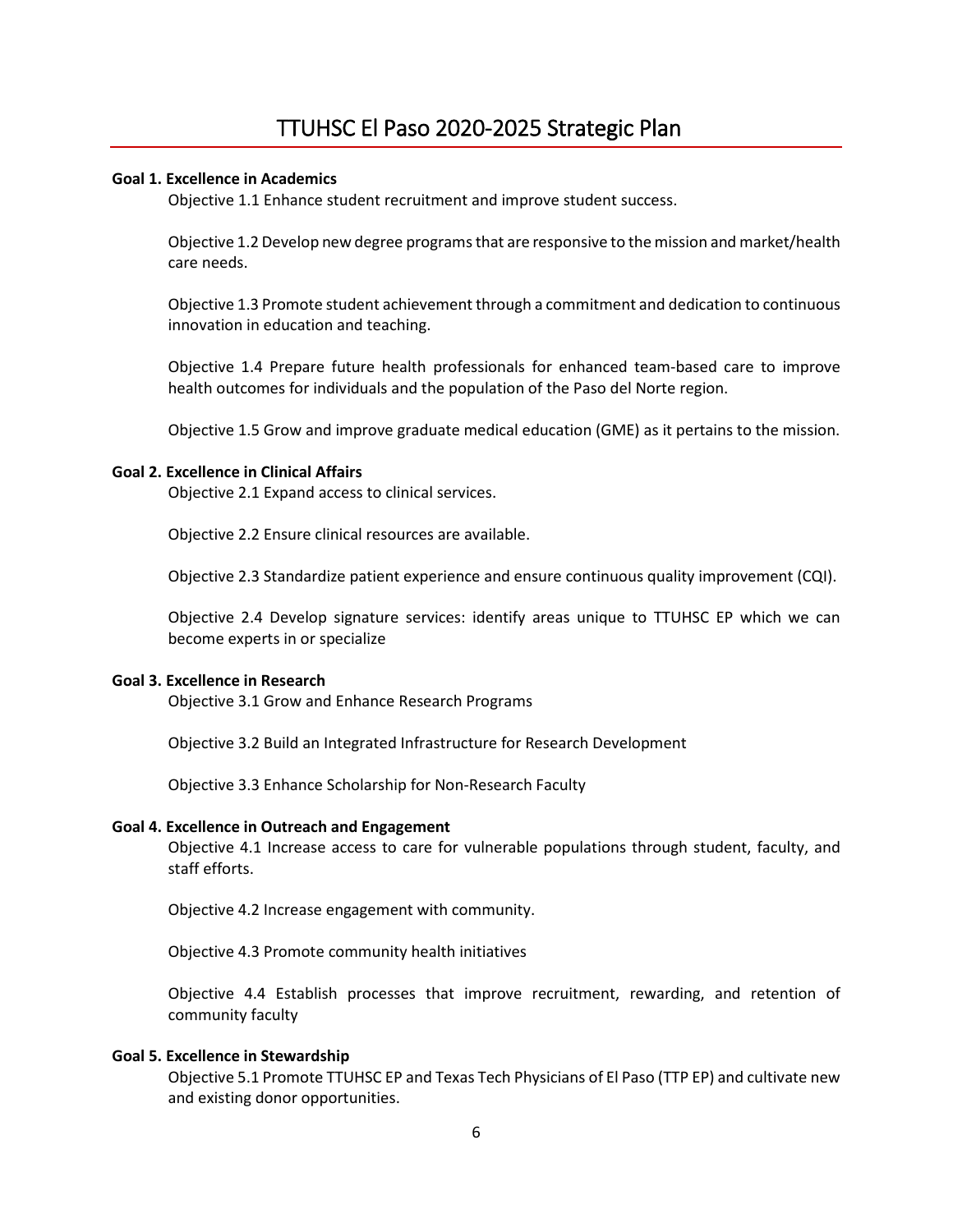# TTUHSC El Paso 2020-2025 Strategic Plan

**Goal 1. Excellence in Academics**

Objective 1.1 Enhance student recruitment and improve student success.

Objective 1.2 Develop new degree programs that are responsive to the mission and market/health care needs.

Objective 1.3 Promote student achievement through a commitment and dedication to continuous innovation in education and teaching.

Objective 1.4 Prepare future health professionals for enhanced team-based care to improve health outcomes for individuals and the population of the Paso del Norte region.

Objective 1.5 Grow and improve graduate medical education (GME) as it pertains to the mission.

**Goal 2. Excellence in Clinical Affairs**

Objective 2.1 Expand access to clinical services.

Objective 2.2 Ensure clinical resources are available.

Objective 2.3 Standardize patient experience and ensure continuous quality improvement (CQI).

Objective 2.4 Develop signature services: identify areas unique to TTUHSC EP which we can become experts in or specialize

**Goal 3. Excellence in Research**

Objective 3.1 Grow and Enhance Research Programs

Objective 3.2 Build an Integrated Infrastructure for Research Development

Objective 3.3 Enhance Scholarship for Non-Research Faculty

**Goal 4. Excellence in Outreach and Engagement**

Objective 4.1 Increase access to care for vulnerable populations through student, faculty, and staff efforts.

Objective 4.2 Increase engagement with community.

Objective 4.3 Promote community health initiatives

Objective 4.4 Establish processes that improve recruitment, rewarding, and retention of community faculty

**Goal 5. Excellence in Stewardship**

Objective 5.1 Promote TTUHSC EP and Texas Tech Physicians of El Paso (TTP EP) and cultivate new and existing donor opportunities.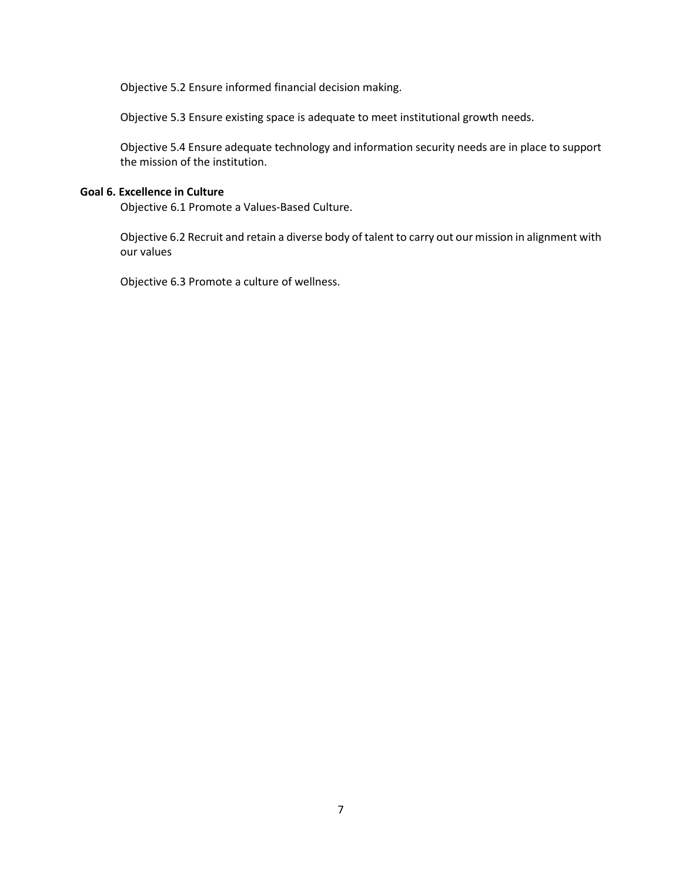Objective 5.2 Ensure informed financial decision making.

Objective 5.3 Ensure existing space is adequate to meet institutional growth needs.

Objective 5.4 Ensure adequate technology and information security needs are in place to support the mission of the institution.

**Goal 6. Excellence in Culture**

Objective 6.1 Promote a Values-Based Culture.

Objective 6.2 Recruit and retain a diverse body of talent to carry out our mission in alignment with our values

Objective 6.3 Promote a culture of wellness.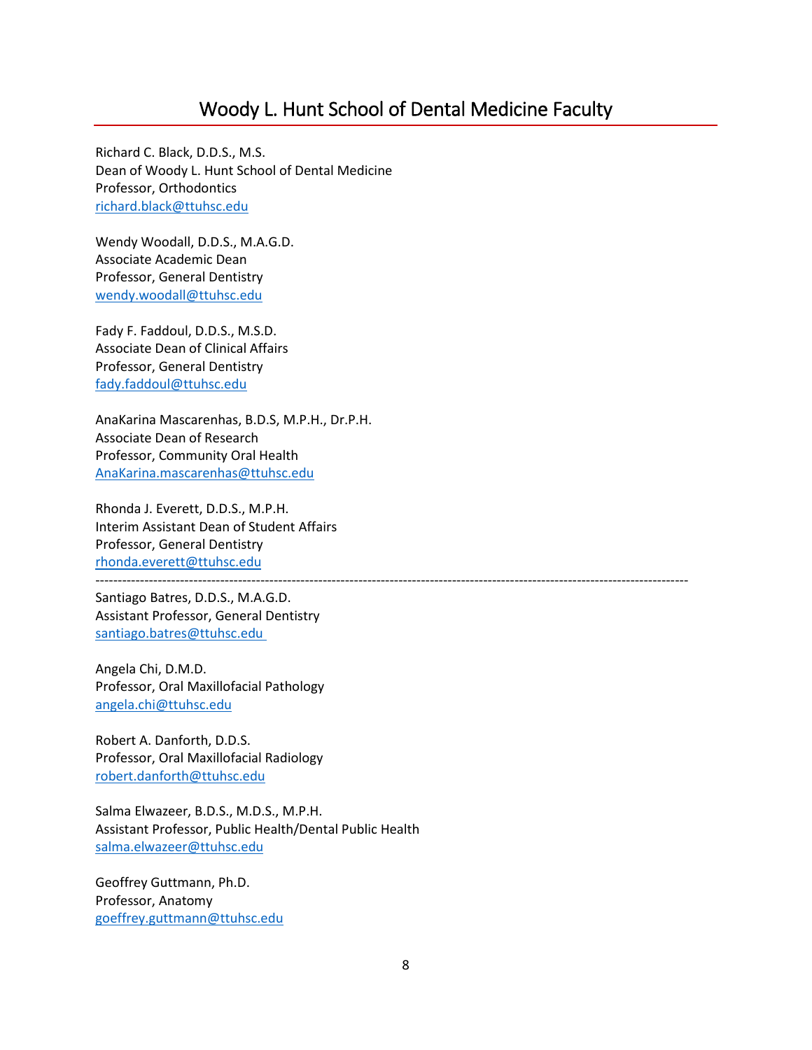# Woody L. Hunt School of Dental Medicine Faculty

Richard C. Black, D.D.S., M.S.
Dean of Woody L. Hunt School of Dental Medicine
Professor, Orthodontics
richard.black@ttuhsc.edu

Wendy Woodall, D.D.S., M.A.G.D.
Associate Academic Dean
Professor, General Dentistry
wendy.woodall@ttuhsc.edu

Fady F. Faddoul, D.D.S., M.S.D.
Associate Dean of Clinical Affairs
Professor, General Dentistry
fady.faddoul@ttuhsc.edu

AnaKarina Mascarenhas, B.D.S, M.P.H., Dr.P.H.
Associate Dean of Research
Professor, Community Oral Health
AnaKarina.mascarenhas@ttuhsc.edu

Rhonda J. Everett, D.D.S., M.P.H.
Interim Assistant Dean of Student Affairs
Professor, General Dentistry
rhonda.everett@ttuhsc.edu

---

Santiago Batres, D.D.S., M.A.G.D.
Assistant Professor, General Dentistry
santiago.batres@ttuhsc.edu

Angela Chi, D.M.D.
Professor, Oral Maxillofacial Pathology
angela.chi@ttuhsc.edu

Robert A. Danforth, D.D.S.
Professor, Oral Maxillofacial Radiology
robert.danforth@ttuhsc.edu

Salma Elwazeer, B.D.S., M.D.S., M.P.H.
Assistant Professor, Public Health/Dental Public Health
salma.elwazeer@ttuhsc.edu

Geoffrey Guttmann, Ph.D.
Professor, Anatomy
goeffrey.guttmann@ttuhsc.edu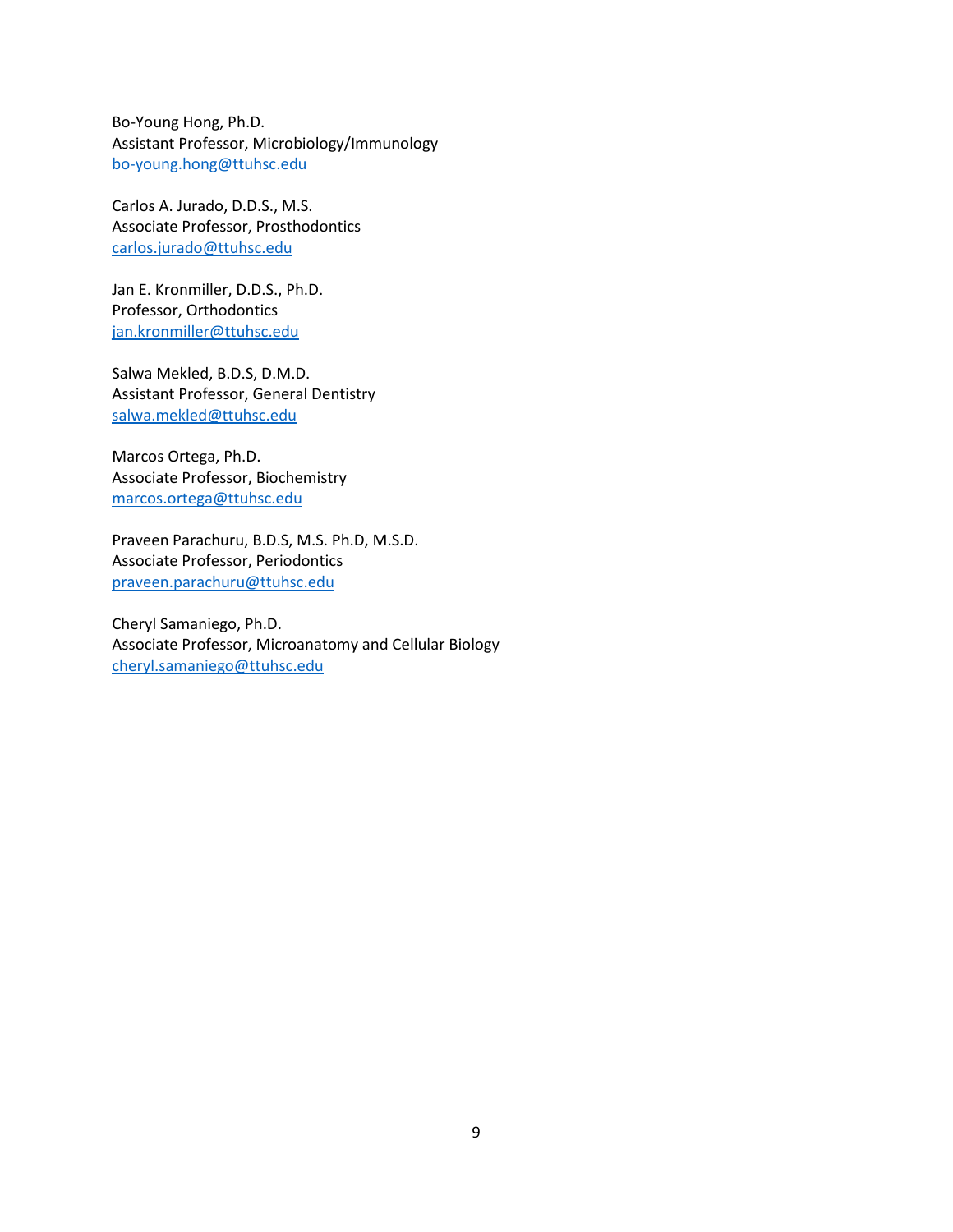Bo-Young Hong, Ph.D.
Assistant Professor, Microbiology/Immunology
bo-young.hong@ttuhsc.edu

Carlos A. Jurado, D.D.S., M.S.
Associate Professor, Prosthodontics
carlos.jurado@ttuhsc.edu

Jan E. Kronmiller, D.D.S., Ph.D.
Professor, Orthodontics
jan.kronmiller@ttuhsc.edu

Salwa Mekled, B.D.S, D.M.D.
Assistant Professor, General Dentistry
salwa.mekled@ttuhsc.edu

Marcos Ortega, Ph.D.
Associate Professor, Biochemistry
marcos.ortega@ttuhsc.edu

Praveen Parachuru, B.D.S, M.S. Ph.D, M.S.D.
Associate Professor, Periodontics
praveen.parachuru@ttuhsc.edu

Cheryl Samaniego, Ph.D.
Associate Professor, Microanatomy and Cellular Biology
cheryl.samaniego@ttuhsc.edu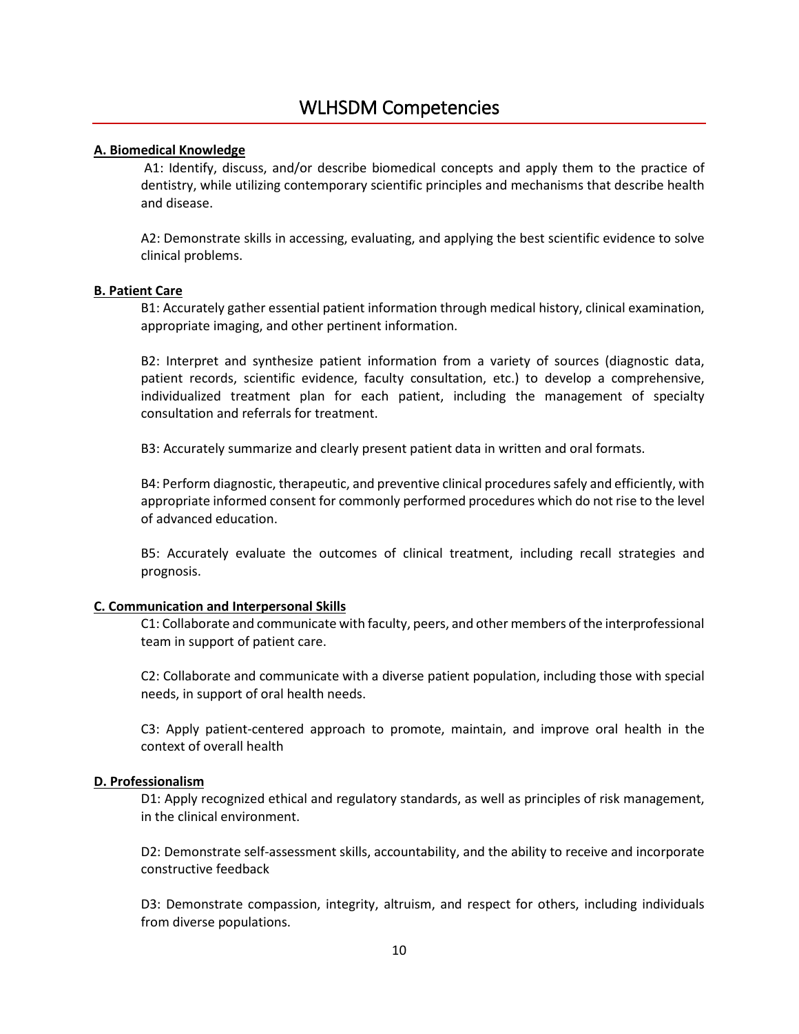# WLHSDM Competencies

**A. Biomedical Knowledge**

A1: Identify, discuss, and/or describe biomedical concepts and apply them to the practice of dentistry, while utilizing contemporary scientific principles and mechanisms that describe health and disease.

A2: Demonstrate skills in accessing, evaluating, and applying the best scientific evidence to solve clinical problems.

**B. Patient Care**

B1: Accurately gather essential patient information through medical history, clinical examination, appropriate imaging, and other pertinent information.

B2: Interpret and synthesize patient information from a variety of sources (diagnostic data, patient records, scientific evidence, faculty consultation, etc.) to develop a comprehensive, individualized treatment plan for each patient, including the management of specialty consultation and referrals for treatment.

B3: Accurately summarize and clearly present patient data in written and oral formats.

B4: Perform diagnostic, therapeutic, and preventive clinical procedures safely and efficiently, with appropriate informed consent for commonly performed procedures which do not rise to the level of advanced education.

B5: Accurately evaluate the outcomes of clinical treatment, including recall strategies and prognosis.

**C. Communication and Interpersonal Skills**

C1: Collaborate and communicate with faculty, peers, and other members of the interprofessional team in support of patient care.

C2: Collaborate and communicate with a diverse patient population, including those with special needs, in support of oral health needs.

C3: Apply patient-centered approach to promote, maintain, and improve oral health in the context of overall health

**D. Professionalism**

D1: Apply recognized ethical and regulatory standards, as well as principles of risk management, in the clinical environment.

D2: Demonstrate self-assessment skills, accountability, and the ability to receive and incorporate constructive feedback

D3: Demonstrate compassion, integrity, altruism, and respect for others, including individuals from diverse populations.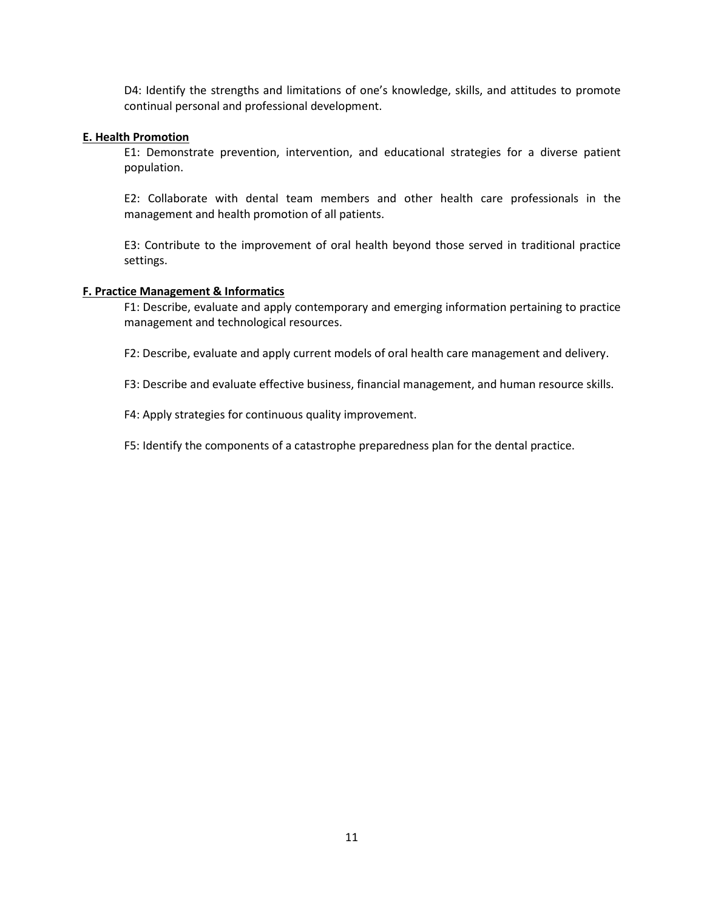D4: Identify the strengths and limitations of one's knowledge, skills, and attitudes to promote continual personal and professional development.

**E. Health Promotion**

E1: Demonstrate prevention, intervention, and educational strategies for a diverse patient population.

E2: Collaborate with dental team members and other health care professionals in the management and health promotion of all patients.

E3: Contribute to the improvement of oral health beyond those served in traditional practice settings.

**F. Practice Management & Informatics**

F1: Describe, evaluate and apply contemporary and emerging information pertaining to practice management and technological resources.

F2: Describe, evaluate and apply current models of oral health care management and delivery.

F3: Describe and evaluate effective business, financial management, and human resource skills.

F4: Apply strategies for continuous quality improvement.

F5: Identify the components of a catastrophe preparedness plan for the dental practice.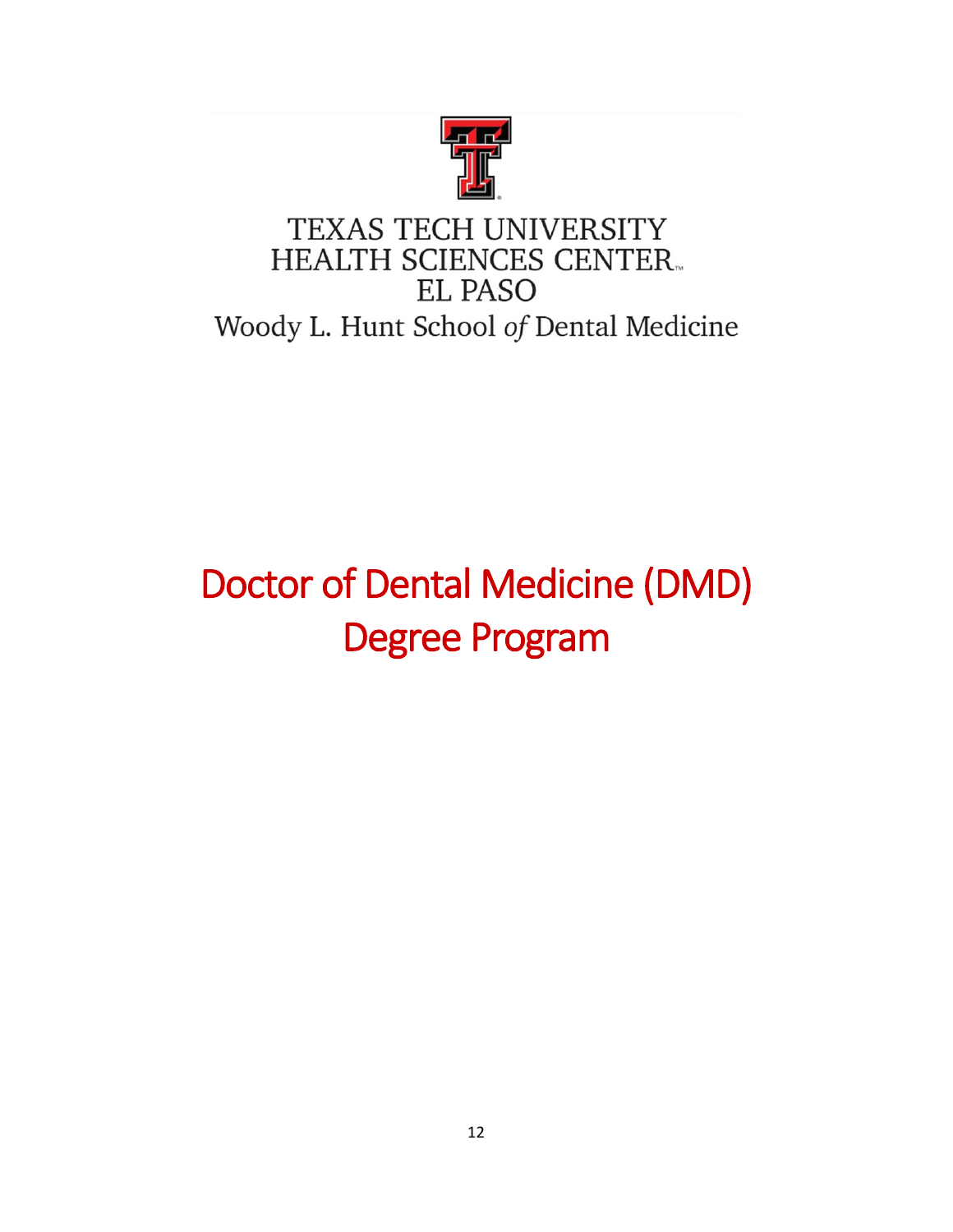TEXAS TECH UNIVERSITY
HEALTH SCIENCES CENTER
EL PASO
Woody L. Hunt School *of* Dental Medicine

# Doctor of Dental Medicine (DMD) Degree Program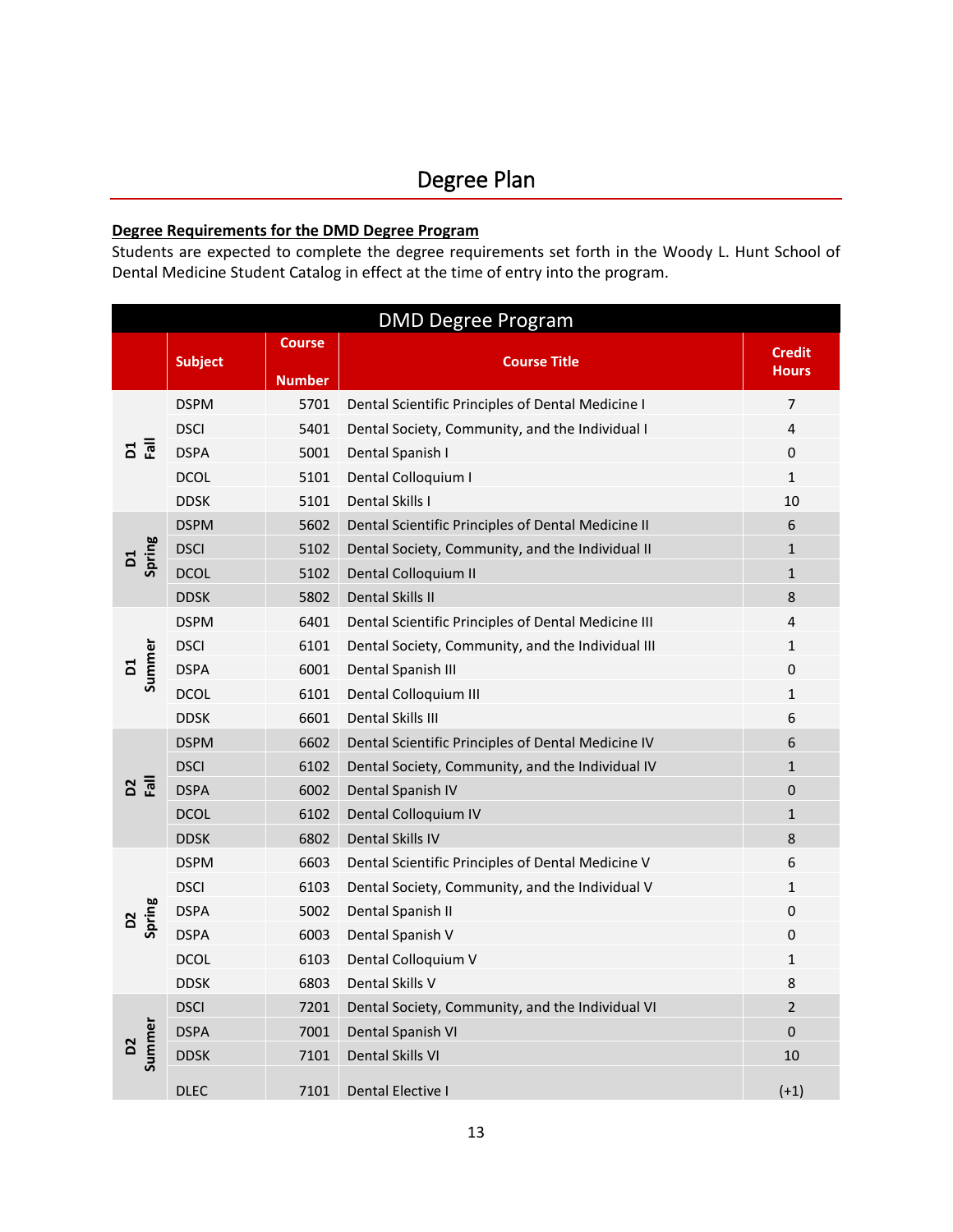# Degree Plan

**Degree Requirements for the DMD Degree Program**

Students are expected to complete the degree requirements set forth in the Woody L. Hunt School of Dental Medicine Student Catalog in effect at the time of entry into the program.

| DMD Degree Program | | | | |
|---|---|---|---|---|
| | Subject | Course Number | Course Title | Credit Hours |
| D1 Fall | DSPM | 5701 | Dental Scientific Principles of Dental Medicine I | 7 |
| | DSCI | 5401 | Dental Society, Community, and the Individual I | 4 |
| | DSPA | 5001 | Dental Spanish I | 0 |
| | DCOL | 5101 | Dental Colloquium I | 1 |
| | DDSK | 5101 | Dental Skills I | 10 |
| D1 Spring | DSPM | 5602 | Dental Scientific Principles of Dental Medicine II | 6 |
| | DSCI | 5102 | Dental Society, Community, and the Individual II | 1 |
| | DCOL | 5102 | Dental Colloquium II | 1 |
| | DDSK | 5802 | Dental Skills II | 8 |
| D1 Summer | DSPM | 6401 | Dental Scientific Principles of Dental Medicine III | 4 |
| | DSCI | 6101 | Dental Society, Community, and the Individual III | 1 |
| | DSPA | 6001 | Dental Spanish III | 0 |
| | DCOL | 6101 | Dental Colloquium III | 1 |
| | DDSK | 6601 | Dental Skills III | 6 |
| D2 Fall | DSPM | 6602 | Dental Scientific Principles of Dental Medicine IV | 6 |
| | DSCI | 6102 | Dental Society, Community, and the Individual IV | 1 |
| | DSPA | 6002 | Dental Spanish IV | 0 |
| | DCOL | 6102 | Dental Colloquium IV | 1 |
| | DDSK | 6802 | Dental Skills IV | 8 |
| D2 Spring | DSPM | 6603 | Dental Scientific Principles of Dental Medicine V | 6 |
| | DSCI | 6103 | Dental Society, Community, and the Individual V | 1 |
| | DSPA | 5002 | Dental Spanish II | 0 |
| | DSPA | 6003 | Dental Spanish V | 0 |
| | DCOL | 6103 | Dental Colloquium V | 1 |
| | DDSK | 6803 | Dental Skills V | 8 |
| D2 Summer | DSCI | 7201 | Dental Society, Community, and the Individual VI | 2 |
| | DSPA | 7001 | Dental Spanish VI | 0 |
| | DDSK | 7101 | Dental Skills VI | 10 |
| | DLEC | 7101 | Dental Elective I | (+1) |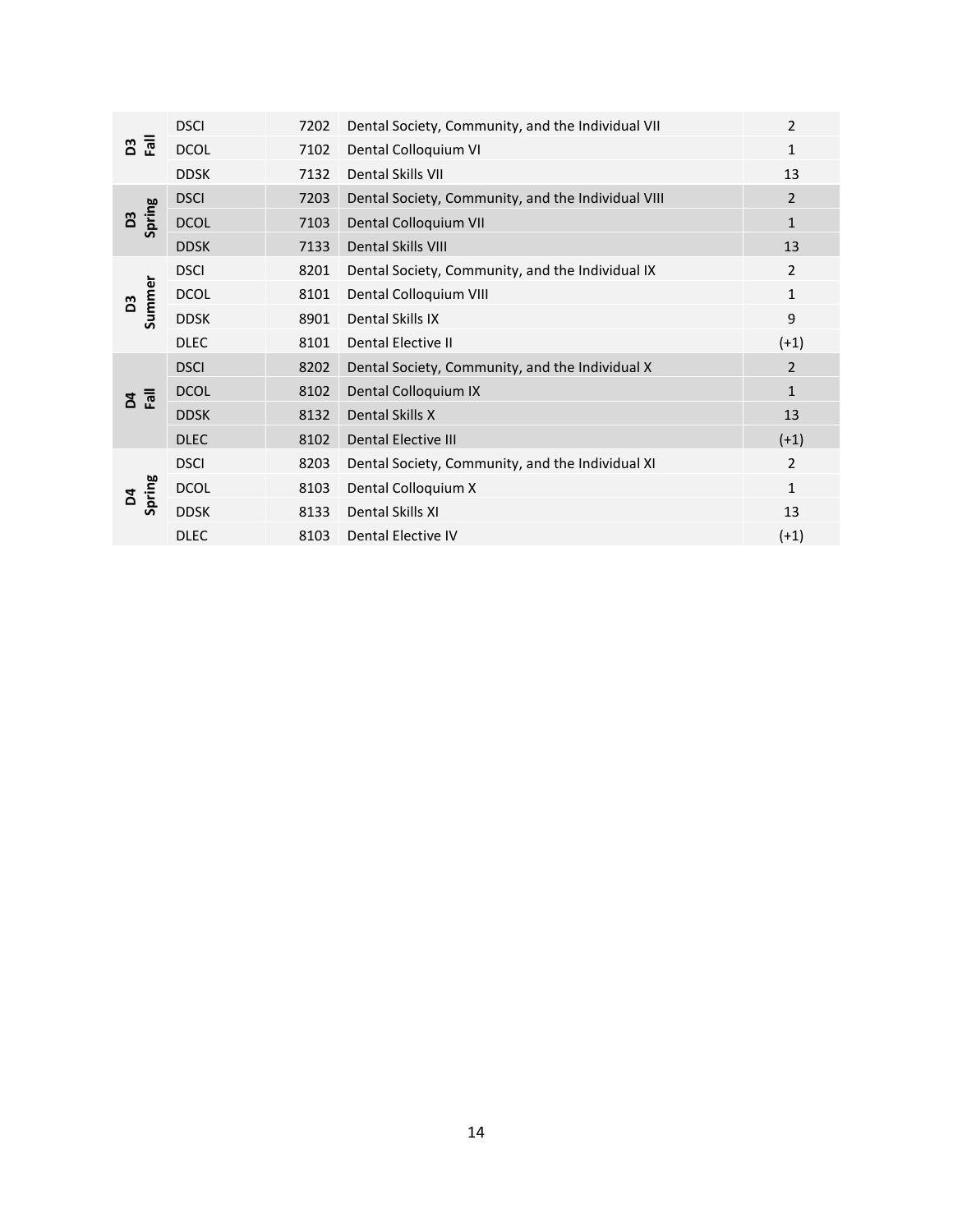| | | | | |
|---|---|---|---|---|
| D3 Fall | DSCI | 7202 | Dental Society, Community, and the Individual VII | 2 |
| | DCOL | 7102 | Dental Colloquium VI | 1 |
| | DDSK | 7132 | Dental Skills VII | 13 |
| D3 Spring | DSCI | 7203 | Dental Society, Community, and the Individual VIII | 2 |
| | DCOL | 7103 | Dental Colloquium VII | 1 |
| | DDSK | 7133 | Dental Skills VIII | 13 |
| D3 Summer | DSCI | 8201 | Dental Society, Community, and the Individual IX | 2 |
| | DCOL | 8101 | Dental Colloquium VIII | 1 |
| | DDSK | 8901 | Dental Skills IX | 9 |
| | DLEC | 8101 | Dental Elective II | (+1) |
| D4 Fall | DSCI | 8202 | Dental Society, Community, and the Individual X | 2 |
| | DCOL | 8102 | Dental Colloquium IX | 1 |
| | DDSK | 8132 | Dental Skills X | 13 |
| | DLEC | 8102 | Dental Elective III | (+1) |
| D4 Spring | DSCI | 8203 | Dental Society, Community, and the Individual XI | 2 |
| | DCOL | 8103 | Dental Colloquium X | 1 |
| | DDSK | 8133 | Dental Skills XI | 13 |
| | DLEC | 8103 | Dental Elective IV | (+1) |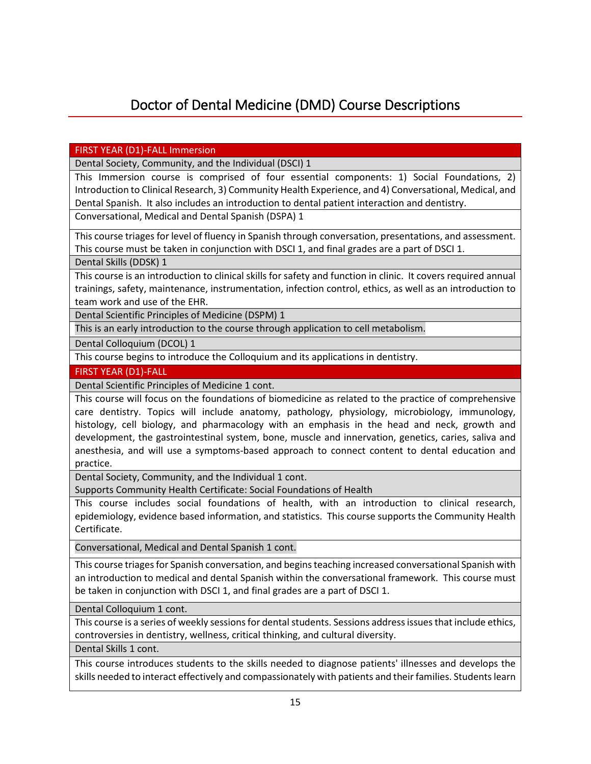# Doctor of Dental Medicine (DMD) Course Descriptions

| FIRST YEAR (D1)-FALL Immersion |
|---|
| Dental Society, Community, and the Individual (DSCI) 1 |
| This Immersion course is comprised of four essential components: 1) Social Foundations, 2) Introduction to Clinical Research, 3) Community Health Experience, and 4) Conversational, Medical, and Dental Spanish. It also includes an introduction to dental patient interaction and dentistry. |
| Conversational, Medical and Dental Spanish (DSPA) 1 |
| This course triages for level of fluency in Spanish through conversation, presentations, and assessment. This course must be taken in conjunction with DSCI 1, and final grades are a part of DSCI 1. |
| Dental Skills (DDSK) 1 |
| This course is an introduction to clinical skills for safety and function in clinic. It covers required annual trainings, safety, maintenance, instrumentation, infection control, ethics, as well as an introduction to team work and use of the EHR. |
| Dental Scientific Principles of Medicine (DSPM) 1 |
| This is an early introduction to the course through application to cell metabolism. |
| Dental Colloquium (DCOL) 1 |
| This course begins to introduce the Colloquium and its applications in dentistry. |
| **FIRST YEAR (D1)-FALL** |
| Dental Scientific Principles of Medicine 1 cont. |
| This course will focus on the foundations of biomedicine as related to the practice of comprehensive care dentistry. Topics will include anatomy, pathology, physiology, microbiology, immunology, histology, cell biology, and pharmacology with an emphasis in the head and neck, growth and development, the gastrointestinal system, bone, muscle and innervation, genetics, caries, saliva and anesthesia, and will use a symptoms-based approach to connect content to dental education and practice. |
| Dental Society, Community, and the Individual 1 cont.<br>Supports Community Health Certificate: Social Foundations of Health |
| This course includes social foundations of health, with an introduction to clinical research, epidemiology, evidence based information, and statistics. This course supports the Community Health Certificate. |
| Conversational, Medical and Dental Spanish 1 cont. |
| This course triages for Spanish conversation, and begins teaching increased conversational Spanish with an introduction to medical and dental Spanish within the conversational framework. This course must be taken in conjunction with DSCI 1, and final grades are a part of DSCI 1. |
| Dental Colloquium 1 cont. |
| This course is a series of weekly sessions for dental students. Sessions address issues that include ethics, controversies in dentistry, wellness, critical thinking, and cultural diversity. |
| Dental Skills 1 cont. |
| This course introduces students to the skills needed to diagnose patients' illnesses and develops the skills needed to interact effectively and compassionately with patients and their families. Students learn |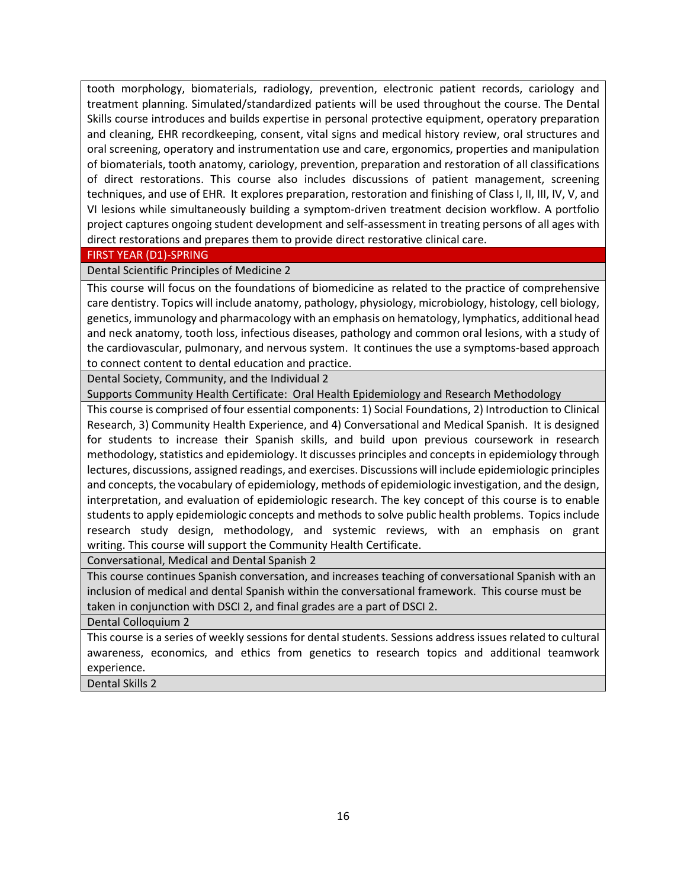tooth morphology, biomaterials, radiology, prevention, electronic patient records, cariology and treatment planning. Simulated/standardized patients will be used throughout the course. The Dental Skills course introduces and builds expertise in personal protective equipment, operatory preparation and cleaning, EHR recordkeeping, consent, vital signs and medical history review, oral structures and oral screening, operatory and instrumentation use and care, ergonomics, properties and manipulation of biomaterials, tooth anatomy, cariology, prevention, preparation and restoration of all classifications of direct restorations. This course also includes discussions of patient management, screening techniques, and use of EHR. It explores preparation, restoration and finishing of Class I, II, III, IV, V, and VI lesions while simultaneously building a symptom-driven treatment decision workflow. A portfolio project captures ongoing student development and self-assessment in treating persons of all ages with direct restorations and prepares them to provide direct restorative clinical care.

## FIRST YEAR (D1)-SPRING

### Dental Scientific Principles of Medicine 2

This course will focus on the foundations of biomedicine as related to the practice of comprehensive care dentistry. Topics will include anatomy, pathology, physiology, microbiology, histology, cell biology, genetics, immunology and pharmacology with an emphasis on hematology, lymphatics, additional head and neck anatomy, tooth loss, infectious diseases, pathology and common oral lesions, with a study of the cardiovascular, pulmonary, and nervous system. It continues the use a symptoms-based approach to connect content to dental education and practice.

### Dental Society, Community, and the Individual 2

Supports Community Health Certificate: Oral Health Epidemiology and Research Methodology

This course is comprised of four essential components: 1) Social Foundations, 2) Introduction to Clinical Research, 3) Community Health Experience, and 4) Conversational and Medical Spanish. It is designed for students to increase their Spanish skills, and build upon previous coursework in research methodology, statistics and epidemiology. It discusses principles and concepts in epidemiology through lectures, discussions, assigned readings, and exercises. Discussions will include epidemiologic principles and concepts, the vocabulary of epidemiology, methods of epidemiologic investigation, and the design, interpretation, and evaluation of epidemiologic research. The key concept of this course is to enable students to apply epidemiologic concepts and methods to solve public health problems. Topics include research study design, methodology, and systemic reviews, with an emphasis on grant writing. This course will support the Community Health Certificate.

### Conversational, Medical and Dental Spanish 2

This course continues Spanish conversation, and increases teaching of conversational Spanish with an inclusion of medical and dental Spanish within the conversational framework. This course must be taken in conjunction with DSCI 2, and final grades are a part of DSCI 2.

### Dental Colloquium 2

This course is a series of weekly sessions for dental students. Sessions address issues related to cultural awareness, economics, and ethics from genetics to research topics and additional teamwork experience.

### Dental Skills 2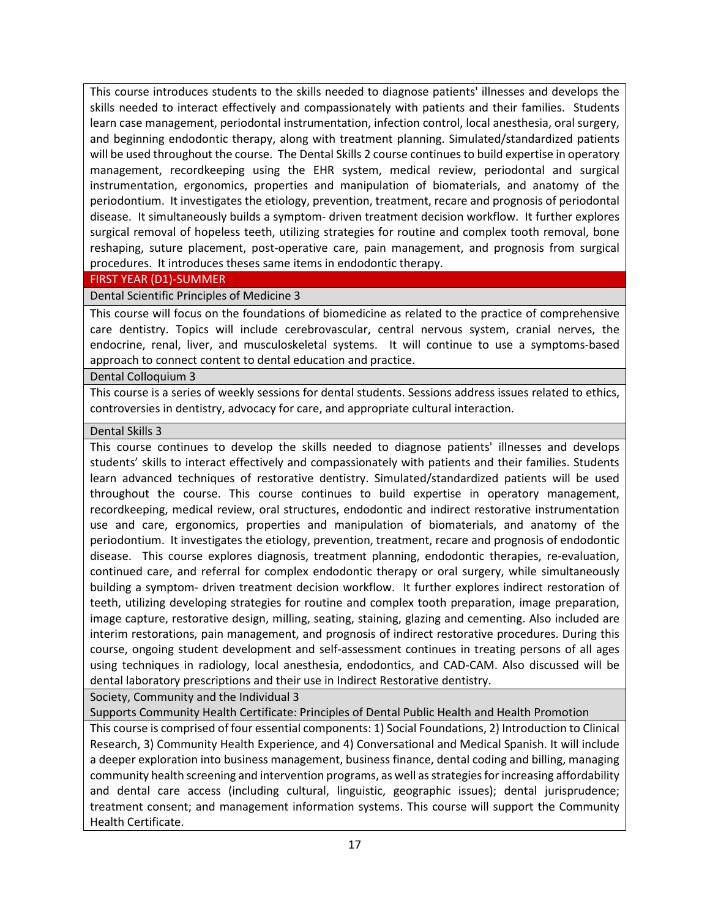This course introduces students to the skills needed to diagnose patients' illnesses and develops the skills needed to interact effectively and compassionately with patients and their families. Students learn case management, periodontal instrumentation, infection control, local anesthesia, oral surgery, and beginning endodontic therapy, along with treatment planning. Simulated/standardized patients will be used throughout the course. The Dental Skills 2 course continues to build expertise in operatory management, recordkeeping using the EHR system, medical review, periodontal and surgical instrumentation, ergonomics, properties and manipulation of biomaterials, and anatomy of the periodontium. It investigates the etiology, prevention, treatment, recare and prognosis of periodontal disease. It simultaneously builds a symptom- driven treatment decision workflow. It further explores surgical removal of hopeless teeth, utilizing strategies for routine and complex tooth removal, bone reshaping, suture placement, post-operative care, pain management, and prognosis from surgical procedures. It introduces theses same items in endodontic therapy.

## FIRST YEAR (D1)-SUMMER

### Dental Scientific Principles of Medicine 3

This course will focus on the foundations of biomedicine as related to the practice of comprehensive care dentistry. Topics will include cerebrovascular, central nervous system, cranial nerves, the endocrine, renal, liver, and musculoskeletal systems. It will continue to use a symptoms-based approach to connect content to dental education and practice.

### Dental Colloquium 3

This course is a series of weekly sessions for dental students. Sessions address issues related to ethics, controversies in dentistry, advocacy for care, and appropriate cultural interaction.

### Dental Skills 3

This course continues to develop the skills needed to diagnose patients' illnesses and develops students' skills to interact effectively and compassionately with patients and their families. Students learn advanced techniques of restorative dentistry. Simulated/standardized patients will be used throughout the course. This course continues to build expertise in operatory management, recordkeeping, medical review, oral structures, endodontic and indirect restorative instrumentation use and care, ergonomics, properties and manipulation of biomaterials, and anatomy of the periodontium. It investigates the etiology, prevention, treatment, recare and prognosis of endodontic disease. This course explores diagnosis, treatment planning, endodontic therapies, re-evaluation, continued care, and referral for complex endodontic therapy or oral surgery, while simultaneously building a symptom- driven treatment decision workflow. It further explores indirect restoration of teeth, utilizing developing strategies for routine and complex tooth preparation, image preparation, image capture, restorative design, milling, seating, staining, glazing and cementing. Also included are interim restorations, pain management, and prognosis of indirect restorative procedures. During this course, ongoing student development and self-assessment continues in treating persons of all ages using techniques in radiology, local anesthesia, endodontics, and CAD-CAM. Also discussed will be dental laboratory prescriptions and their use in Indirect Restorative dentistry.

### Society, Community and the Individual 3

Supports Community Health Certificate: Principles of Dental Public Health and Health Promotion

This course is comprised of four essential components: 1) Social Foundations, 2) Introduction to Clinical Research, 3) Community Health Experience, and 4) Conversational and Medical Spanish. It will include a deeper exploration into business management, business finance, dental coding and billing, managing community health screening and intervention programs, as well as strategies for increasing affordability and dental care access (including cultural, linguistic, geographic issues); dental jurisprudence; treatment consent; and management information systems. This course will support the Community Health Certificate.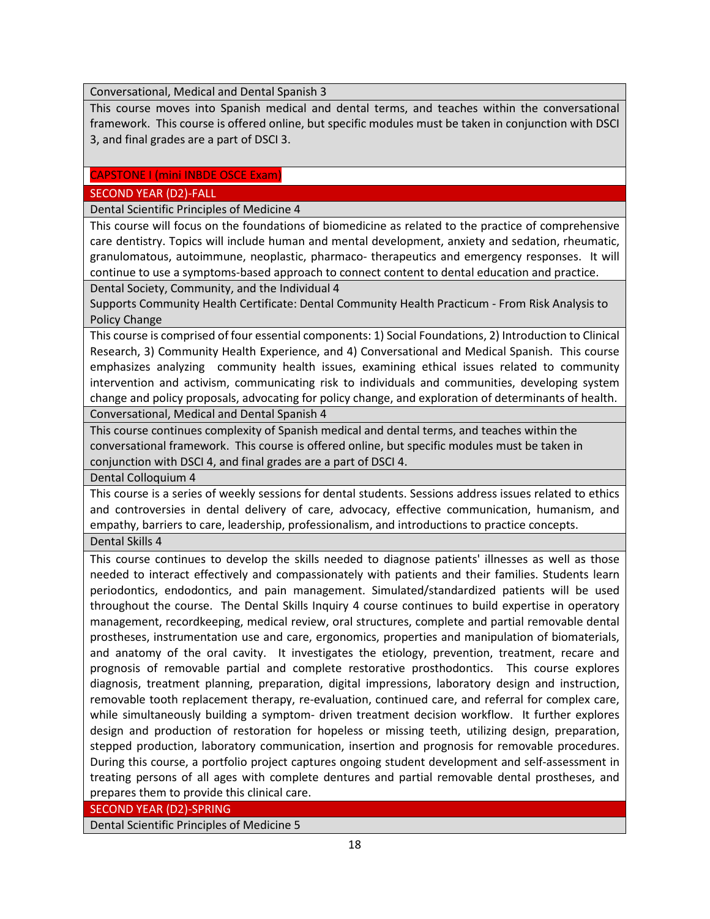Conversational, Medical and Dental Spanish 3

This course moves into Spanish medical and dental terms, and teaches within the conversational framework. This course is offered online, but specific modules must be taken in conjunction with DSCI 3, and final grades are a part of DSCI 3.

CAPSTONE I (mini INBDE OSCE Exam)

## SECOND YEAR (D2)-FALL

Dental Scientific Principles of Medicine 4

This course will focus on the foundations of biomedicine as related to the practice of comprehensive care dentistry. Topics will include human and mental development, anxiety and sedation, rheumatic, granulomatous, autoimmune, neoplastic, pharmaco- therapeutics and emergency responses. It will continue to use a symptoms-based approach to connect content to dental education and practice.

Dental Society, Community, and the Individual 4

Supports Community Health Certificate: Dental Community Health Practicum - From Risk Analysis to Policy Change

This course is comprised of four essential components: 1) Social Foundations, 2) Introduction to Clinical Research, 3) Community Health Experience, and 4) Conversational and Medical Spanish. This course emphasizes analyzing community health issues, examining ethical issues related to community intervention and activism, communicating risk to individuals and communities, developing system change and policy proposals, advocating for policy change, and exploration of determinants of health.

Conversational, Medical and Dental Spanish 4

This course continues complexity of Spanish medical and dental terms, and teaches within the conversational framework. This course is offered online, but specific modules must be taken in conjunction with DSCI 4, and final grades are a part of DSCI 4.

Dental Colloquium 4

This course is a series of weekly sessions for dental students. Sessions address issues related to ethics and controversies in dental delivery of care, advocacy, effective communication, humanism, and empathy, barriers to care, leadership, professionalism, and introductions to practice concepts.

Dental Skills 4

This course continues to develop the skills needed to diagnose patients' illnesses as well as those needed to interact effectively and compassionately with patients and their families. Students learn periodontics, endodontics, and pain management. Simulated/standardized patients will be used throughout the course. The Dental Skills Inquiry 4 course continues to build expertise in operatory management, recordkeeping, medical review, oral structures, complete and partial removable dental prostheses, instrumentation use and care, ergonomics, properties and manipulation of biomaterials, and anatomy of the oral cavity. It investigates the etiology, prevention, treatment, recare and prognosis of removable partial and complete restorative prosthodontics. This course explores diagnosis, treatment planning, preparation, digital impressions, laboratory design and instruction, removable tooth replacement therapy, re-evaluation, continued care, and referral for complex care, while simultaneously building a symptom- driven treatment decision workflow. It further explores design and production of restoration for hopeless or missing teeth, utilizing design, preparation, stepped production, laboratory communication, insertion and prognosis for removable procedures. During this course, a portfolio project captures ongoing student development and self-assessment in treating persons of all ages with complete dentures and partial removable dental prostheses, and prepares them to provide this clinical care.

## SECOND YEAR (D2)-SPRING

Dental Scientific Principles of Medicine 5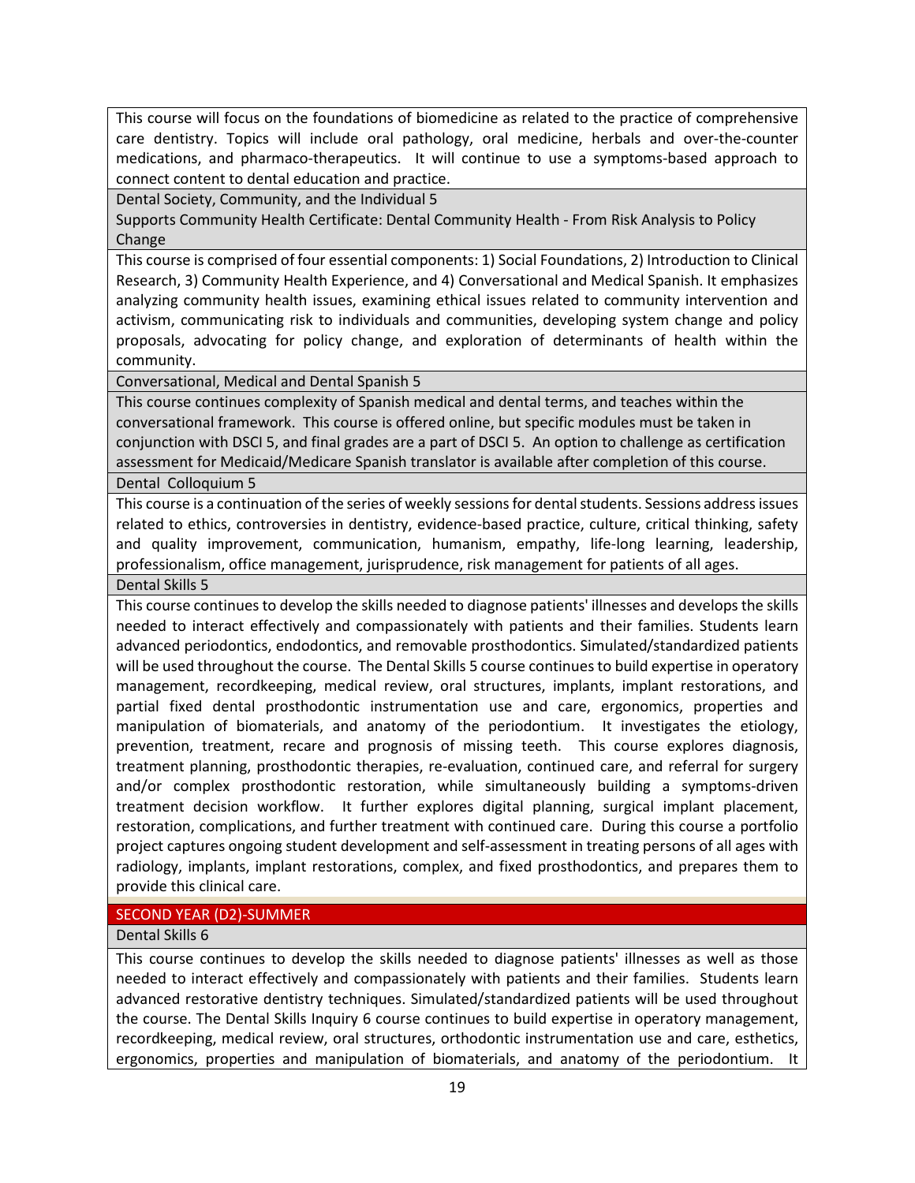This course will focus on the foundations of biomedicine as related to the practice of comprehensive care dentistry. Topics will include oral pathology, oral medicine, herbals and over-the-counter medications, and pharmaco-therapeutics. It will continue to use a symptoms-based approach to connect content to dental education and practice.

**Dental Society, Community, and the Individual 5**

Supports Community Health Certificate: Dental Community Health - From Risk Analysis to Policy Change

This course is comprised of four essential components: 1) Social Foundations, 2) Introduction to Clinical Research, 3) Community Health Experience, and 4) Conversational and Medical Spanish. It emphasizes analyzing community health issues, examining ethical issues related to community intervention and activism, communicating risk to individuals and communities, developing system change and policy proposals, advocating for policy change, and exploration of determinants of health within the community.

**Conversational, Medical and Dental Spanish 5**

This course continues complexity of Spanish medical and dental terms, and teaches within the conversational framework. This course is offered online, but specific modules must be taken in conjunction with DSCI 5, and final grades are a part of DSCI 5. An option to challenge as certification assessment for Medicaid/Medicare Spanish translator is available after completion of this course.

**Dental Colloquium 5**

This course is a continuation of the series of weekly sessions for dental students. Sessions address issues related to ethics, controversies in dentistry, evidence-based practice, culture, critical thinking, safety and quality improvement, communication, humanism, empathy, life-long learning, leadership, professionalism, office management, jurisprudence, risk management for patients of all ages.

**Dental Skills 5**

This course continues to develop the skills needed to diagnose patients' illnesses and develops the skills needed to interact effectively and compassionately with patients and their families. Students learn advanced periodontics, endodontics, and removable prosthodontics. Simulated/standardized patients will be used throughout the course. The Dental Skills 5 course continues to build expertise in operatory management, recordkeeping, medical review, oral structures, implants, implant restorations, and partial fixed dental prosthodontic instrumentation use and care, ergonomics, properties and manipulation of biomaterials, and anatomy of the periodontium. It investigates the etiology, prevention, treatment, recare and prognosis of missing teeth. This course explores diagnosis, treatment planning, prosthodontic therapies, re-evaluation, continued care, and referral for surgery and/or complex prosthodontic restoration, while simultaneously building a symptoms-driven treatment decision workflow. It further explores digital planning, surgical implant placement, restoration, complications, and further treatment with continued care. During this course a portfolio project captures ongoing student development and self-assessment in treating persons of all ages with radiology, implants, implant restorations, complex, and fixed prosthodontics, and prepares them to provide this clinical care.

## SECOND YEAR (D2)-SUMMER

**Dental Skills 6**

This course continues to develop the skills needed to diagnose patients' illnesses as well as those needed to interact effectively and compassionately with patients and their families. Students learn advanced restorative dentistry techniques. Simulated/standardized patients will be used throughout the course. The Dental Skills Inquiry 6 course continues to build expertise in operatory management, recordkeeping, medical review, oral structures, orthodontic instrumentation use and care, esthetics, ergonomics, properties and manipulation of biomaterials, and anatomy of the periodontium. It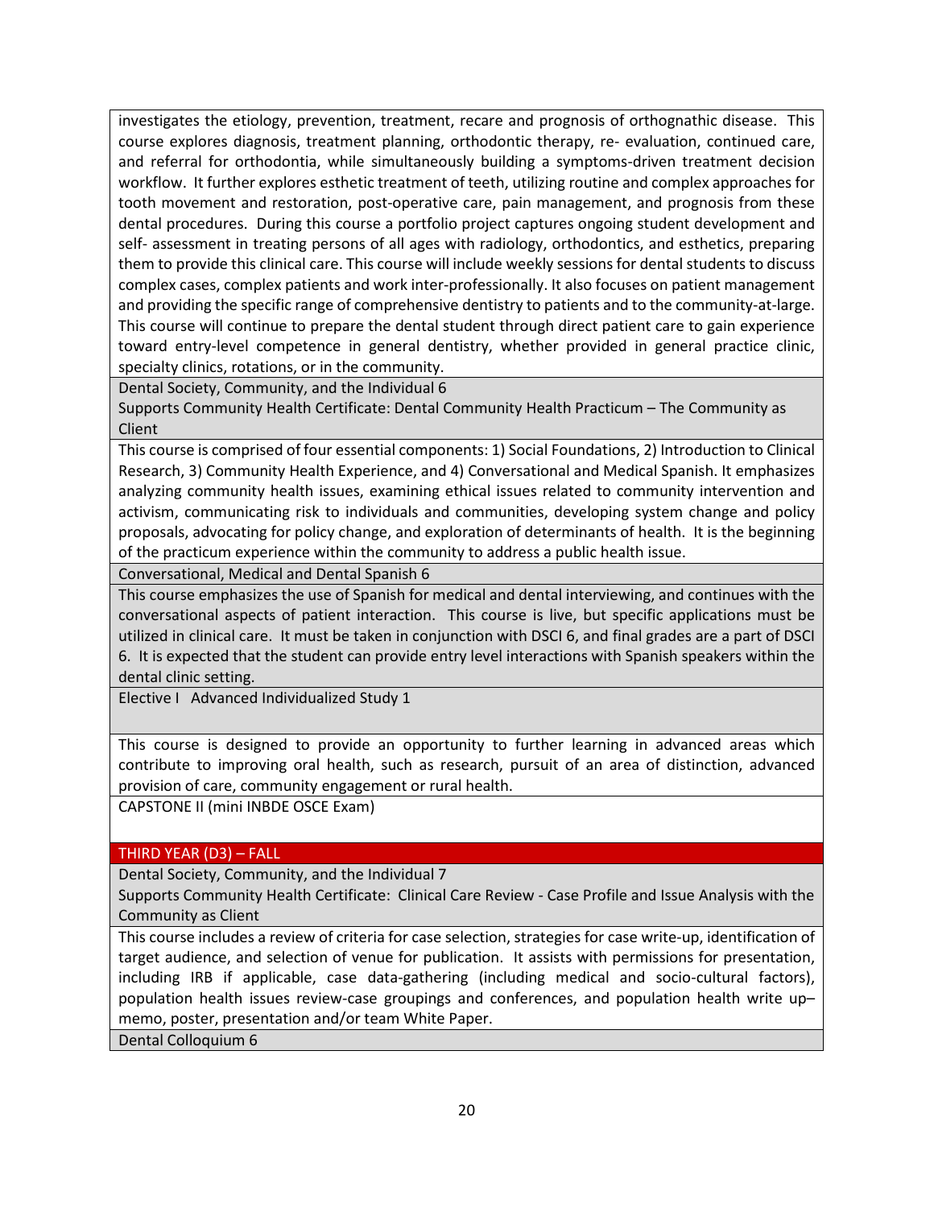investigates the etiology, prevention, treatment, recare and prognosis of orthognathic disease. This course explores diagnosis, treatment planning, orthodontic therapy, re- evaluation, continued care, and referral for orthodontia, while simultaneously building a symptoms-driven treatment decision workflow. It further explores esthetic treatment of teeth, utilizing routine and complex approaches for tooth movement and restoration, post-operative care, pain management, and prognosis from these dental procedures. During this course a portfolio project captures ongoing student development and self- assessment in treating persons of all ages with radiology, orthodontics, and esthetics, preparing them to provide this clinical care. This course will include weekly sessions for dental students to discuss complex cases, complex patients and work inter-professionally. It also focuses on patient management and providing the specific range of comprehensive dentistry to patients and to the community-at-large. This course will continue to prepare the dental student through direct patient care to gain experience toward entry-level competence in general dentistry, whether provided in general practice clinic, specialty clinics, rotations, or in the community.

**Dental Society, Community, and the Individual 6**
Supports Community Health Certificate: Dental Community Health Practicum – The Community as Client

This course is comprised of four essential components: 1) Social Foundations, 2) Introduction to Clinical Research, 3) Community Health Experience, and 4) Conversational and Medical Spanish. It emphasizes analyzing community health issues, examining ethical issues related to community intervention and activism, communicating risk to individuals and communities, developing system change and policy proposals, advocating for policy change, and exploration of determinants of health. It is the beginning of the practicum experience within the community to address a public health issue.

**Conversational, Medical and Dental Spanish 6**

This course emphasizes the use of Spanish for medical and dental interviewing, and continues with the conversational aspects of patient interaction. This course is live, but specific applications must be utilized in clinical care. It must be taken in conjunction with DSCI 6, and final grades are a part of DSCI 6. It is expected that the student can provide entry level interactions with Spanish speakers within the dental clinic setting.

**Elective I Advanced Individualized Study 1**

This course is designed to provide an opportunity to further learning in advanced areas which contribute to improving oral health, such as research, pursuit of an area of distinction, advanced provision of care, community engagement or rural health.

**CAPSTONE II (mini INBDE OSCE Exam)**

## THIRD YEAR (D3) – FALL

**Dental Society, Community, and the Individual 7**
Supports Community Health Certificate: Clinical Care Review - Case Profile and Issue Analysis with the Community as Client

This course includes a review of criteria for case selection, strategies for case write-up, identification of target audience, and selection of venue for publication. It assists with permissions for presentation, including IRB if applicable, case data-gathering (including medical and socio-cultural factors), population health issues review-case groupings and conferences, and population health write up– memo, poster, presentation and/or team White Paper.

**Dental Colloquium 6**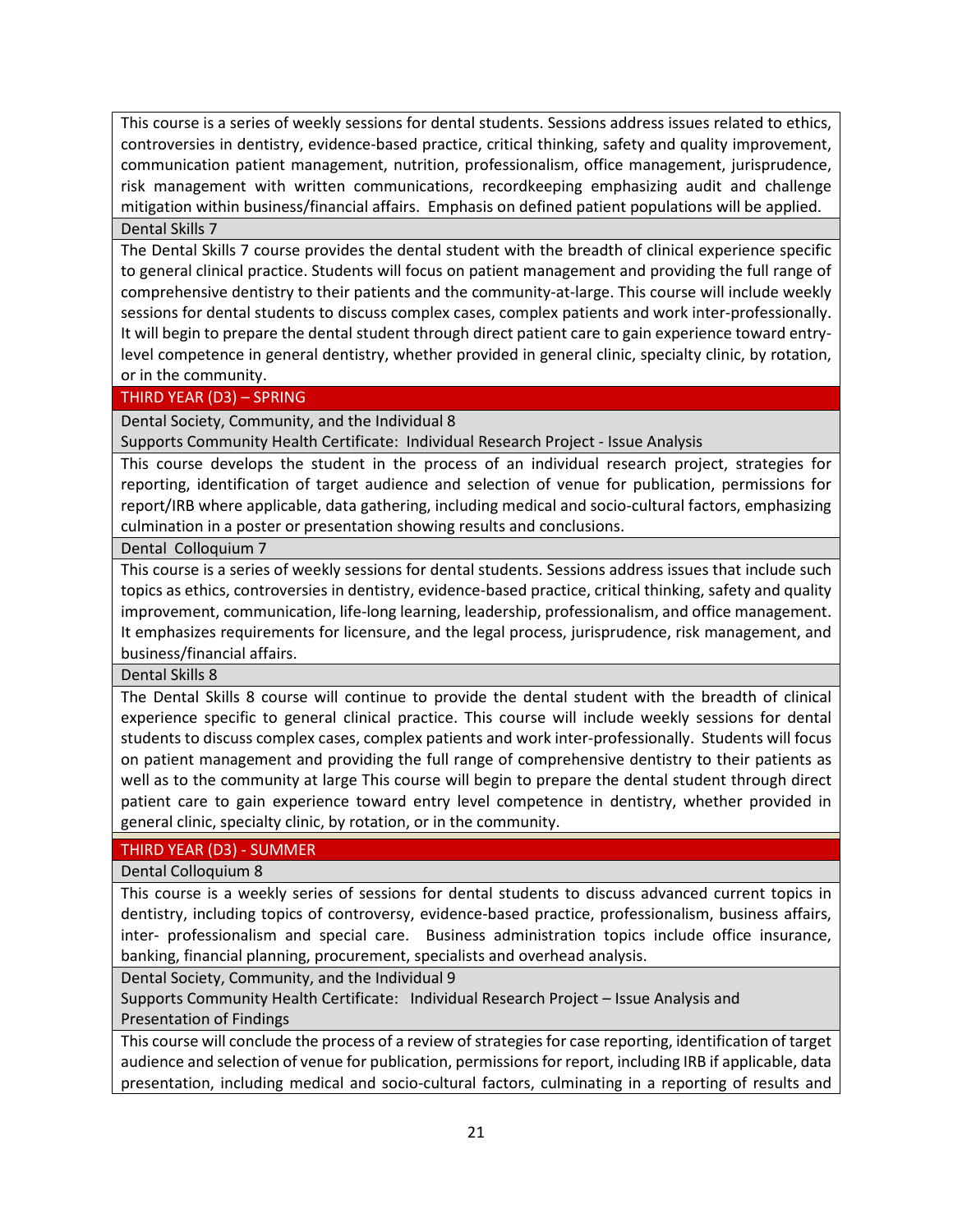This course is a series of weekly sessions for dental students. Sessions address issues related to ethics, controversies in dentistry, evidence-based practice, critical thinking, safety and quality improvement, communication patient management, nutrition, professionalism, office management, jurisprudence, risk management with written communications, recordkeeping emphasizing audit and challenge mitigation within business/financial affairs. Emphasis on defined patient populations will be applied.

**Dental Skills 7**

The Dental Skills 7 course provides the dental student with the breadth of clinical experience specific to general clinical practice. Students will focus on patient management and providing the full range of comprehensive dentistry to their patients and the community-at-large. This course will include weekly sessions for dental students to discuss complex cases, complex patients and work inter-professionally. It will begin to prepare the dental student through direct patient care to gain experience toward entry-level competence in general dentistry, whether provided in general clinic, specialty clinic, by rotation, or in the community.

## THIRD YEAR (D3) – SPRING

**Dental Society, Community, and the Individual 8**
Supports Community Health Certificate: Individual Research Project - Issue Analysis

This course develops the student in the process of an individual research project, strategies for reporting, identification of target audience and selection of venue for publication, permissions for report/IRB where applicable, data gathering, including medical and socio-cultural factors, emphasizing culmination in a poster or presentation showing results and conclusions.

**Dental Colloquium 7**

This course is a series of weekly sessions for dental students. Sessions address issues that include such topics as ethics, controversies in dentistry, evidence-based practice, critical thinking, safety and quality improvement, communication, life-long learning, leadership, professionalism, and office management. It emphasizes requirements for licensure, and the legal process, jurisprudence, risk management, and business/financial affairs.

**Dental Skills 8**

The Dental Skills 8 course will continue to provide the dental student with the breadth of clinical experience specific to general clinical practice. This course will include weekly sessions for dental students to discuss complex cases, complex patients and work inter-professionally. Students will focus on patient management and providing the full range of comprehensive dentistry to their patients as well as to the community at large This course will begin to prepare the dental student through direct patient care to gain experience toward entry level competence in dentistry, whether provided in general clinic, specialty clinic, by rotation, or in the community.

## THIRD YEAR (D3) - SUMMER

**Dental Colloquium 8**

This course is a weekly series of sessions for dental students to discuss advanced current topics in dentistry, including topics of controversy, evidence-based practice, professionalism, business affairs, inter- professionalism and special care. Business administration topics include office insurance, banking, financial planning, procurement, specialists and overhead analysis.

**Dental Society, Community, and the Individual 9**
Supports Community Health Certificate: Individual Research Project – Issue Analysis and Presentation of Findings

This course will conclude the process of a review of strategies for case reporting, identification of target audience and selection of venue for publication, permissions for report, including IRB if applicable, data presentation, including medical and socio-cultural factors, culminating in a reporting of results and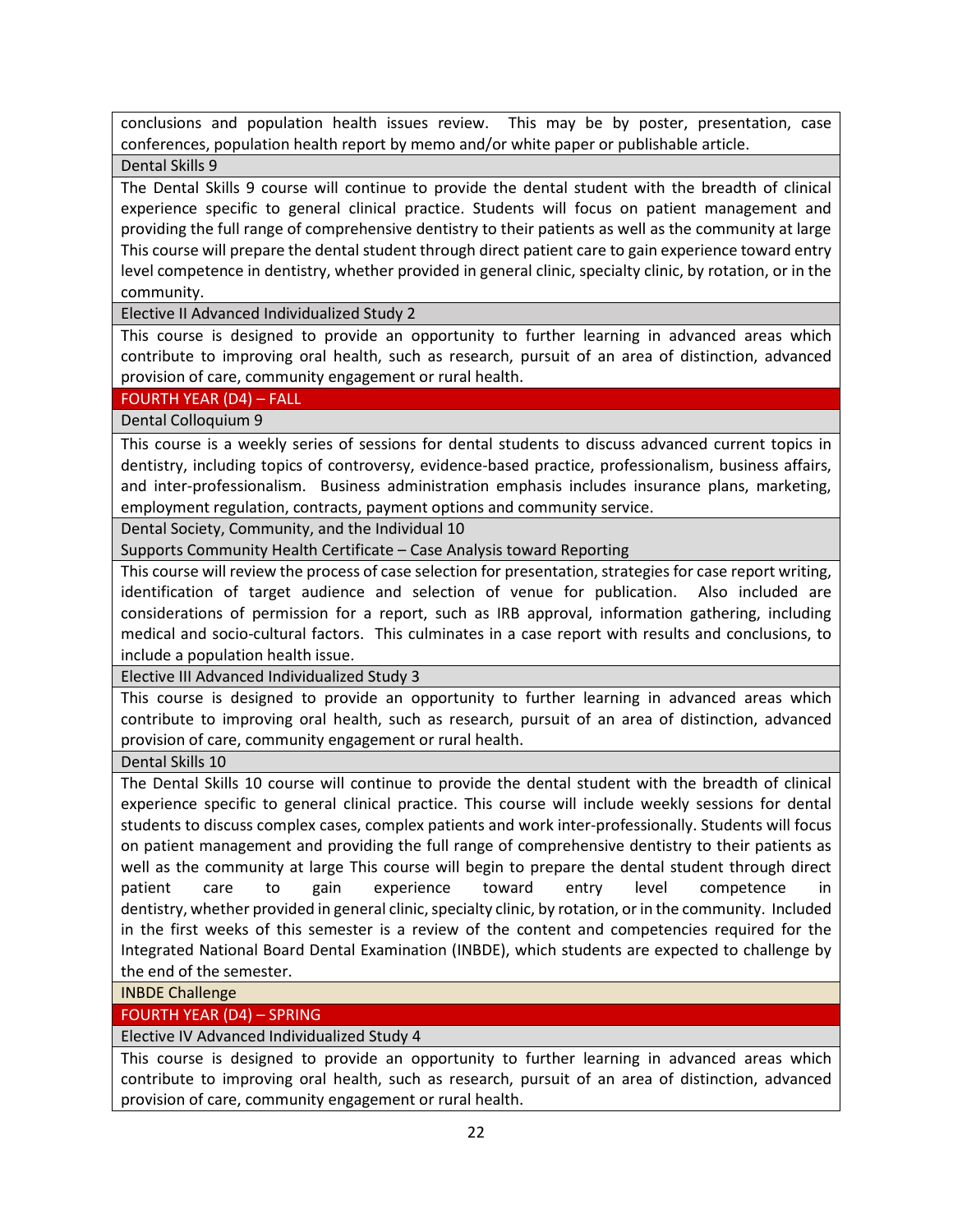conclusions and population health issues review. This may be by poster, presentation, case conferences, population health report by memo and/or white paper or publishable article.

**Dental Skills 9**

The Dental Skills 9 course will continue to provide the dental student with the breadth of clinical experience specific to general clinical practice. Students will focus on patient management and providing the full range of comprehensive dentistry to their patients as well as the community at large This course will prepare the dental student through direct patient care to gain experience toward entry level competence in dentistry, whether provided in general clinic, specialty clinic, by rotation, or in the community.

**Elective II Advanced Individualized Study 2**

This course is designed to provide an opportunity to further learning in advanced areas which contribute to improving oral health, such as research, pursuit of an area of distinction, advanced provision of care, community engagement or rural health.

## FOURTH YEAR (D4) – FALL

**Dental Colloquium 9**

This course is a weekly series of sessions for dental students to discuss advanced current topics in dentistry, including topics of controversy, evidence-based practice, professionalism, business affairs, and inter-professionalism. Business administration emphasis includes insurance plans, marketing, employment regulation, contracts, payment options and community service.

**Dental Society, Community, and the Individual 10**
**Supports Community Health Certificate – Case Analysis toward Reporting**

This course will review the process of case selection for presentation, strategies for case report writing, identification of target audience and selection of venue for publication. Also included are considerations of permission for a report, such as IRB approval, information gathering, including medical and socio-cultural factors. This culminates in a case report with results and conclusions, to include a population health issue.

**Elective III Advanced Individualized Study 3**

This course is designed to provide an opportunity to further learning in advanced areas which contribute to improving oral health, such as research, pursuit of an area of distinction, advanced provision of care, community engagement or rural health.

**Dental Skills 10**

The Dental Skills 10 course will continue to provide the dental student with the breadth of clinical experience specific to general clinical practice. This course will include weekly sessions for dental students to discuss complex cases, complex patients and work inter-professionally. Students will focus on patient management and providing the full range of comprehensive dentistry to their patients as well as the community at large This course will begin to prepare the dental student through direct patient care to gain experience toward entry level competence in dentistry, whether provided in general clinic, specialty clinic, by rotation, or in the community. Included in the first weeks of this semester is a review of the content and competencies required for the Integrated National Board Dental Examination (INBDE), which students are expected to challenge by the end of the semester.

**INBDE Challenge**

## FOURTH YEAR (D4) – SPRING

**Elective IV Advanced Individualized Study 4**

This course is designed to provide an opportunity to further learning in advanced areas which contribute to improving oral health, such as research, pursuit of an area of distinction, advanced provision of care, community engagement or rural health.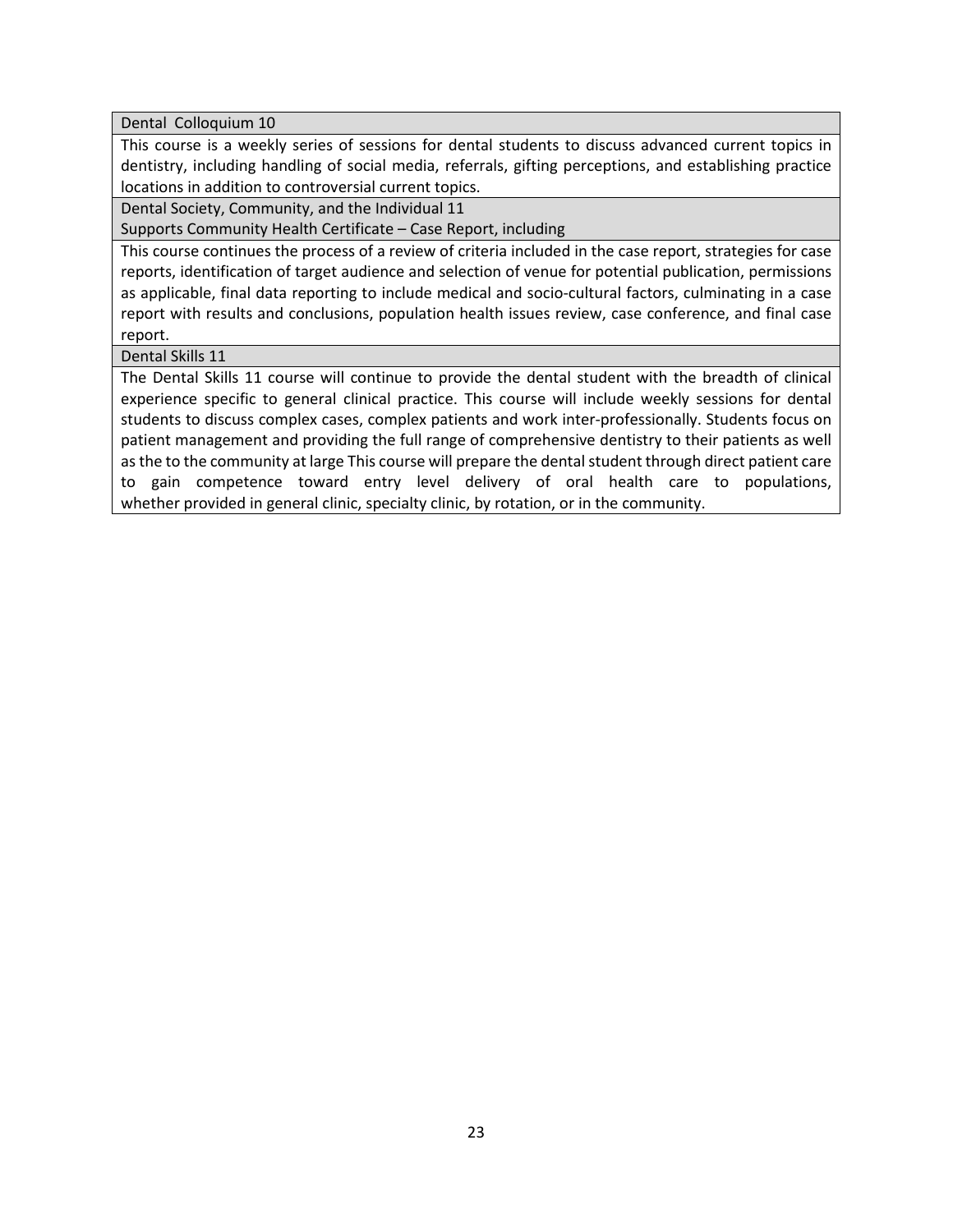| Dental Colloquium 10 |
|---|
| This course is a weekly series of sessions for dental students to discuss advanced current topics in dentistry, including handling of social media, referrals, gifting perceptions, and establishing practice locations in addition to controversial current topics. |
| Dental Society, Community, and the Individual 11<br>Supports Community Health Certificate – Case Report, including |
| This course continues the process of a review of criteria included in the case report, strategies for case reports, identification of target audience and selection of venue for potential publication, permissions as applicable, final data reporting to include medical and socio-cultural factors, culminating in a case report with results and conclusions, population health issues review, case conference, and final case report. |
| Dental Skills 11 |
| The Dental Skills 11 course will continue to provide the dental student with the breadth of clinical experience specific to general clinical practice. This course will include weekly sessions for dental students to discuss complex cases, complex patients and work inter-professionally. Students focus on patient management and providing the full range of comprehensive dentistry to their patients as well as the to the community at large This course will prepare the dental student through direct patient care to gain competence toward entry level delivery of oral health care to populations, whether provided in general clinic, specialty clinic, by rotation, or in the community. |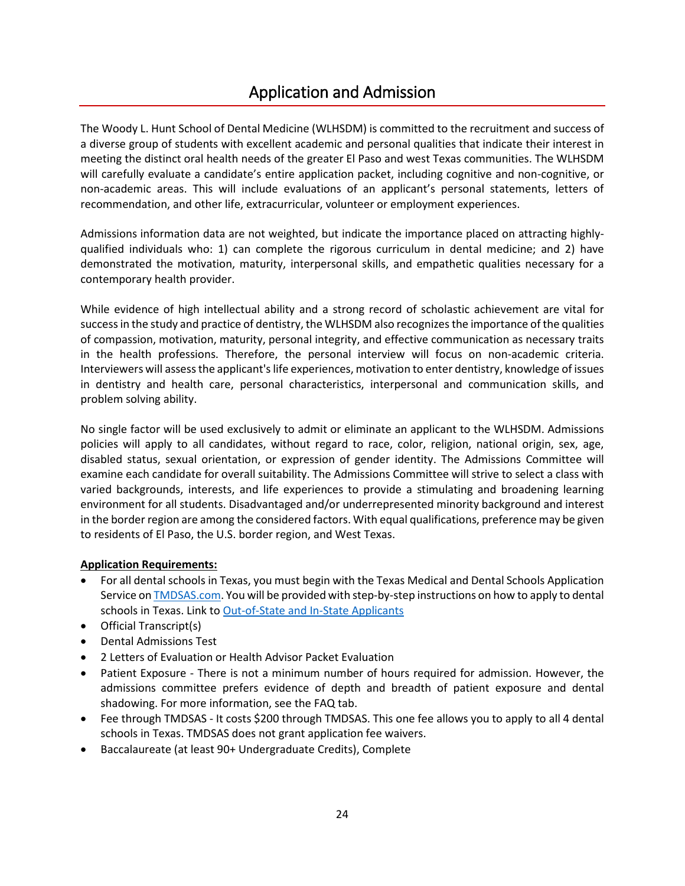# Application and Admission

The Woody L. Hunt School of Dental Medicine (WLHSDM) is committed to the recruitment and success of a diverse group of students with excellent academic and personal qualities that indicate their interest in meeting the distinct oral health needs of the greater El Paso and west Texas communities. The WLHSDM will carefully evaluate a candidate's entire application packet, including cognitive and non-cognitive, or non-academic areas. This will include evaluations of an applicant's personal statements, letters of recommendation, and other life, extracurricular, volunteer or employment experiences.

Admissions information data are not weighted, but indicate the importance placed on attracting highly-qualified individuals who: 1) can complete the rigorous curriculum in dental medicine; and 2) have demonstrated the motivation, maturity, interpersonal skills, and empathetic qualities necessary for a contemporary health provider.

While evidence of high intellectual ability and a strong record of scholastic achievement are vital for success in the study and practice of dentistry, the WLHSDM also recognizes the importance of the qualities of compassion, motivation, maturity, personal integrity, and effective communication as necessary traits in the health professions. Therefore, the personal interview will focus on non-academic criteria. Interviewers will assess the applicant's life experiences, motivation to enter dentistry, knowledge of issues in dentistry and health care, personal characteristics, interpersonal and communication skills, and problem solving ability.

No single factor will be used exclusively to admit or eliminate an applicant to the WLHSDM. Admissions policies will apply to all candidates, without regard to race, color, religion, national origin, sex, age, disabled status, sexual orientation, or expression of gender identity. The Admissions Committee will examine each candidate for overall suitability. The Admissions Committee will strive to select a class with varied backgrounds, interests, and life experiences to provide a stimulating and broadening learning environment for all students. Disadvantaged and/or underrepresented minority background and interest in the border region are among the considered factors. With equal qualifications, preference may be given to residents of El Paso, the U.S. border region, and West Texas.

**Application Requirements:**

- For all dental schools in Texas, you must begin with the Texas Medical and Dental Schools Application Service on TMDSAS.com. You will be provided with step-by-step instructions on how to apply to dental schools in Texas. Link to Out-of-State and In-State Applicants
- Official Transcript(s)
- Dental Admissions Test
- 2 Letters of Evaluation or Health Advisor Packet Evaluation
- Patient Exposure - There is not a minimum number of hours required for admission. However, the admissions committee prefers evidence of depth and breadth of patient exposure and dental shadowing. For more information, see the FAQ tab.
- Fee through TMDSAS - It costs $200 through TMDSAS. This one fee allows you to apply to all 4 dental schools in Texas. TMDSAS does not grant application fee waivers.
- Baccalaureate (at least 90+ Undergraduate Credits), Complete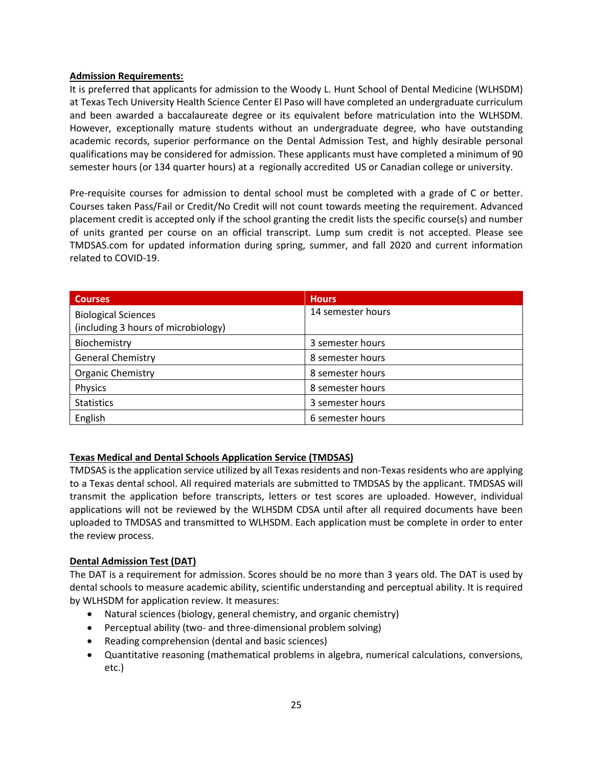**Admission Requirements:**

It is preferred that applicants for admission to the Woody L. Hunt School of Dental Medicine (WLHSDM) at Texas Tech University Health Science Center El Paso will have completed an undergraduate curriculum and been awarded a baccalaureate degree or its equivalent before matriculation into the WLHSDM. However, exceptionally mature students without an undergraduate degree, who have outstanding academic records, superior performance on the Dental Admission Test, and highly desirable personal qualifications may be considered for admission. These applicants must have completed a minimum of 90 semester hours (or 134 quarter hours) at a regionally accredited US or Canadian college or university.

Pre-requisite courses for admission to dental school must be completed with a grade of C or better. Courses taken Pass/Fail or Credit/No Credit will not count towards meeting the requirement. Advanced placement credit is accepted only if the school granting the credit lists the specific course(s) and number of units granted per course on an official transcript. Lump sum credit is not accepted. Please see TMDSAS.com for updated information during spring, summer, and fall 2020 and current information related to COVID-19.

| Courses | Hours |
|---|---|
| Biological Sciences (including 3 hours of microbiology) | 14 semester hours |
| Biochemistry | 3 semester hours |
| General Chemistry | 8 semester hours |
| Organic Chemistry | 8 semester hours |
| Physics | 8 semester hours |
| Statistics | 3 semester hours |
| English | 6 semester hours |

**Texas Medical and Dental Schools Application Service (TMDSAS)**

TMDSAS is the application service utilized by all Texas residents and non-Texas residents who are applying to a Texas dental school. All required materials are submitted to TMDSAS by the applicant. TMDSAS will transmit the application before transcripts, letters or test scores are uploaded. However, individual applications will not be reviewed by the WLHSDM CDSA until after all required documents have been uploaded to TMDSAS and transmitted to WLHSDM. Each application must be complete in order to enter the review process.

**Dental Admission Test (DAT)**

The DAT is a requirement for admission. Scores should be no more than 3 years old. The DAT is used by dental schools to measure academic ability, scientific understanding and perceptual ability. It is required by WLHSDM for application review. It measures:

- Natural sciences (biology, general chemistry, and organic chemistry)
- Perceptual ability (two- and three-dimensional problem solving)
- Reading comprehension (dental and basic sciences)
- Quantitative reasoning (mathematical problems in algebra, numerical calculations, conversions, etc.)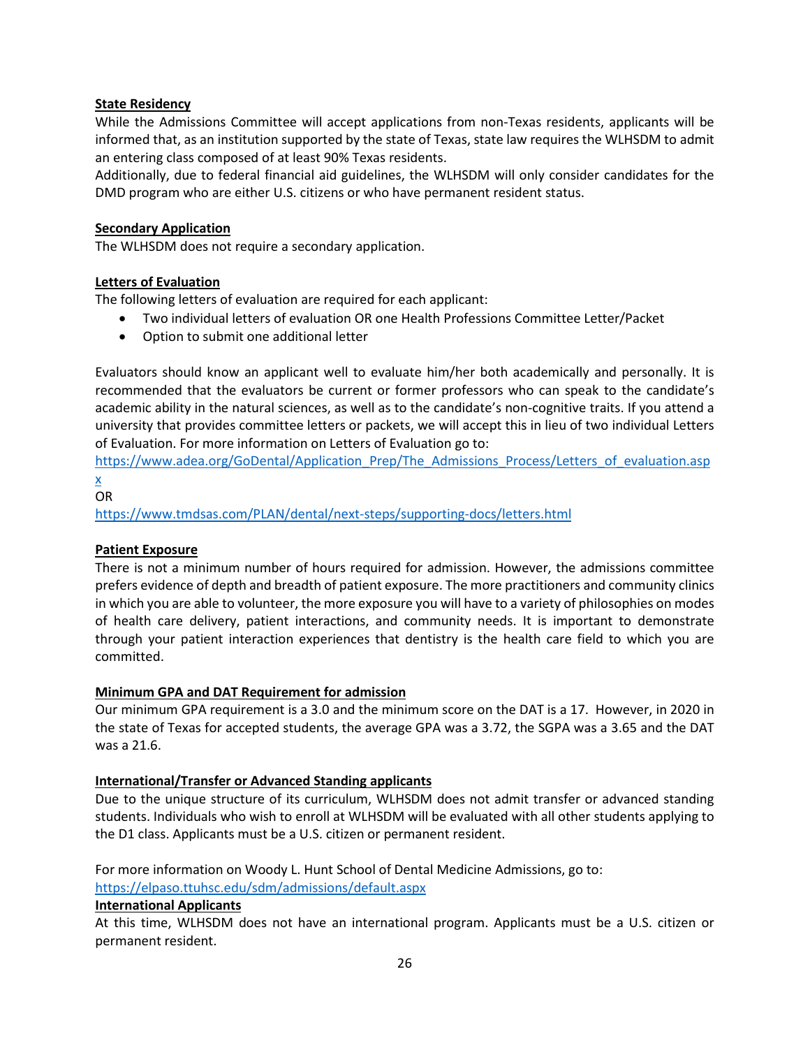**State Residency**

While the Admissions Committee will accept applications from non-Texas residents, applicants will be informed that, as an institution supported by the state of Texas, state law requires the WLHSDM to admit an entering class composed of at least 90% Texas residents.

Additionally, due to federal financial aid guidelines, the WLHSDM will only consider candidates for the DMD program who are either U.S. citizens or who have permanent resident status.

**Secondary Application**

The WLHSDM does not require a secondary application.

**Letters of Evaluation**

The following letters of evaluation are required for each applicant:

- Two individual letters of evaluation OR one Health Professions Committee Letter/Packet
- Option to submit one additional letter

Evaluators should know an applicant well to evaluate him/her both academically and personally. It is recommended that the evaluators be current or former professors who can speak to the candidate's academic ability in the natural sciences, as well as to the candidate's non-cognitive traits. If you attend a university that provides committee letters or packets, we will accept this in lieu of two individual Letters of Evaluation. For more information on Letters of Evaluation go to:

https://www.adea.org/GoDental/Application_Prep/The_Admissions_Process/Letters_of_evaluation.aspx

OR

https://www.tmdsas.com/PLAN/dental/next-steps/supporting-docs/letters.html

**Patient Exposure**

There is not a minimum number of hours required for admission. However, the admissions committee prefers evidence of depth and breadth of patient exposure. The more practitioners and community clinics in which you are able to volunteer, the more exposure you will have to a variety of philosophies on modes of health care delivery, patient interactions, and community needs. It is important to demonstrate through your patient interaction experiences that dentistry is the health care field to which you are committed.

**Minimum GPA and DAT Requirement for admission**

Our minimum GPA requirement is a 3.0 and the minimum score on the DAT is a 17. However, in 2020 in the state of Texas for accepted students, the average GPA was a 3.72, the SGPA was a 3.65 and the DAT was a 21.6.

**International/Transfer or Advanced Standing applicants**

Due to the unique structure of its curriculum, WLHSDM does not admit transfer or advanced standing students. Individuals who wish to enroll at WLHSDM will be evaluated with all other students applying to the D1 class. Applicants must be a U.S. citizen or permanent resident.

For more information on Woody L. Hunt School of Dental Medicine Admissions, go to:
https://elpaso.ttuhsc.edu/sdm/admissions/default.aspx

**International Applicants**

At this time, WLHSDM does not have an international program. Applicants must be a U.S. citizen or permanent resident.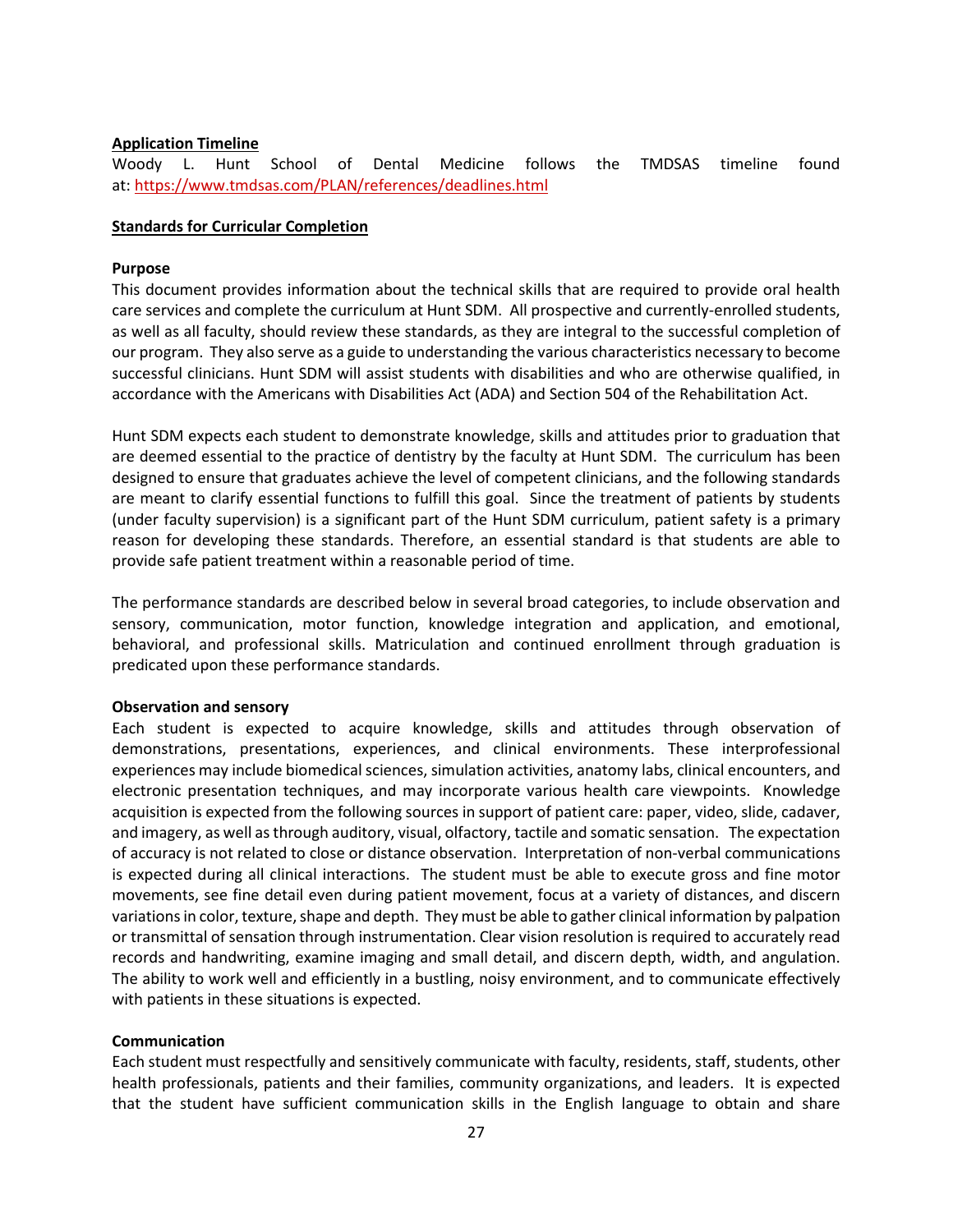**Application Timeline**

Woody L. Hunt School of Dental Medicine follows the TMDSAS timeline found at: https://www.tmdsas.com/PLAN/references/deadlines.html

**Standards for Curricular Completion**

**Purpose**

This document provides information about the technical skills that are required to provide oral health care services and complete the curriculum at Hunt SDM. All prospective and currently-enrolled students, as well as all faculty, should review these standards, as they are integral to the successful completion of our program. They also serve as a guide to understanding the various characteristics necessary to become successful clinicians. Hunt SDM will assist students with disabilities and who are otherwise qualified, in accordance with the Americans with Disabilities Act (ADA) and Section 504 of the Rehabilitation Act.

Hunt SDM expects each student to demonstrate knowledge, skills and attitudes prior to graduation that are deemed essential to the practice of dentistry by the faculty at Hunt SDM. The curriculum has been designed to ensure that graduates achieve the level of competent clinicians, and the following standards are meant to clarify essential functions to fulfill this goal. Since the treatment of patients by students (under faculty supervision) is a significant part of the Hunt SDM curriculum, patient safety is a primary reason for developing these standards. Therefore, an essential standard is that students are able to provide safe patient treatment within a reasonable period of time.

The performance standards are described below in several broad categories, to include observation and sensory, communication, motor function, knowledge integration and application, and emotional, behavioral, and professional skills. Matriculation and continued enrollment through graduation is predicated upon these performance standards.

**Observation and sensory**

Each student is expected to acquire knowledge, skills and attitudes through observation of demonstrations, presentations, experiences, and clinical environments. These interprofessional experiences may include biomedical sciences, simulation activities, anatomy labs, clinical encounters, and electronic presentation techniques, and may incorporate various health care viewpoints. Knowledge acquisition is expected from the following sources in support of patient care: paper, video, slide, cadaver, and imagery, as well as through auditory, visual, olfactory, tactile and somatic sensation. The expectation of accuracy is not related to close or distance observation. Interpretation of non-verbal communications is expected during all clinical interactions. The student must be able to execute gross and fine motor movements, see fine detail even during patient movement, focus at a variety of distances, and discern variations in color, texture, shape and depth. They must be able to gather clinical information by palpation or transmittal of sensation through instrumentation. Clear vision resolution is required to accurately read records and handwriting, examine imaging and small detail, and discern depth, width, and angulation. The ability to work well and efficiently in a bustling, noisy environment, and to communicate effectively with patients in these situations is expected.

**Communication**

Each student must respectfully and sensitively communicate with faculty, residents, staff, students, other health professionals, patients and their families, community organizations, and leaders. It is expected that the student have sufficient communication skills in the English language to obtain and share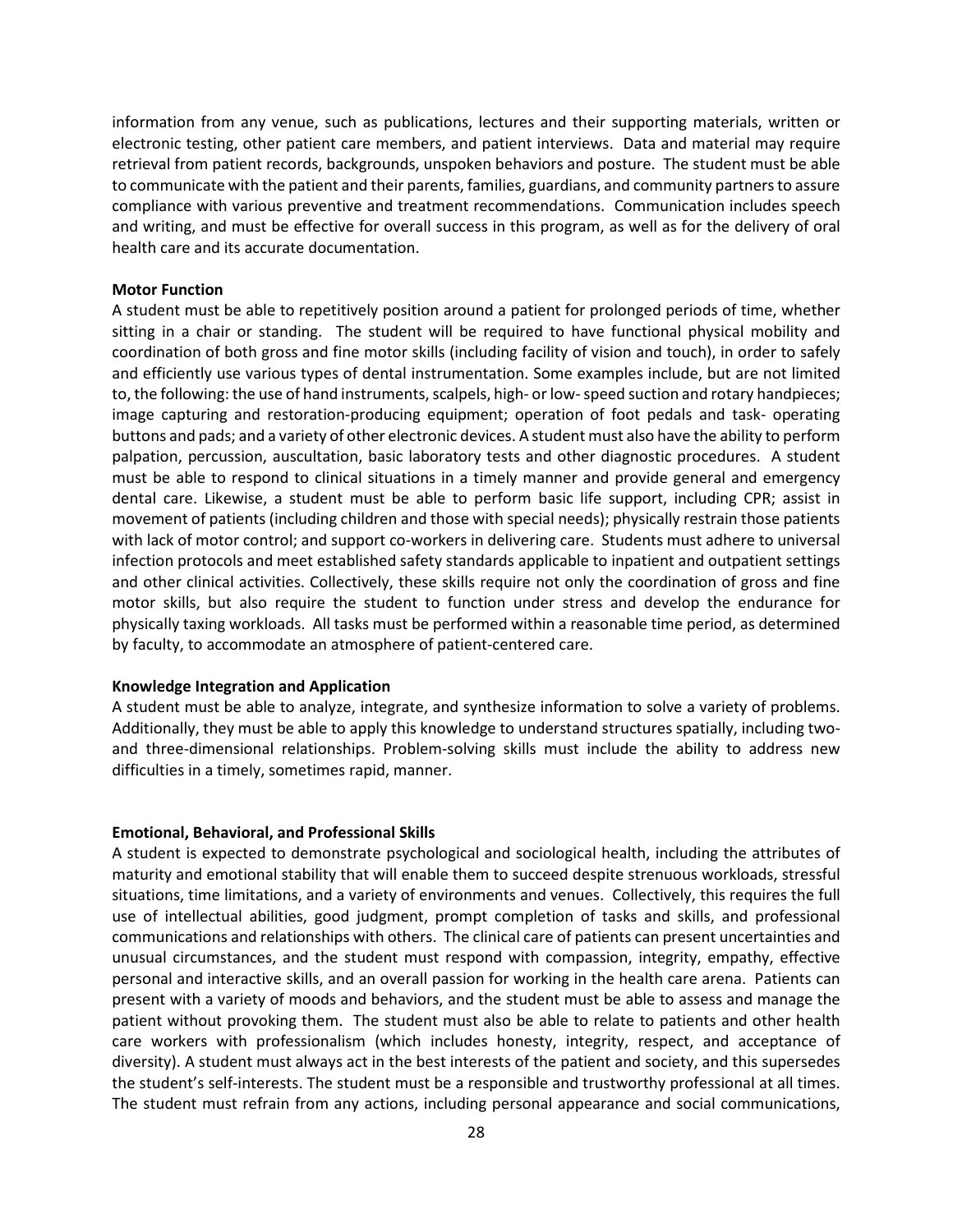information from any venue, such as publications, lectures and their supporting materials, written or electronic testing, other patient care members, and patient interviews. Data and material may require retrieval from patient records, backgrounds, unspoken behaviors and posture. The student must be able to communicate with the patient and their parents, families, guardians, and community partners to assure compliance with various preventive and treatment recommendations. Communication includes speech and writing, and must be effective for overall success in this program, as well as for the delivery of oral health care and its accurate documentation.

**Motor Function**

A student must be able to repetitively position around a patient for prolonged periods of time, whether sitting in a chair or standing. The student will be required to have functional physical mobility and coordination of both gross and fine motor skills (including facility of vision and touch), in order to safely and efficiently use various types of dental instrumentation. Some examples include, but are not limited to, the following: the use of hand instruments, scalpels, high- or low- speed suction and rotary handpieces; image capturing and restoration-producing equipment; operation of foot pedals and task- operating buttons and pads; and a variety of other electronic devices. A student must also have the ability to perform palpation, percussion, auscultation, basic laboratory tests and other diagnostic procedures. A student must be able to respond to clinical situations in a timely manner and provide general and emergency dental care. Likewise, a student must be able to perform basic life support, including CPR; assist in movement of patients (including children and those with special needs); physically restrain those patients with lack of motor control; and support co-workers in delivering care. Students must adhere to universal infection protocols and meet established safety standards applicable to inpatient and outpatient settings and other clinical activities. Collectively, these skills require not only the coordination of gross and fine motor skills, but also require the student to function under stress and develop the endurance for physically taxing workloads. All tasks must be performed within a reasonable time period, as determined by faculty, to accommodate an atmosphere of patient-centered care.

**Knowledge Integration and Application**

A student must be able to analyze, integrate, and synthesize information to solve a variety of problems. Additionally, they must be able to apply this knowledge to understand structures spatially, including two- and three-dimensional relationships. Problem-solving skills must include the ability to address new difficulties in a timely, sometimes rapid, manner.

**Emotional, Behavioral, and Professional Skills**

A student is expected to demonstrate psychological and sociological health, including the attributes of maturity and emotional stability that will enable them to succeed despite strenuous workloads, stressful situations, time limitations, and a variety of environments and venues. Collectively, this requires the full use of intellectual abilities, good judgment, prompt completion of tasks and skills, and professional communications and relationships with others. The clinical care of patients can present uncertainties and unusual circumstances, and the student must respond with compassion, integrity, empathy, effective personal and interactive skills, and an overall passion for working in the health care arena. Patients can present with a variety of moods and behaviors, and the student must be able to assess and manage the patient without provoking them. The student must also be able to relate to patients and other health care workers with professionalism (which includes honesty, integrity, respect, and acceptance of diversity). A student must always act in the best interests of the patient and society, and this supersedes the student's self-interests. The student must be a responsible and trustworthy professional at all times. The student must refrain from any actions, including personal appearance and social communications,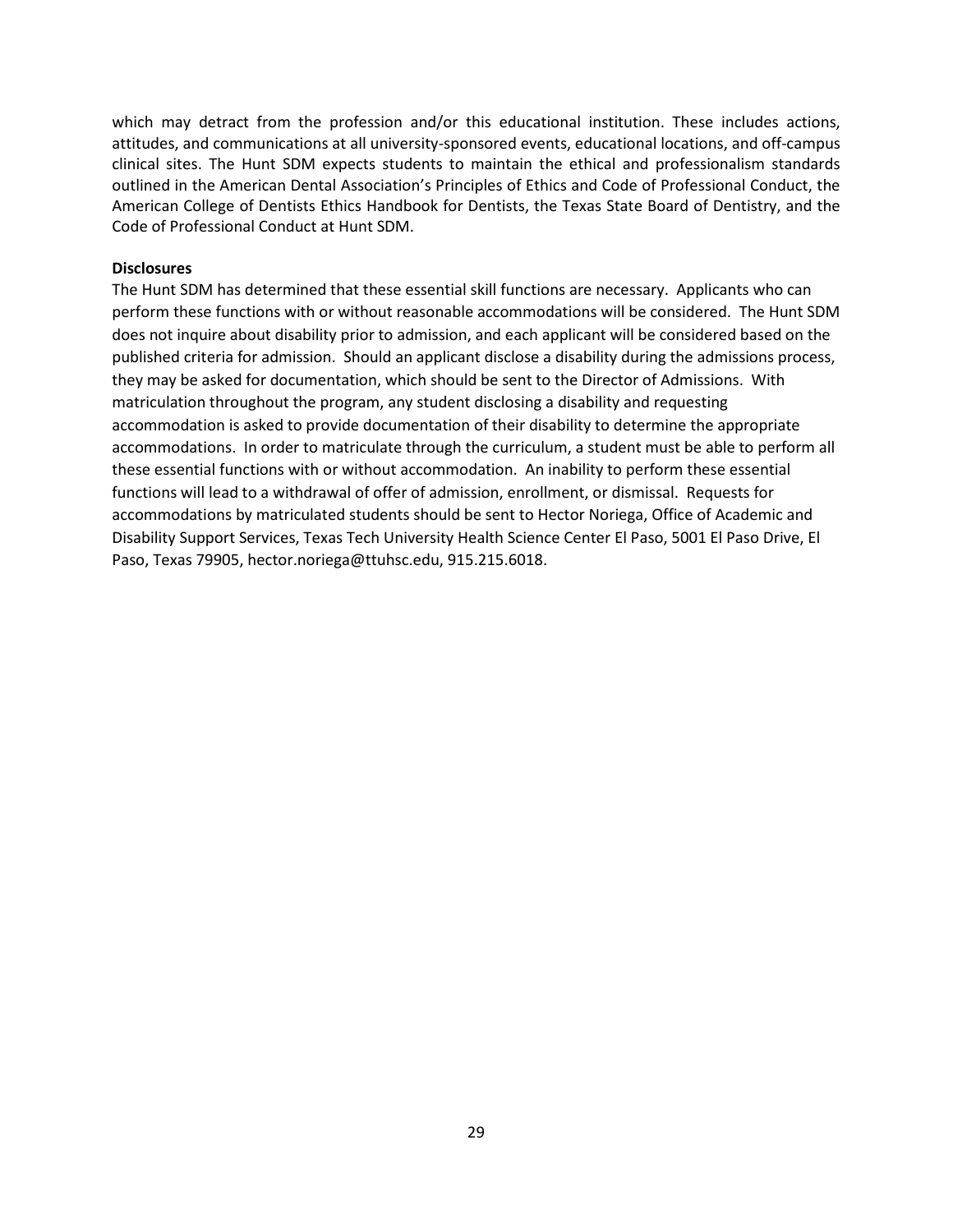which may detract from the profession and/or this educational institution. These includes actions, attitudes, and communications at all university-sponsored events, educational locations, and off-campus clinical sites. The Hunt SDM expects students to maintain the ethical and professionalism standards outlined in the American Dental Association's Principles of Ethics and Code of Professional Conduct, the American College of Dentists Ethics Handbook for Dentists, the Texas State Board of Dentistry, and the Code of Professional Conduct at Hunt SDM.

**Disclosures**

The Hunt SDM has determined that these essential skill functions are necessary. Applicants who can perform these functions with or without reasonable accommodations will be considered. The Hunt SDM does not inquire about disability prior to admission, and each applicant will be considered based on the published criteria for admission. Should an applicant disclose a disability during the admissions process, they may be asked for documentation, which should be sent to the Director of Admissions. With matriculation throughout the program, any student disclosing a disability and requesting accommodation is asked to provide documentation of their disability to determine the appropriate accommodations. In order to matriculate through the curriculum, a student must be able to perform all these essential functions with or without accommodation. An inability to perform these essential functions will lead to a withdrawal of offer of admission, enrollment, or dismissal. Requests for accommodations by matriculated students should be sent to Hector Noriega, Office of Academic and Disability Support Services, Texas Tech University Health Science Center El Paso, 5001 El Paso Drive, El Paso, Texas 79905, hector.noriega@ttuhsc.edu, 915.215.6018.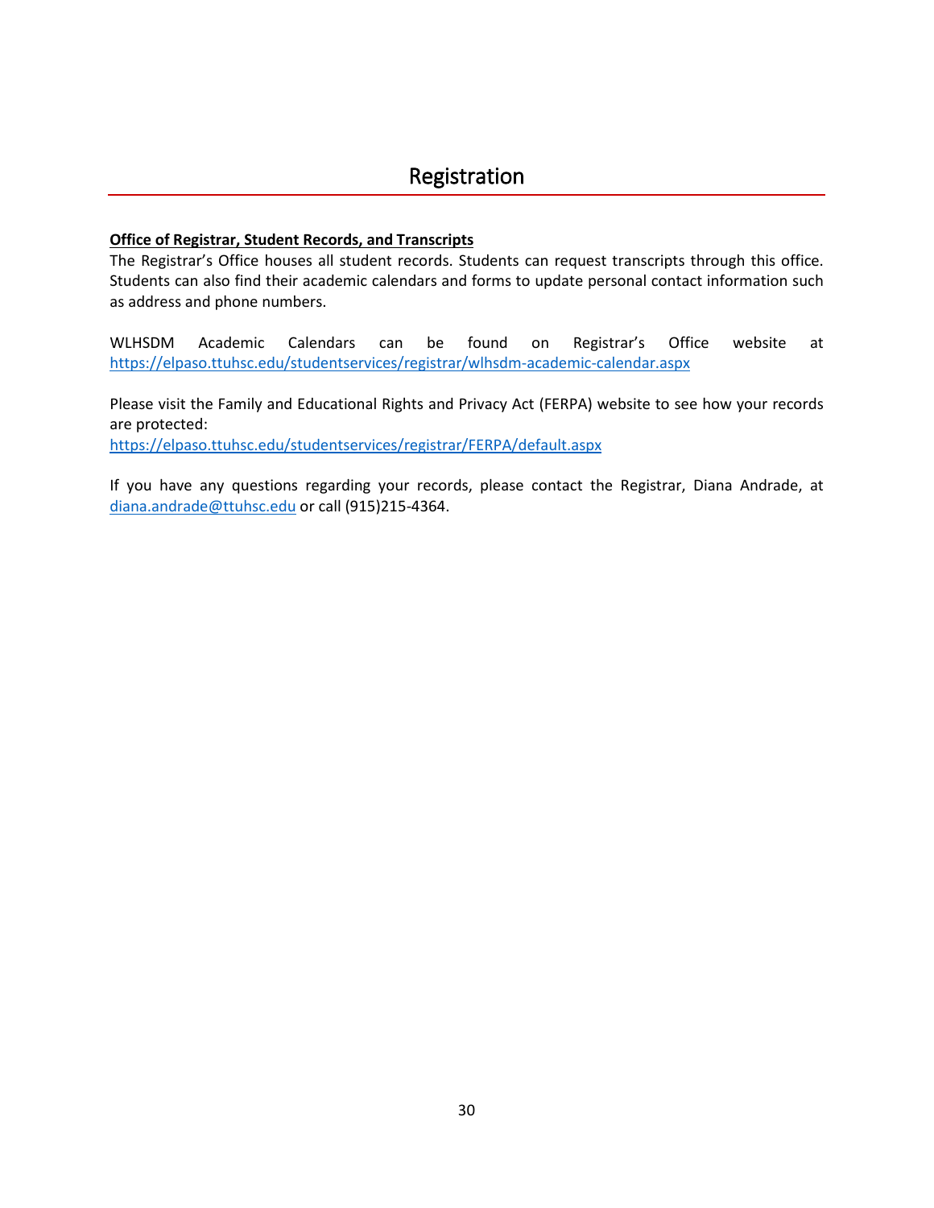# Registration

**Office of Registrar, Student Records, and Transcripts**

The Registrar's Office houses all student records. Students can request transcripts through this office. Students can also find their academic calendars and forms to update personal contact information such as address and phone numbers.

WLHSDM Academic Calendars can be found on Registrar's Office website at https://elpaso.ttuhsc.edu/studentservices/registrar/wlhsdm-academic-calendar.aspx

Please visit the Family and Educational Rights and Privacy Act (FERPA) website to see how your records are protected:
https://elpaso.ttuhsc.edu/studentservices/registrar/FERPA/default.aspx

If you have any questions regarding your records, please contact the Registrar, Diana Andrade, at diana.andrade@ttuhsc.edu or call (915)215-4364.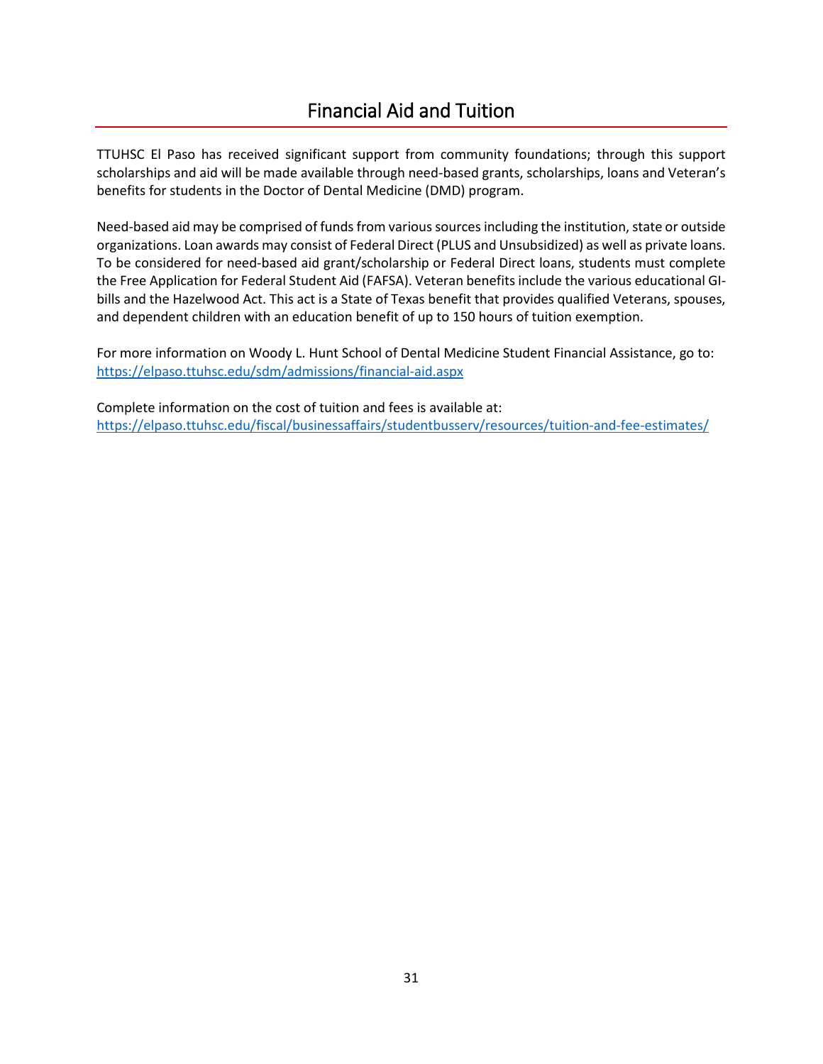# Financial Aid and Tuition

TTUHSC El Paso has received significant support from community foundations; through this support scholarships and aid will be made available through need-based grants, scholarships, loans and Veteran's benefits for students in the Doctor of Dental Medicine (DMD) program.

Need-based aid may be comprised of funds from various sources including the institution, state or outside organizations. Loan awards may consist of Federal Direct (PLUS and Unsubsidized) as well as private loans. To be considered for need-based aid grant/scholarship or Federal Direct loans, students must complete the Free Application for Federal Student Aid (FAFSA). Veteran benefits include the various educational GI-bills and the Hazelwood Act. This act is a State of Texas benefit that provides qualified Veterans, spouses, and dependent children with an education benefit of up to 150 hours of tuition exemption.

For more information on Woody L. Hunt School of Dental Medicine Student Financial Assistance, go to: [https://elpaso.ttuhsc.edu/sdm/admissions/financial-aid.aspx](https://elpaso.ttuhsc.edu/sdm/admissions/financial-aid.aspx)

Complete information on the cost of tuition and fees is available at: [https://elpaso.ttuhsc.edu/fiscal/businessaffairs/studentbusserv/resources/tuition-and-fee-estimates/](https://elpaso.ttuhsc.edu/fiscal/businessaffairs/studentbusserv/resources/tuition-and-fee-estimates/)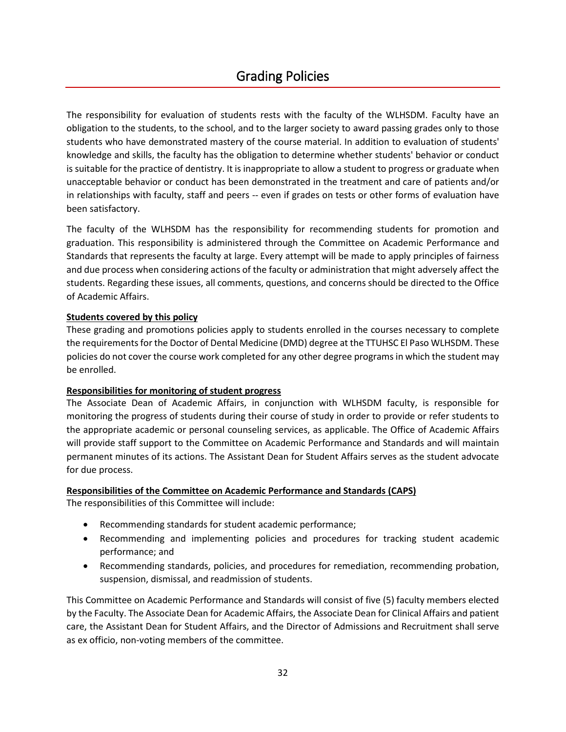# Grading Policies

The responsibility for evaluation of students rests with the faculty of the WLHSDM. Faculty have an obligation to the students, to the school, and to the larger society to award passing grades only to those students who have demonstrated mastery of the course material. In addition to evaluation of students' knowledge and skills, the faculty has the obligation to determine whether students' behavior or conduct is suitable for the practice of dentistry. It is inappropriate to allow a student to progress or graduate when unacceptable behavior or conduct has been demonstrated in the treatment and care of patients and/or in relationships with faculty, staff and peers -- even if grades on tests or other forms of evaluation have been satisfactory.

The faculty of the WLHSDM has the responsibility for recommending students for promotion and graduation. This responsibility is administered through the Committee on Academic Performance and Standards that represents the faculty at large. Every attempt will be made to apply principles of fairness and due process when considering actions of the faculty or administration that might adversely affect the students. Regarding these issues, all comments, questions, and concerns should be directed to the Office of Academic Affairs.

**Students covered by this policy**

These grading and promotions policies apply to students enrolled in the courses necessary to complete the requirements for the Doctor of Dental Medicine (DMD) degree at the TTUHSC El Paso WLHSDM. These policies do not cover the course work completed for any other degree programs in which the student may be enrolled.

**Responsibilities for monitoring of student progress**

The Associate Dean of Academic Affairs, in conjunction with WLHSDM faculty, is responsible for monitoring the progress of students during their course of study in order to provide or refer students to the appropriate academic or personal counseling services, as applicable. The Office of Academic Affairs will provide staff support to the Committee on Academic Performance and Standards and will maintain permanent minutes of its actions. The Assistant Dean for Student Affairs serves as the student advocate for due process.

**Responsibilities of the Committee on Academic Performance and Standards (CAPS)**

The responsibilities of this Committee will include:

- Recommending standards for student academic performance;
- Recommending and implementing policies and procedures for tracking student academic performance; and
- Recommending standards, policies, and procedures for remediation, recommending probation, suspension, dismissal, and readmission of students.

This Committee on Academic Performance and Standards will consist of five (5) faculty members elected by the Faculty. The Associate Dean for Academic Affairs, the Associate Dean for Clinical Affairs and patient care, the Assistant Dean for Student Affairs, and the Director of Admissions and Recruitment shall serve as ex officio, non-voting members of the committee.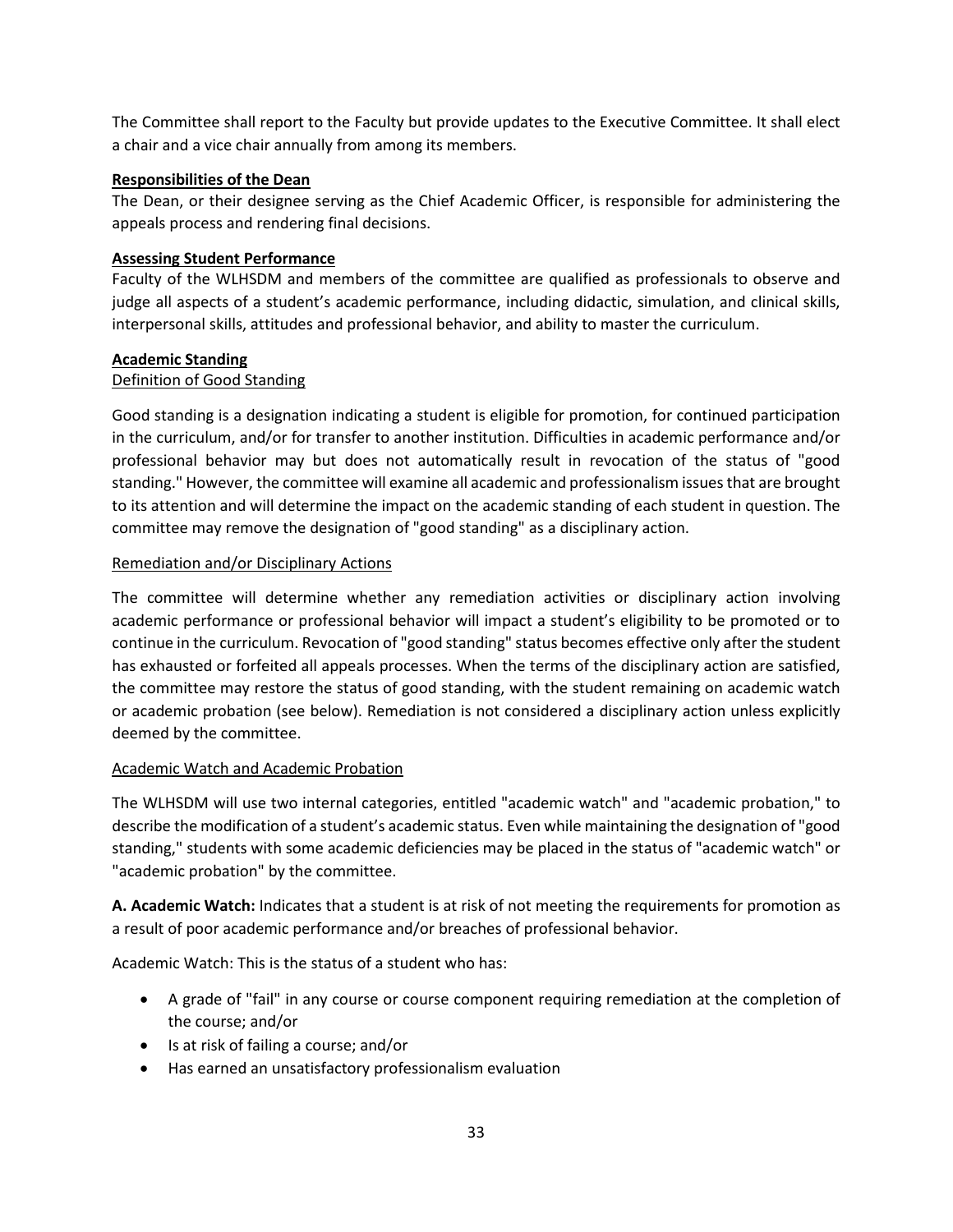The Committee shall report to the Faculty but provide updates to the Executive Committee. It shall elect a chair and a vice chair annually from among its members.

## Responsibilities of the Dean

The Dean, or their designee serving as the Chief Academic Officer, is responsible for administering the appeals process and rendering final decisions.

## Assessing Student Performance

Faculty of the WLHSDM and members of the committee are qualified as professionals to observe and judge all aspects of a student's academic performance, including didactic, simulation, and clinical skills, interpersonal skills, attitudes and professional behavior, and ability to master the curriculum.

## Academic Standing

### Definition of Good Standing

Good standing is a designation indicating a student is eligible for promotion, for continued participation in the curriculum, and/or for transfer to another institution. Difficulties in academic performance and/or professional behavior may but does not automatically result in revocation of the status of "good standing." However, the committee will examine all academic and professionalism issues that are brought to its attention and will determine the impact on the academic standing of each student in question. The committee may remove the designation of "good standing" as a disciplinary action.

### Remediation and/or Disciplinary Actions

The committee will determine whether any remediation activities or disciplinary action involving academic performance or professional behavior will impact a student's eligibility to be promoted or to continue in the curriculum. Revocation of "good standing" status becomes effective only after the student has exhausted or forfeited all appeals processes. When the terms of the disciplinary action are satisfied, the committee may restore the status of good standing, with the student remaining on academic watch or academic probation (see below). Remediation is not considered a disciplinary action unless explicitly deemed by the committee.

### Academic Watch and Academic Probation

The WLHSDM will use two internal categories, entitled "academic watch" and "academic probation," to describe the modification of a student's academic status. Even while maintaining the designation of "good standing," students with some academic deficiencies may be placed in the status of "academic watch" or "academic probation" by the committee.

**A. Academic Watch:** Indicates that a student is at risk of not meeting the requirements for promotion as a result of poor academic performance and/or breaches of professional behavior.

Academic Watch: This is the status of a student who has:

- A grade of "fail" in any course or course component requiring remediation at the completion of the course; and/or
- Is at risk of failing a course; and/or
- Has earned an unsatisfactory professionalism evaluation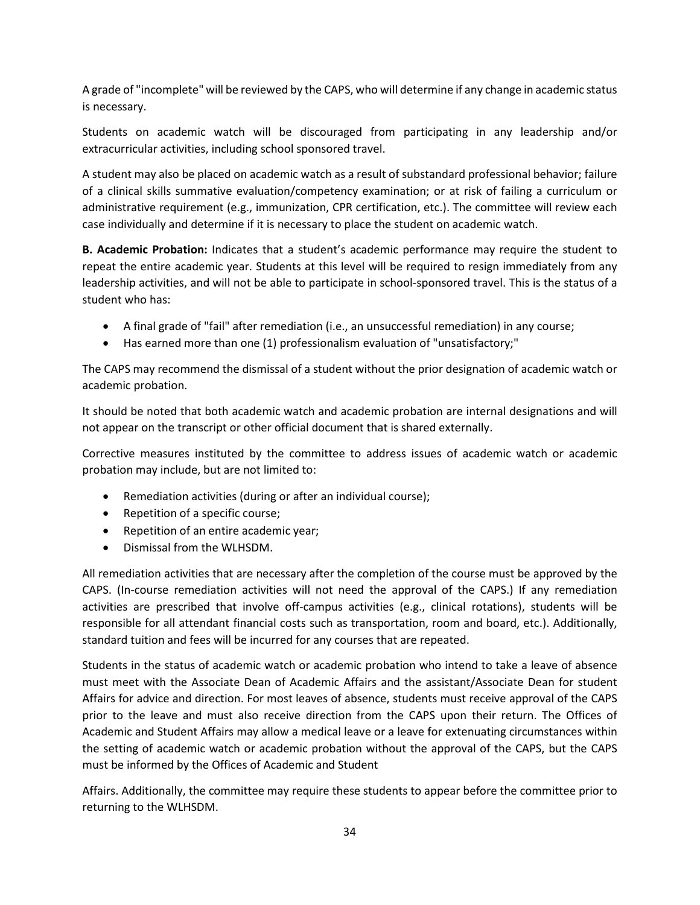A grade of "incomplete" will be reviewed by the CAPS, who will determine if any change in academic status is necessary.

Students on academic watch will be discouraged from participating in any leadership and/or extracurricular activities, including school sponsored travel.

A student may also be placed on academic watch as a result of substandard professional behavior; failure of a clinical skills summative evaluation/competency examination; or at risk of failing a curriculum or administrative requirement (e.g., immunization, CPR certification, etc.). The committee will review each case individually and determine if it is necessary to place the student on academic watch.

**B. Academic Probation:** Indicates that a student's academic performance may require the student to repeat the entire academic year. Students at this level will be required to resign immediately from any leadership activities, and will not be able to participate in school-sponsored travel. This is the status of a student who has:

- A final grade of "fail" after remediation (i.e., an unsuccessful remediation) in any course;
- Has earned more than one (1) professionalism evaluation of "unsatisfactory;"

The CAPS may recommend the dismissal of a student without the prior designation of academic watch or academic probation.

It should be noted that both academic watch and academic probation are internal designations and will not appear on the transcript or other official document that is shared externally.

Corrective measures instituted by the committee to address issues of academic watch or academic probation may include, but are not limited to:

- Remediation activities (during or after an individual course);
- Repetition of a specific course;
- Repetition of an entire academic year;
- Dismissal from the WLHSDM.

All remediation activities that are necessary after the completion of the course must be approved by the CAPS. (In-course remediation activities will not need the approval of the CAPS.) If any remediation activities are prescribed that involve off-campus activities (e.g., clinical rotations), students will be responsible for all attendant financial costs such as transportation, room and board, etc.). Additionally, standard tuition and fees will be incurred for any courses that are repeated.

Students in the status of academic watch or academic probation who intend to take a leave of absence must meet with the Associate Dean of Academic Affairs and the assistant/Associate Dean for student Affairs for advice and direction. For most leaves of absence, students must receive approval of the CAPS prior to the leave and must also receive direction from the CAPS upon their return. The Offices of Academic and Student Affairs may allow a medical leave or a leave for extenuating circumstances within the setting of academic watch or academic probation without the approval of the CAPS, but the CAPS must be informed by the Offices of Academic and Student

Affairs. Additionally, the committee may require these students to appear before the committee prior to returning to the WLHSDM.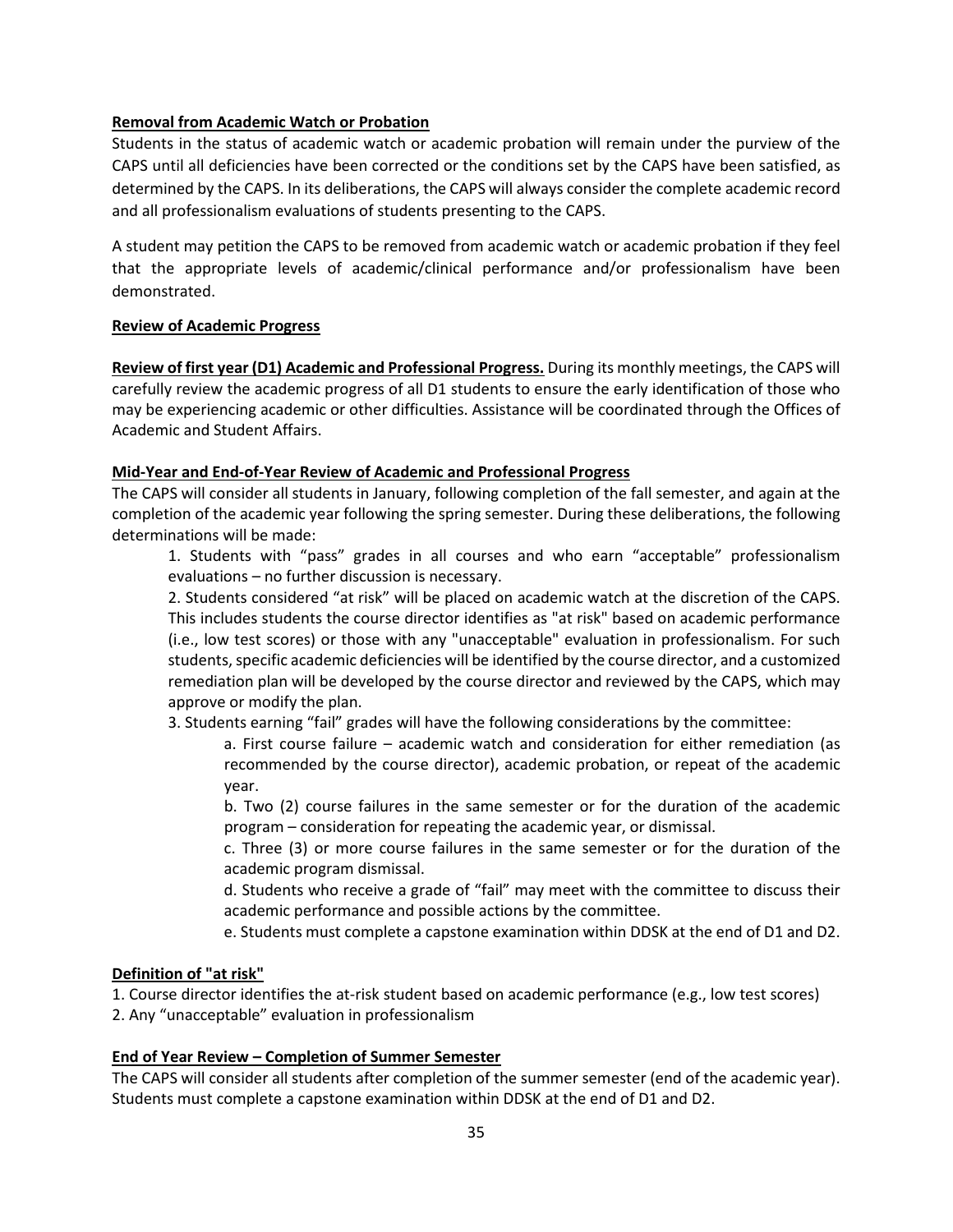**Removal from Academic Watch or Probation**

Students in the status of academic watch or academic probation will remain under the purview of the CAPS until all deficiencies have been corrected or the conditions set by the CAPS have been satisfied, as determined by the CAPS. In its deliberations, the CAPS will always consider the complete academic record and all professionalism evaluations of students presenting to the CAPS.

A student may petition the CAPS to be removed from academic watch or academic probation if they feel that the appropriate levels of academic/clinical performance and/or professionalism have been demonstrated.

**Review of Academic Progress**

**Review of first year (D1) Academic and Professional Progress.** During its monthly meetings, the CAPS will carefully review the academic progress of all D1 students to ensure the early identification of those who may be experiencing academic or other difficulties. Assistance will be coordinated through the Offices of Academic and Student Affairs.

**Mid-Year and End-of-Year Review of Academic and Professional Progress**

The CAPS will consider all students in January, following completion of the fall semester, and again at the completion of the academic year following the spring semester. During these deliberations, the following determinations will be made:

1. Students with "pass" grades in all courses and who earn "acceptable" professionalism evaluations – no further discussion is necessary.
2. Students considered "at risk" will be placed on academic watch at the discretion of the CAPS. This includes students the course director identifies as "at risk" based on academic performance (i.e., low test scores) or those with any "unacceptable" evaluation in professionalism. For such students, specific academic deficiencies will be identified by the course director, and a customized remediation plan will be developed by the course director and reviewed by the CAPS, which may approve or modify the plan.
3. Students earning "fail" grades will have the following considerations by the committee:
    a. First course failure – academic watch and consideration for either remediation (as recommended by the course director), academic probation, or repeat of the academic year.
    b. Two (2) course failures in the same semester or for the duration of the academic program – consideration for repeating the academic year, or dismissal.
    c. Three (3) or more course failures in the same semester or for the duration of the academic program dismissal.
    d. Students who receive a grade of "fail" may meet with the committee to discuss their academic performance and possible actions by the committee.
    e. Students must complete a capstone examination within DDSK at the end of D1 and D2.

**Definition of "at risk"**

1. Course director identifies the at-risk student based on academic performance (e.g., low test scores)
2. Any "unacceptable" evaluation in professionalism

**End of Year Review – Completion of Summer Semester**

The CAPS will consider all students after completion of the summer semester (end of the academic year). Students must complete a capstone examination within DDSK at the end of D1 and D2.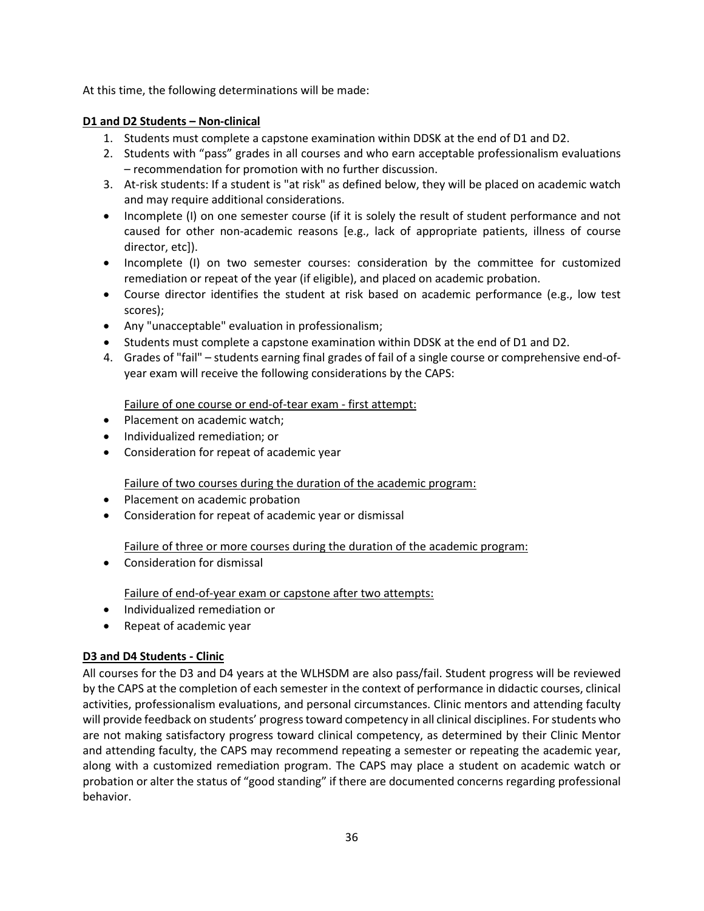At this time, the following determinations will be made:

**D1 and D2 Students – Non-clinical**

1. Students must complete a capstone examination within DDSK at the end of D1 and D2.
2. Students with "pass" grades in all courses and who earn acceptable professionalism evaluations – recommendation for promotion with no further discussion.
3. At-risk students: If a student is "at risk" as defined below, they will be placed on academic watch and may require additional considerations.

- Incomplete (I) on one semester course (if it is solely the result of student performance and not caused for other non-academic reasons [e.g., lack of appropriate patients, illness of course director, etc]).
- Incomplete (I) on two semester courses: consideration by the committee for customized remediation or repeat of the year (if eligible), and placed on academic probation.
- Course director identifies the student at risk based on academic performance (e.g., low test scores);
- Any "unacceptable" evaluation in professionalism;
- Students must complete a capstone examination within DDSK at the end of D1 and D2.

4. Grades of "fail" – students earning final grades of fail of a single course or comprehensive end-of-year exam will receive the following considerations by the CAPS:

<u>Failure of one course or end-of-tear exam - first attempt:</u>

- Placement on academic watch;
- Individualized remediation; or
- Consideration for repeat of academic year

<u>Failure of two courses during the duration of the academic program:</u>

- Placement on academic probation
- Consideration for repeat of academic year or dismissal

<u>Failure of three or more courses during the duration of the academic program:</u>

- Consideration for dismissal

<u>Failure of end-of-year exam or capstone after two attempts:</u>

- Individualized remediation or
- Repeat of academic year

**D3 and D4 Students - Clinic**

All courses for the D3 and D4 years at the WLHSDM are also pass/fail. Student progress will be reviewed by the CAPS at the completion of each semester in the context of performance in didactic courses, clinical activities, professionalism evaluations, and personal circumstances. Clinic mentors and attending faculty will provide feedback on students' progress toward competency in all clinical disciplines. For students who are not making satisfactory progress toward clinical competency, as determined by their Clinic Mentor and attending faculty, the CAPS may recommend repeating a semester or repeating the academic year, along with a customized remediation program. The CAPS may place a student on academic watch or probation or alter the status of "good standing" if there are documented concerns regarding professional behavior.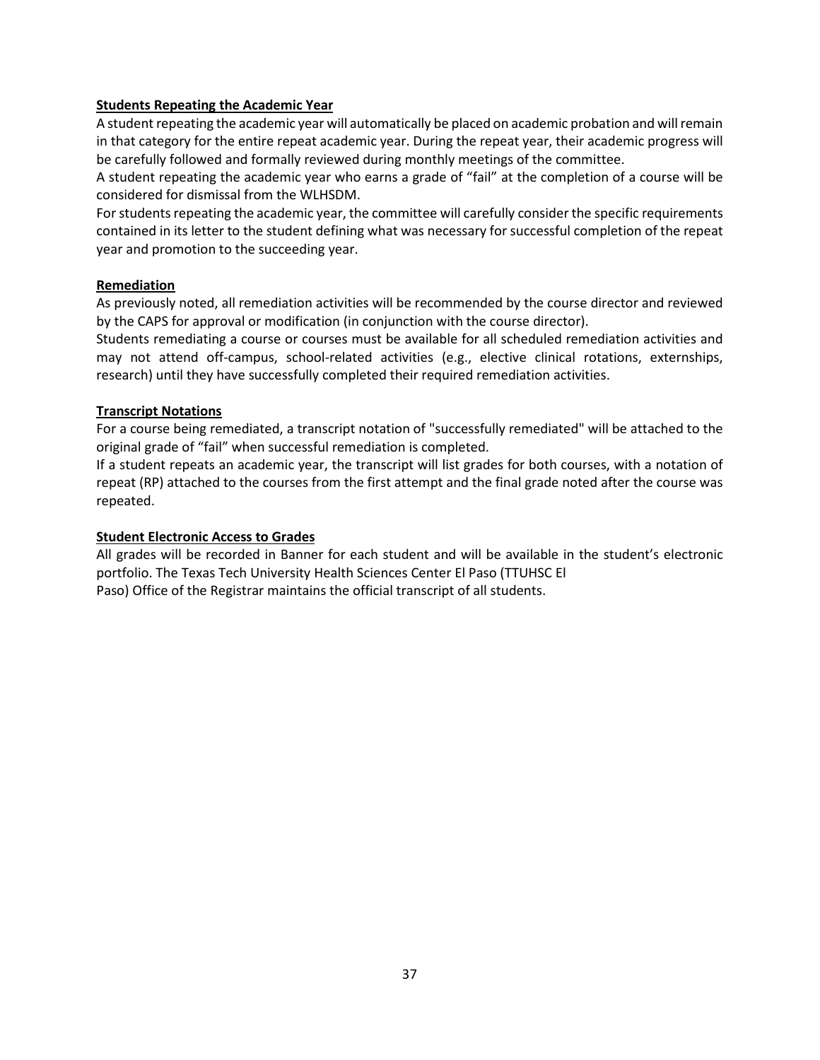### Students Repeating the Academic Year

A student repeating the academic year will automatically be placed on academic probation and will remain in that category for the entire repeat academic year. During the repeat year, their academic progress will be carefully followed and formally reviewed during monthly meetings of the committee.

A student repeating the academic year who earns a grade of "fail" at the completion of a course will be considered for dismissal from the WLHSDM.

For students repeating the academic year, the committee will carefully consider the specific requirements contained in its letter to the student defining what was necessary for successful completion of the repeat year and promotion to the succeeding year.

### Remediation

As previously noted, all remediation activities will be recommended by the course director and reviewed by the CAPS for approval or modification (in conjunction with the course director).

Students remediating a course or courses must be available for all scheduled remediation activities and may not attend off-campus, school-related activities (e.g., elective clinical rotations, externships, research) until they have successfully completed their required remediation activities.

### Transcript Notations

For a course being remediated, a transcript notation of "successfully remediated" will be attached to the original grade of "fail" when successful remediation is completed.

If a student repeats an academic year, the transcript will list grades for both courses, with a notation of repeat (RP) attached to the courses from the first attempt and the final grade noted after the course was repeated.

### Student Electronic Access to Grades

All grades will be recorded in Banner for each student and will be available in the student's electronic portfolio. The Texas Tech University Health Sciences Center El Paso (TTUHSC El Paso) Office of the Registrar maintains the official transcript of all students.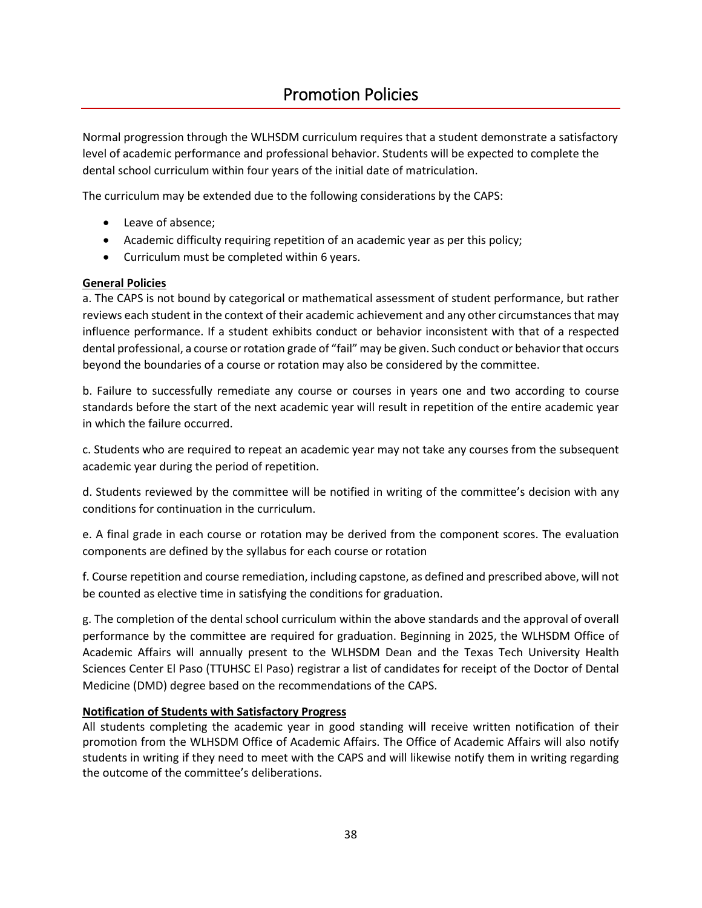# Promotion Policies

Normal progression through the WLHSDM curriculum requires that a student demonstrate a satisfactory level of academic performance and professional behavior. Students will be expected to complete the dental school curriculum within four years of the initial date of matriculation.

The curriculum may be extended due to the following considerations by the CAPS:

- Leave of absence;
- Academic difficulty requiring repetition of an academic year as per this policy;
- Curriculum must be completed within 6 years.

**General Policies**

a. The CAPS is not bound by categorical or mathematical assessment of student performance, but rather reviews each student in the context of their academic achievement and any other circumstances that may influence performance. If a student exhibits conduct or behavior inconsistent with that of a respected dental professional, a course or rotation grade of "fail" may be given. Such conduct or behavior that occurs beyond the boundaries of a course or rotation may also be considered by the committee.

b. Failure to successfully remediate any course or courses in years one and two according to course standards before the start of the next academic year will result in repetition of the entire academic year in which the failure occurred.

c. Students who are required to repeat an academic year may not take any courses from the subsequent academic year during the period of repetition.

d. Students reviewed by the committee will be notified in writing of the committee's decision with any conditions for continuation in the curriculum.

e. A final grade in each course or rotation may be derived from the component scores. The evaluation components are defined by the syllabus for each course or rotation

f. Course repetition and course remediation, including capstone, as defined and prescribed above, will not be counted as elective time in satisfying the conditions for graduation.

g. The completion of the dental school curriculum within the above standards and the approval of overall performance by the committee are required for graduation. Beginning in 2025, the WLHSDM Office of Academic Affairs will annually present to the WLHSDM Dean and the Texas Tech University Health Sciences Center El Paso (TTUHSC El Paso) registrar a list of candidates for receipt of the Doctor of Dental Medicine (DMD) degree based on the recommendations of the CAPS.

**Notification of Students with Satisfactory Progress**

All students completing the academic year in good standing will receive written notification of their promotion from the WLHSDM Office of Academic Affairs. The Office of Academic Affairs will also notify students in writing if they need to meet with the CAPS and will likewise notify them in writing regarding the outcome of the committee's deliberations.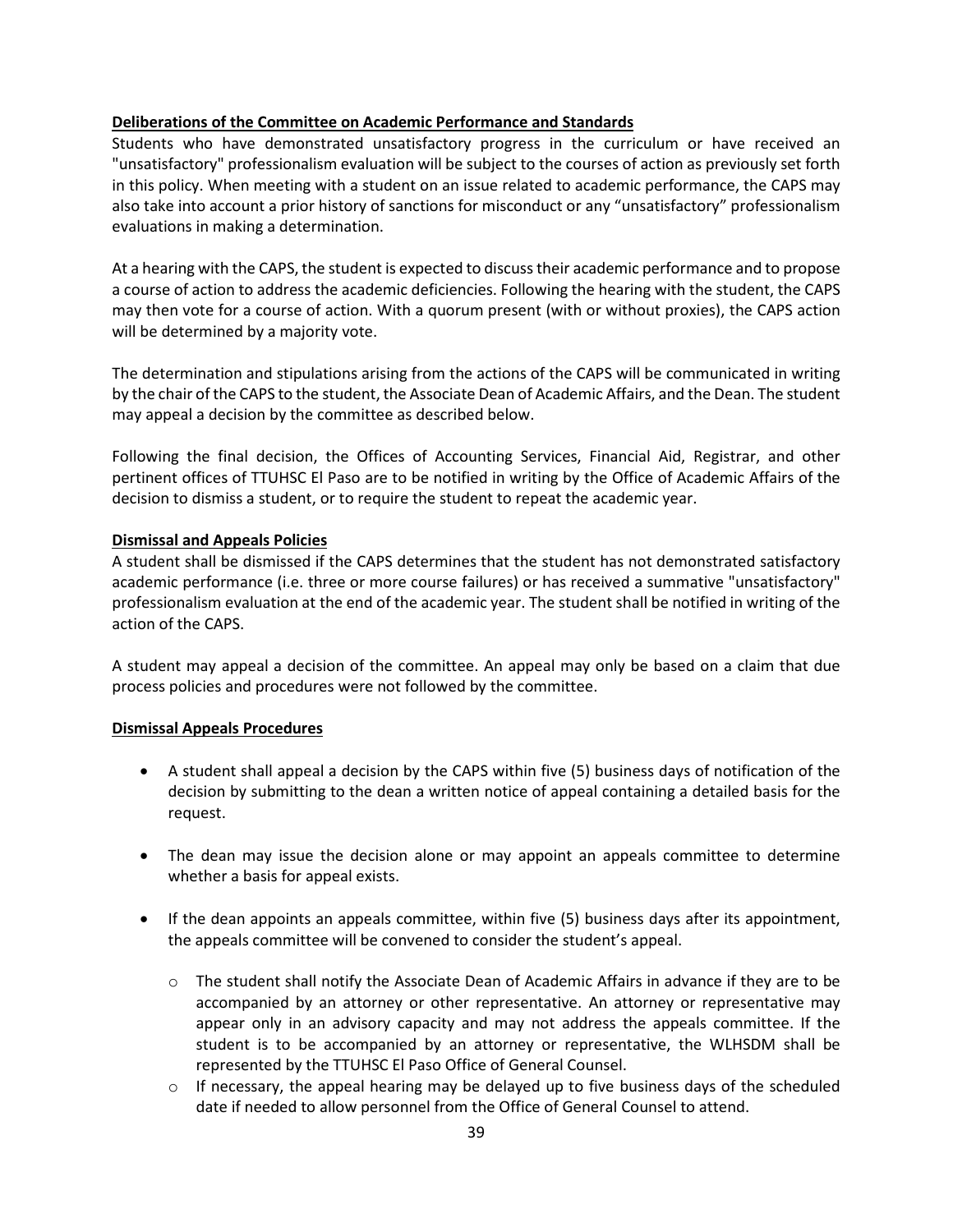**Deliberations of the Committee on Academic Performance and Standards**

Students who have demonstrated unsatisfactory progress in the curriculum or have received an "unsatisfactory" professionalism evaluation will be subject to the courses of action as previously set forth in this policy. When meeting with a student on an issue related to academic performance, the CAPS may also take into account a prior history of sanctions for misconduct or any “unsatisfactory” professionalism evaluations in making a determination.

At a hearing with the CAPS, the student is expected to discuss their academic performance and to propose a course of action to address the academic deficiencies. Following the hearing with the student, the CAPS may then vote for a course of action. With a quorum present (with or without proxies), the CAPS action will be determined by a majority vote.

The determination and stipulations arising from the actions of the CAPS will be communicated in writing by the chair of the CAPS to the student, the Associate Dean of Academic Affairs, and the Dean. The student may appeal a decision by the committee as described below.

Following the final decision, the Offices of Accounting Services, Financial Aid, Registrar, and other pertinent offices of TTUHSC El Paso are to be notified in writing by the Office of Academic Affairs of the decision to dismiss a student, or to require the student to repeat the academic year.

**Dismissal and Appeals Policies**

A student shall be dismissed if the CAPS determines that the student has not demonstrated satisfactory academic performance (i.e. three or more course failures) or has received a summative "unsatisfactory" professionalism evaluation at the end of the academic year. The student shall be notified in writing of the action of the CAPS.

A student may appeal a decision of the committee. An appeal may only be based on a claim that due process policies and procedures were not followed by the committee.

**Dismissal Appeals Procedures**

- A student shall appeal a decision by the CAPS within five (5) business days of notification of the decision by submitting to the dean a written notice of appeal containing a detailed basis for the request.
- The dean may issue the decision alone or may appoint an appeals committee to determine whether a basis for appeal exists.
- If the dean appoints an appeals committee, within five (5) business days after its appointment, the appeals committee will be convened to consider the student’s appeal.
    - The student shall notify the Associate Dean of Academic Affairs in advance if they are to be accompanied by an attorney or other representative. An attorney or representative may appear only in an advisory capacity and may not address the appeals committee. If the student is to be accompanied by an attorney or representative, the WLHSDM shall be represented by the TTUHSC El Paso Office of General Counsel.
    - If necessary, the appeal hearing may be delayed up to five business days of the scheduled date if needed to allow personnel from the Office of General Counsel to attend.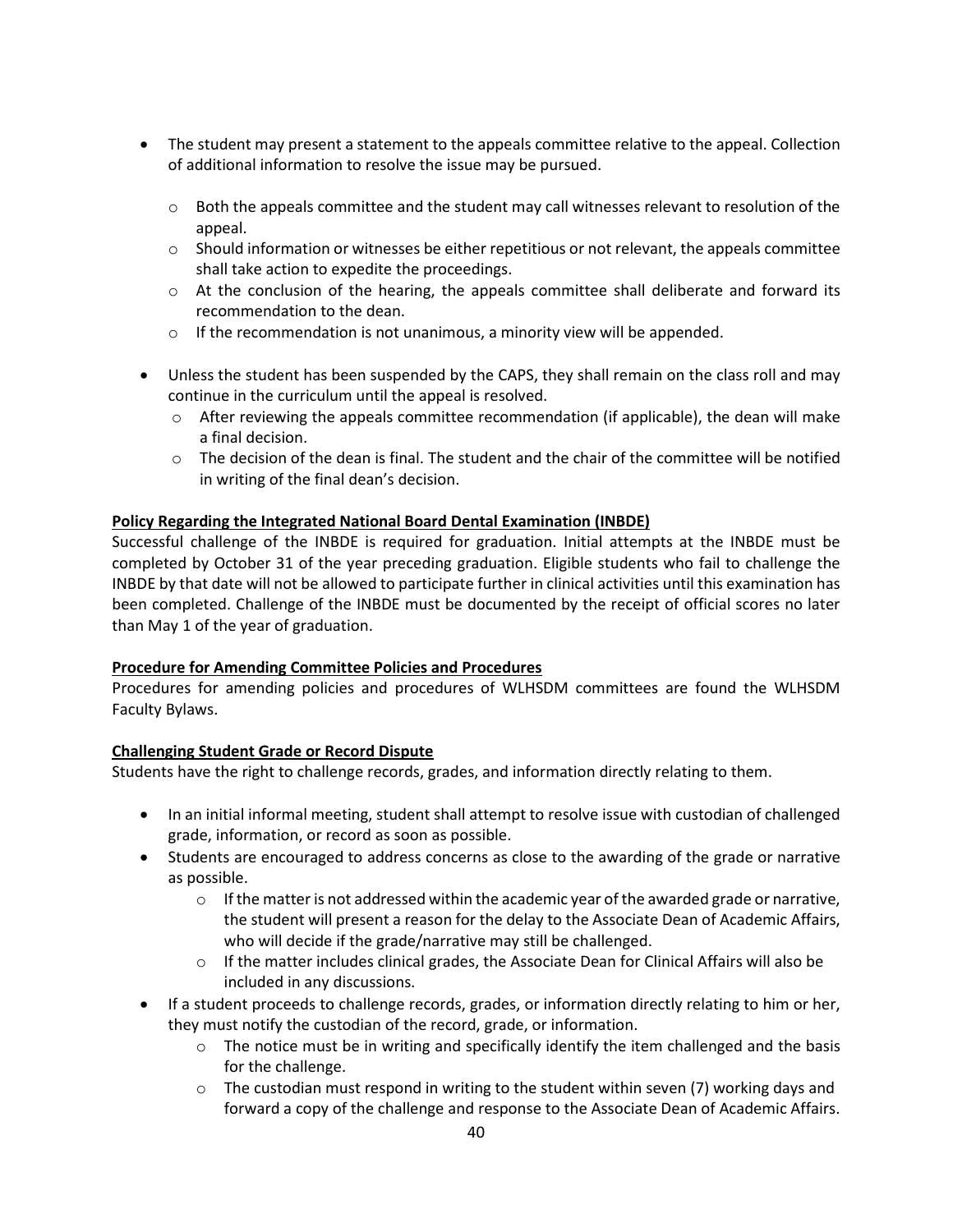- The student may present a statement to the appeals committee relative to the appeal. Collection of additional information to resolve the issue may be pursued.
    - Both the appeals committee and the student may call witnesses relevant to resolution of the appeal.
    - Should information or witnesses be either repetitious or not relevant, the appeals committee shall take action to expedite the proceedings.
    - At the conclusion of the hearing, the appeals committee shall deliberate and forward its recommendation to the dean.
    - If the recommendation is not unanimous, a minority view will be appended.
- Unless the student has been suspended by the CAPS, they shall remain on the class roll and may continue in the curriculum until the appeal is resolved.
    - After reviewing the appeals committee recommendation (if applicable), the dean will make a final decision.
    - The decision of the dean is final. The student and the chair of the committee will be notified in writing of the final dean's decision.

**Policy Regarding the Integrated National Board Dental Examination (INBDE)**

Successful challenge of the INBDE is required for graduation. Initial attempts at the INBDE must be completed by October 31 of the year preceding graduation. Eligible students who fail to challenge the INBDE by that date will not be allowed to participate further in clinical activities until this examination has been completed. Challenge of the INBDE must be documented by the receipt of official scores no later than May 1 of the year of graduation.

**Procedure for Amending Committee Policies and Procedures**

Procedures for amending policies and procedures of WLHSDM committees are found the WLHSDM Faculty Bylaws.

**Challenging Student Grade or Record Dispute**

Students have the right to challenge records, grades, and information directly relating to them.

- In an initial informal meeting, student shall attempt to resolve issue with custodian of challenged grade, information, or record as soon as possible.
- Students are encouraged to address concerns as close to the awarding of the grade or narrative as possible.
    - If the matter is not addressed within the academic year of the awarded grade or narrative, the student will present a reason for the delay to the Associate Dean of Academic Affairs, who will decide if the grade/narrative may still be challenged.
    - If the matter includes clinical grades, the Associate Dean for Clinical Affairs will also be included in any discussions.
- If a student proceeds to challenge records, grades, or information directly relating to him or her, they must notify the custodian of the record, grade, or information.
    - The notice must be in writing and specifically identify the item challenged and the basis for the challenge.
    - The custodian must respond in writing to the student within seven (7) working days and forward a copy of the challenge and response to the Associate Dean of Academic Affairs.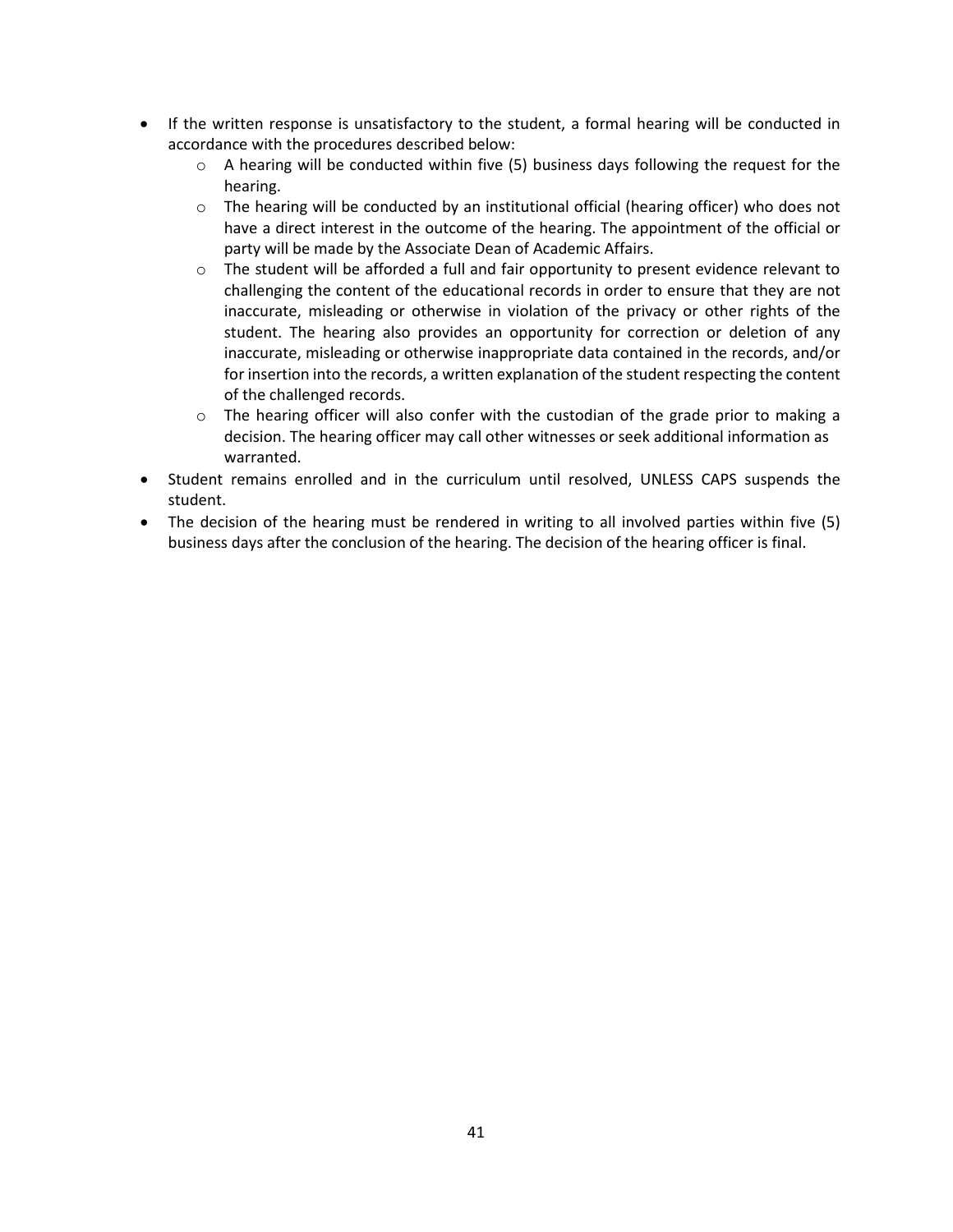- If the written response is unsatisfactory to the student, a formal hearing will be conducted in accordance with the procedures described below:
  - A hearing will be conducted within five (5) business days following the request for the hearing.
  - The hearing will be conducted by an institutional official (hearing officer) who does not have a direct interest in the outcome of the hearing. The appointment of the official or party will be made by the Associate Dean of Academic Affairs.
  - The student will be afforded a full and fair opportunity to present evidence relevant to challenging the content of the educational records in order to ensure that they are not inaccurate, misleading or otherwise in violation of the privacy or other rights of the student. The hearing also provides an opportunity for correction or deletion of any inaccurate, misleading or otherwise inappropriate data contained in the records, and/or for insertion into the records, a written explanation of the student respecting the content of the challenged records.
  - The hearing officer will also confer with the custodian of the grade prior to making a decision. The hearing officer may call other witnesses or seek additional information as warranted.
- Student remains enrolled and in the curriculum until resolved, UNLESS CAPS suspends the student.
- The decision of the hearing must be rendered in writing to all involved parties within five (5) business days after the conclusion of the hearing. The decision of the hearing officer is final.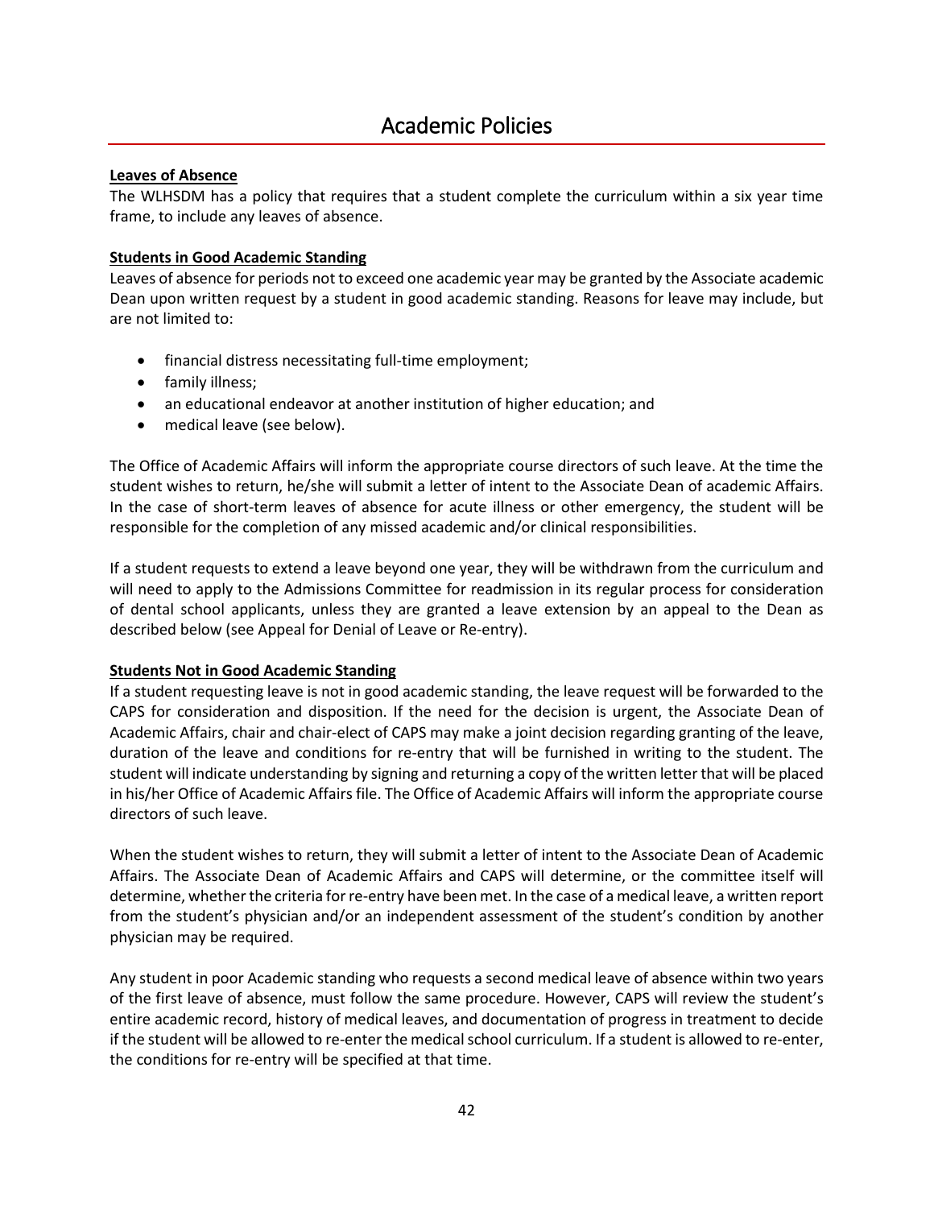# Academic Policies

**Leaves of Absence**

The WLHSDM has a policy that requires that a student complete the curriculum within a six year time frame, to include any leaves of absence.

**Students in Good Academic Standing**

Leaves of absence for periods not to exceed one academic year may be granted by the Associate academic Dean upon written request by a student in good academic standing. Reasons for leave may include, but are not limited to:

- financial distress necessitating full-time employment;
- family illness;
- an educational endeavor at another institution of higher education; and
- medical leave (see below).

The Office of Academic Affairs will inform the appropriate course directors of such leave. At the time the student wishes to return, he/she will submit a letter of intent to the Associate Dean of academic Affairs. In the case of short-term leaves of absence for acute illness or other emergency, the student will be responsible for the completion of any missed academic and/or clinical responsibilities.

If a student requests to extend a leave beyond one year, they will be withdrawn from the curriculum and will need to apply to the Admissions Committee for readmission in its regular process for consideration of dental school applicants, unless they are granted a leave extension by an appeal to the Dean as described below (see Appeal for Denial of Leave or Re-entry).

**Students Not in Good Academic Standing**

If a student requesting leave is not in good academic standing, the leave request will be forwarded to the CAPS for consideration and disposition. If the need for the decision is urgent, the Associate Dean of Academic Affairs, chair and chair-elect of CAPS may make a joint decision regarding granting of the leave, duration of the leave and conditions for re-entry that will be furnished in writing to the student. The student will indicate understanding by signing and returning a copy of the written letter that will be placed in his/her Office of Academic Affairs file. The Office of Academic Affairs will inform the appropriate course directors of such leave.

When the student wishes to return, they will submit a letter of intent to the Associate Dean of Academic Affairs. The Associate Dean of Academic Affairs and CAPS will determine, or the committee itself will determine, whether the criteria for re-entry have been met. In the case of a medical leave, a written report from the student's physician and/or an independent assessment of the student's condition by another physician may be required.

Any student in poor Academic standing who requests a second medical leave of absence within two years of the first leave of absence, must follow the same procedure. However, CAPS will review the student's entire academic record, history of medical leaves, and documentation of progress in treatment to decide if the student will be allowed to re-enter the medical school curriculum. If a student is allowed to re-enter, the conditions for re-entry will be specified at that time.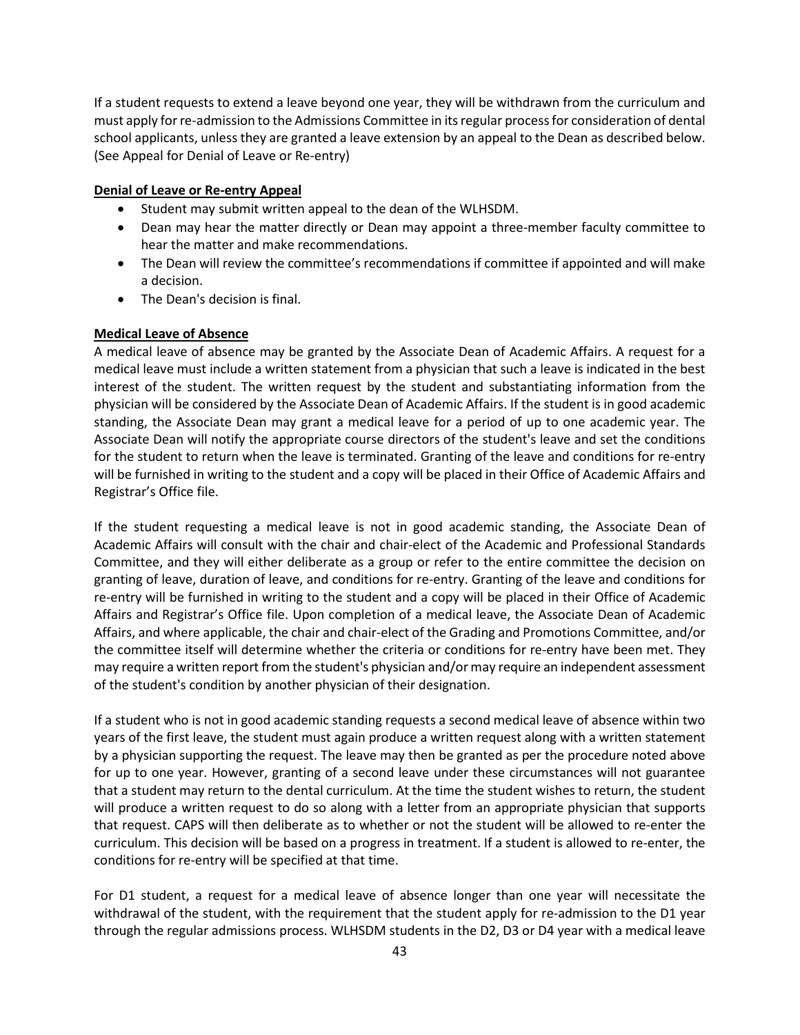If a student requests to extend a leave beyond one year, they will be withdrawn from the curriculum and must apply for re-admission to the Admissions Committee in its regular process for consideration of dental school applicants, unless they are granted a leave extension by an appeal to the Dean as described below. (See Appeal for Denial of Leave or Re-entry)

**Denial of Leave or Re-entry Appeal**

- Student may submit written appeal to the dean of the WLHSDM.
- Dean may hear the matter directly or Dean may appoint a three-member faculty committee to hear the matter and make recommendations.
- The Dean will review the committee's recommendations if committee if appointed and will make a decision.
- The Dean's decision is final.

**Medical Leave of Absence**

A medical leave of absence may be granted by the Associate Dean of Academic Affairs. A request for a medical leave must include a written statement from a physician that such a leave is indicated in the best interest of the student. The written request by the student and substantiating information from the physician will be considered by the Associate Dean of Academic Affairs. If the student is in good academic standing, the Associate Dean may grant a medical leave for a period of up to one academic year. The Associate Dean will notify the appropriate course directors of the student's leave and set the conditions for the student to return when the leave is terminated. Granting of the leave and conditions for re-entry will be furnished in writing to the student and a copy will be placed in their Office of Academic Affairs and Registrar's Office file.

If the student requesting a medical leave is not in good academic standing, the Associate Dean of Academic Affairs will consult with the chair and chair-elect of the Academic and Professional Standards Committee, and they will either deliberate as a group or refer to the entire committee the decision on granting of leave, duration of leave, and conditions for re-entry. Granting of the leave and conditions for re-entry will be furnished in writing to the student and a copy will be placed in their Office of Academic Affairs and Registrar's Office file. Upon completion of a medical leave, the Associate Dean of Academic Affairs, and where applicable, the chair and chair-elect of the Grading and Promotions Committee, and/or the committee itself will determine whether the criteria or conditions for re-entry have been met. They may require a written report from the student's physician and/or may require an independent assessment of the student's condition by another physician of their designation.

If a student who is not in good academic standing requests a second medical leave of absence within two years of the first leave, the student must again produce a written request along with a written statement by a physician supporting the request. The leave may then be granted as per the procedure noted above for up to one year. However, granting of a second leave under these circumstances will not guarantee that a student may return to the dental curriculum. At the time the student wishes to return, the student will produce a written request to do so along with a letter from an appropriate physician that supports that request. CAPS will then deliberate as to whether or not the student will be allowed to re-enter the curriculum. This decision will be based on a progress in treatment. If a student is allowed to re-enter, the conditions for re-entry will be specified at that time.

For D1 student, a request for a medical leave of absence longer than one year will necessitate the withdrawal of the student, with the requirement that the student apply for re-admission to the D1 year through the regular admissions process. WLHSDM students in the D2, D3 or D4 year with a medical leave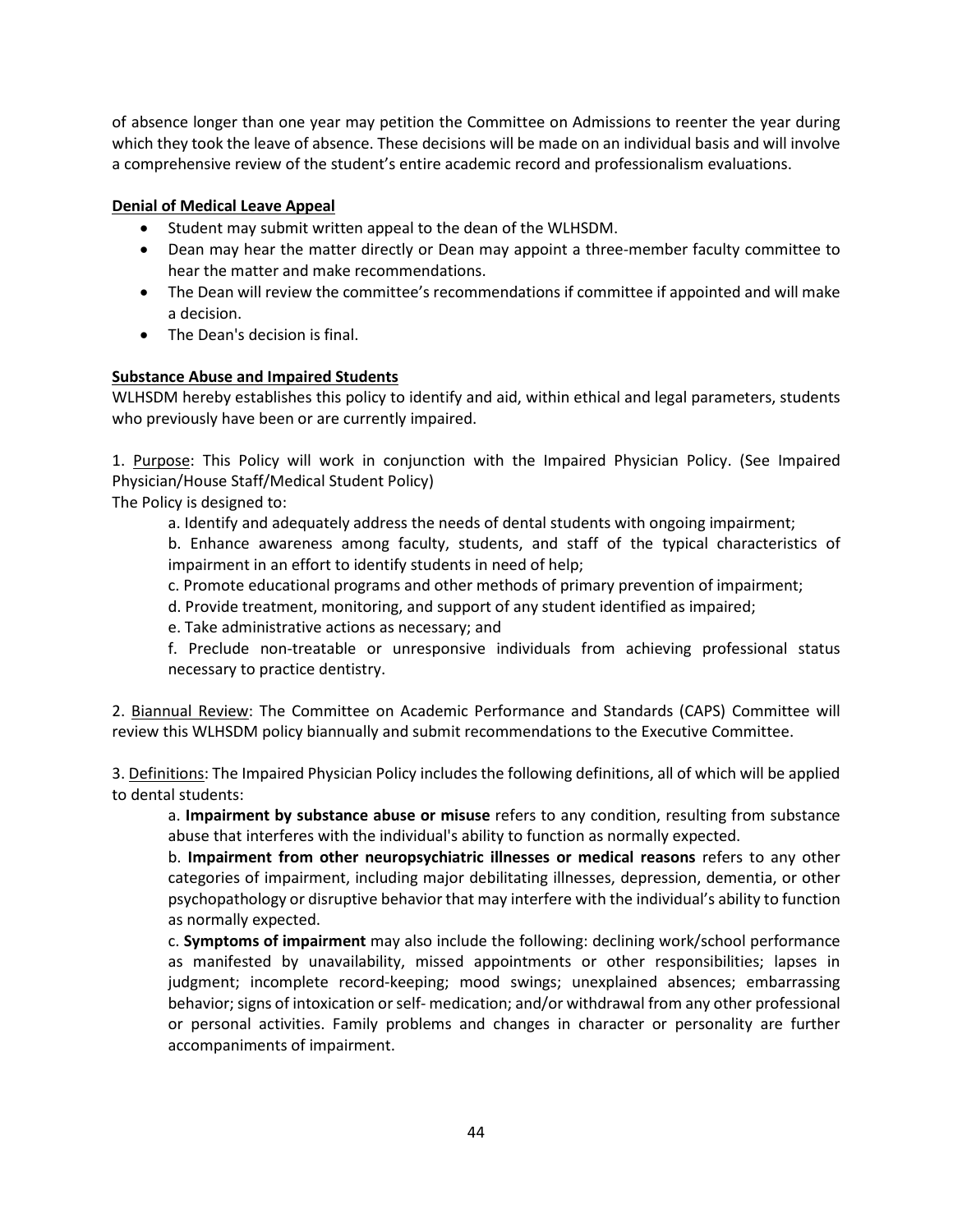of absence longer than one year may petition the Committee on Admissions to reenter the year during which they took the leave of absence. These decisions will be made on an individual basis and will involve a comprehensive review of the student's entire academic record and professionalism evaluations.

**Denial of Medical Leave Appeal**

- Student may submit written appeal to the dean of the WLHSDM.
- Dean may hear the matter directly or Dean may appoint a three-member faculty committee to hear the matter and make recommendations.
- The Dean will review the committee's recommendations if committee if appointed and will make a decision.
- The Dean's decision is final.

**Substance Abuse and Impaired Students**

WLHSDM hereby establishes this policy to identify and aid, within ethical and legal parameters, students who previously have been or are currently impaired.

1. Purpose: This Policy will work in conjunction with the Impaired Physician Policy. (See Impaired Physician/House Staff/Medical Student Policy)

The Policy is designed to:

a. Identify and adequately address the needs of dental students with ongoing impairment;

b. Enhance awareness among faculty, students, and staff of the typical characteristics of impairment in an effort to identify students in need of help;

c. Promote educational programs and other methods of primary prevention of impairment;

d. Provide treatment, monitoring, and support of any student identified as impaired;

e. Take administrative actions as necessary; and

f. Preclude non-treatable or unresponsive individuals from achieving professional status necessary to practice dentistry.

2. Biannual Review: The Committee on Academic Performance and Standards (CAPS) Committee will review this WLHSDM policy biannually and submit recommendations to the Executive Committee.

3. Definitions: The Impaired Physician Policy includes the following definitions, all of which will be applied to dental students:

a. **Impairment by substance abuse or misuse** refers to any condition, resulting from substance abuse that interferes with the individual's ability to function as normally expected.

b. **Impairment from other neuropsychiatric illnesses or medical reasons** refers to any other categories of impairment, including major debilitating illnesses, depression, dementia, or other psychopathology or disruptive behavior that may interfere with the individual's ability to function as normally expected.

c. **Symptoms of impairment** may also include the following: declining work/school performance as manifested by unavailability, missed appointments or other responsibilities; lapses in judgment; incomplete record-keeping; mood swings; unexplained absences; embarrassing behavior; signs of intoxication or self- medication; and/or withdrawal from any other professional or personal activities. Family problems and changes in character or personality are further accompaniments of impairment.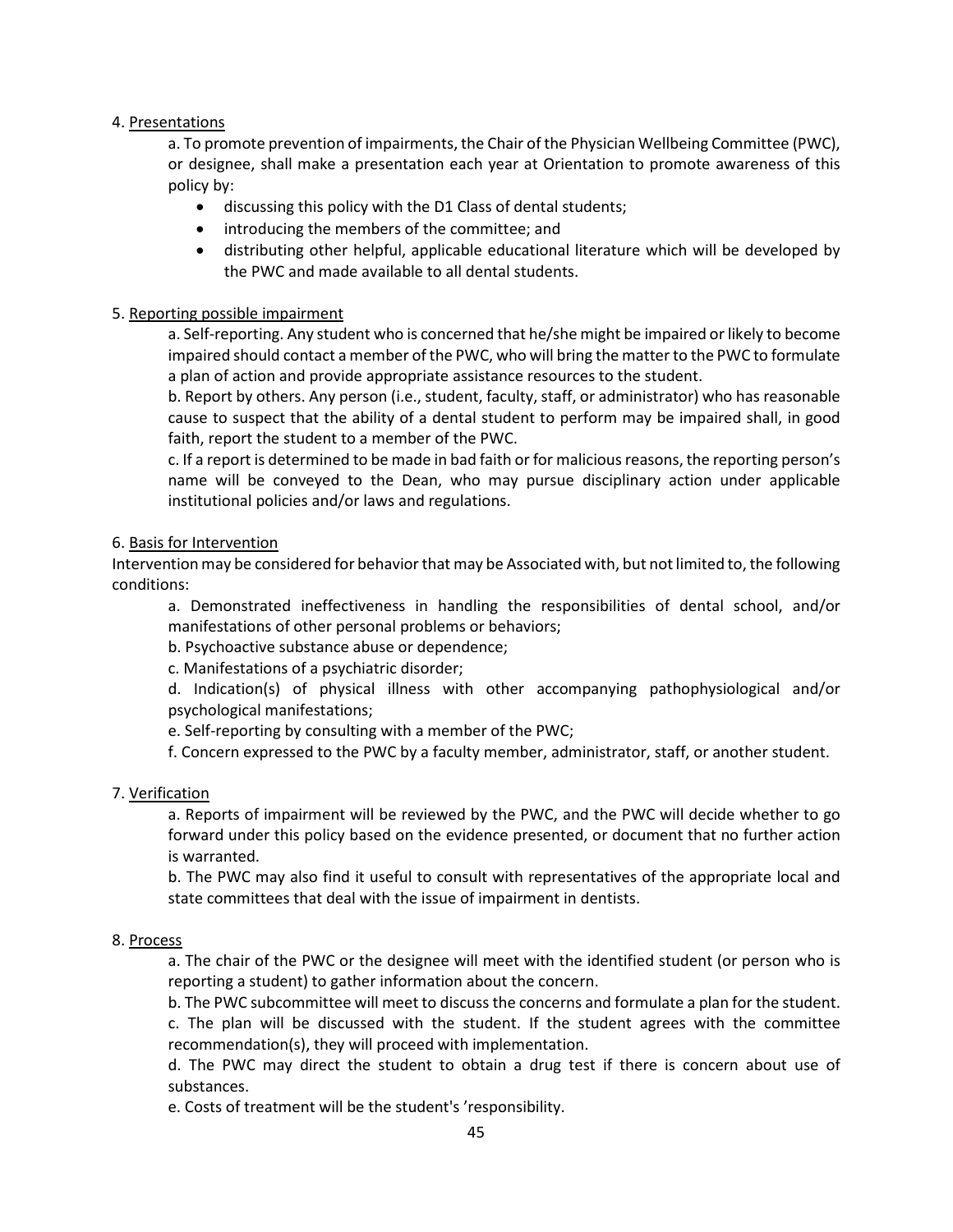4. Presentations

a. To promote prevention of impairments, the Chair of the Physician Wellbeing Committee (PWC), or designee, shall make a presentation each year at Orientation to promote awareness of this policy by:

- discussing this policy with the D1 Class of dental students;
- introducing the members of the committee; and
- distributing other helpful, applicable educational literature which will be developed by the PWC and made available to all dental students.

5. Reporting possible impairment

a. Self-reporting. Any student who is concerned that he/she might be impaired or likely to become impaired should contact a member of the PWC, who will bring the matter to the PWC to formulate a plan of action and provide appropriate assistance resources to the student.

b. Report by others. Any person (i.e., student, faculty, staff, or administrator) who has reasonable cause to suspect that the ability of a dental student to perform may be impaired shall, in good faith, report the student to a member of the PWC.

c. If a report is determined to be made in bad faith or for malicious reasons, the reporting person's name will be conveyed to the Dean, who may pursue disciplinary action under applicable institutional policies and/or laws and regulations.

6. Basis for Intervention

Intervention may be considered for behavior that may be Associated with, but not limited to, the following conditions:

a. Demonstrated ineffectiveness in handling the responsibilities of dental school, and/or manifestations of other personal problems or behaviors;

b. Psychoactive substance abuse or dependence;

c. Manifestations of a psychiatric disorder;

d. Indication(s) of physical illness with other accompanying pathophysiological and/or psychological manifestations;

e. Self-reporting by consulting with a member of the PWC;

f. Concern expressed to the PWC by a faculty member, administrator, staff, or another student.

7. Verification

a. Reports of impairment will be reviewed by the PWC, and the PWC will decide whether to go forward under this policy based on the evidence presented, or document that no further action is warranted.

b. The PWC may also find it useful to consult with representatives of the appropriate local and state committees that deal with the issue of impairment in dentists.

8. Process

a. The chair of the PWC or the designee will meet with the identified student (or person who is reporting a student) to gather information about the concern.

b. The PWC subcommittee will meet to discuss the concerns and formulate a plan for the student.

c. The plan will be discussed with the student. If the student agrees with the committee recommendation(s), they will proceed with implementation.

d. The PWC may direct the student to obtain a drug test if there is concern about use of substances.

e. Costs of treatment will be the student's 'responsibility.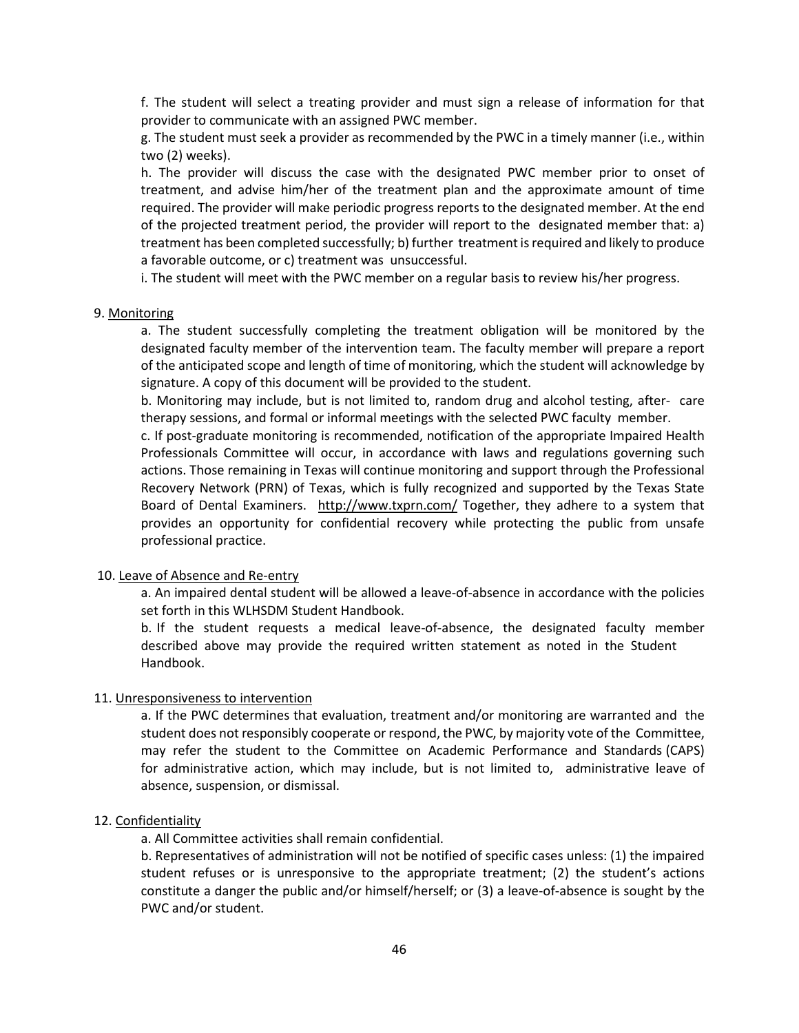f. The student will select a treating provider and must sign a release of information for that provider to communicate with an assigned PWC member.

g. The student must seek a provider as recommended by the PWC in a timely manner (i.e., within two (2) weeks).

h. The provider will discuss the case with the designated PWC member prior to onset of treatment, and advise him/her of the treatment plan and the approximate amount of time required. The provider will make periodic progress reports to the designated member. At the end of the projected treatment period, the provider will report to the designated member that: a) treatment has been completed successfully; b) further treatment is required and likely to produce a favorable outcome, or c) treatment was unsuccessful.

i. The student will meet with the PWC member on a regular basis to review his/her progress.

9. Monitoring

a. The student successfully completing the treatment obligation will be monitored by the designated faculty member of the intervention team. The faculty member will prepare a report of the anticipated scope and length of time of monitoring, which the student will acknowledge by signature. A copy of this document will be provided to the student.

b. Monitoring may include, but is not limited to, random drug and alcohol testing, after- care therapy sessions, and formal or informal meetings with the selected PWC faculty member.

c. If post-graduate monitoring is recommended, notification of the appropriate Impaired Health Professionals Committee will occur, in accordance with laws and regulations governing such actions. Those remaining in Texas will continue monitoring and support through the Professional Recovery Network (PRN) of Texas, which is fully recognized and supported by the Texas State Board of Dental Examiners. http://www.txprn.com/ Together, they adhere to a system that provides an opportunity for confidential recovery while protecting the public from unsafe professional practice.

10. Leave of Absence and Re-entry

a. An impaired dental student will be allowed a leave-of-absence in accordance with the policies set forth in this WLHSDM Student Handbook.

b. If the student requests a medical leave-of-absence, the designated faculty member described above may provide the required written statement as noted in the Student Handbook.

11. Unresponsiveness to intervention

a. If the PWC determines that evaluation, treatment and/or monitoring are warranted and the student does not responsibly cooperate or respond, the PWC, by majority vote of the Committee, may refer the student to the Committee on Academic Performance and Standards (CAPS) for administrative action, which may include, but is not limited to, administrative leave of absence, suspension, or dismissal.

12. Confidentiality

a. All Committee activities shall remain confidential.

b. Representatives of administration will not be notified of specific cases unless: (1) the impaired student refuses or is unresponsive to the appropriate treatment; (2) the student's actions constitute a danger the public and/or himself/herself; or (3) a leave-of-absence is sought by the PWC and/or student.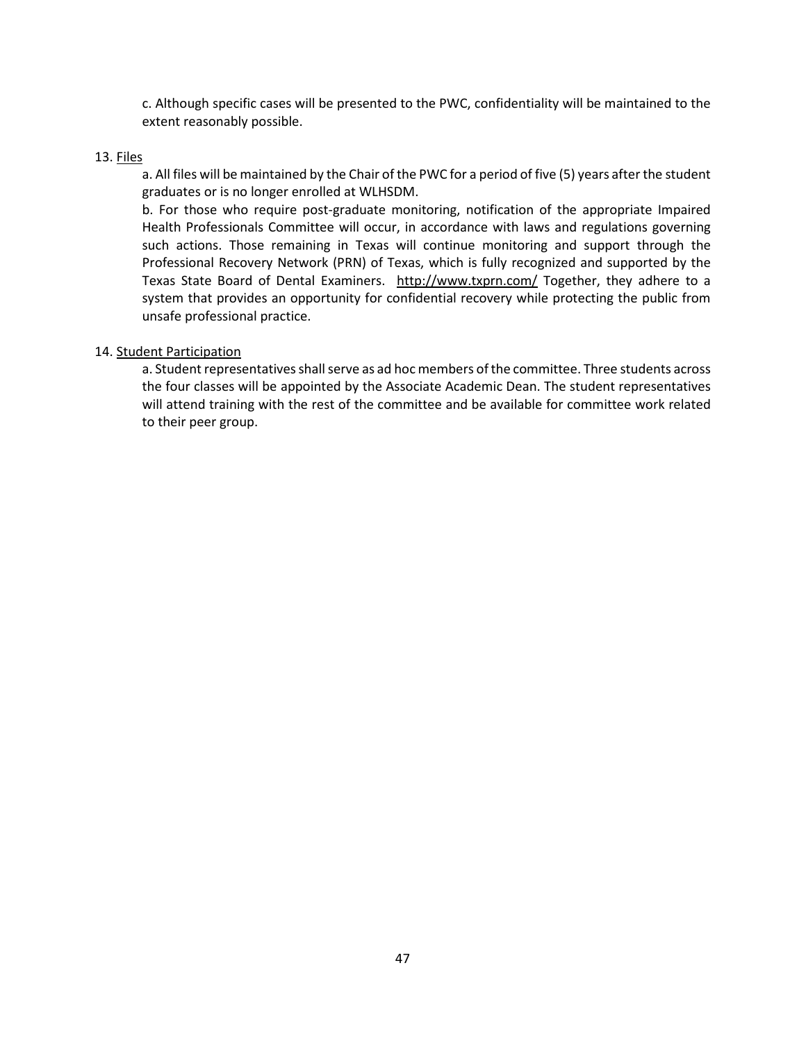c. Although specific cases will be presented to the PWC, confidentiality will be maintained to the extent reasonably possible.

13. Files

a. All files will be maintained by the Chair of the PWC for a period of five (5) years after the student graduates or is no longer enrolled at WLHSDM.

b. For those who require post-graduate monitoring, notification of the appropriate Impaired Health Professionals Committee will occur, in accordance with laws and regulations governing such actions. Those remaining in Texas will continue monitoring and support through the Professional Recovery Network (PRN) of Texas, which is fully recognized and supported by the Texas State Board of Dental Examiners. http://www.txprn.com/ Together, they adhere to a system that provides an opportunity for confidential recovery while protecting the public from unsafe professional practice.

14. Student Participation

a. Student representatives shall serve as ad hoc members of the committee. Three students across the four classes will be appointed by the Associate Academic Dean. The student representatives will attend training with the rest of the committee and be available for committee work related to their peer group.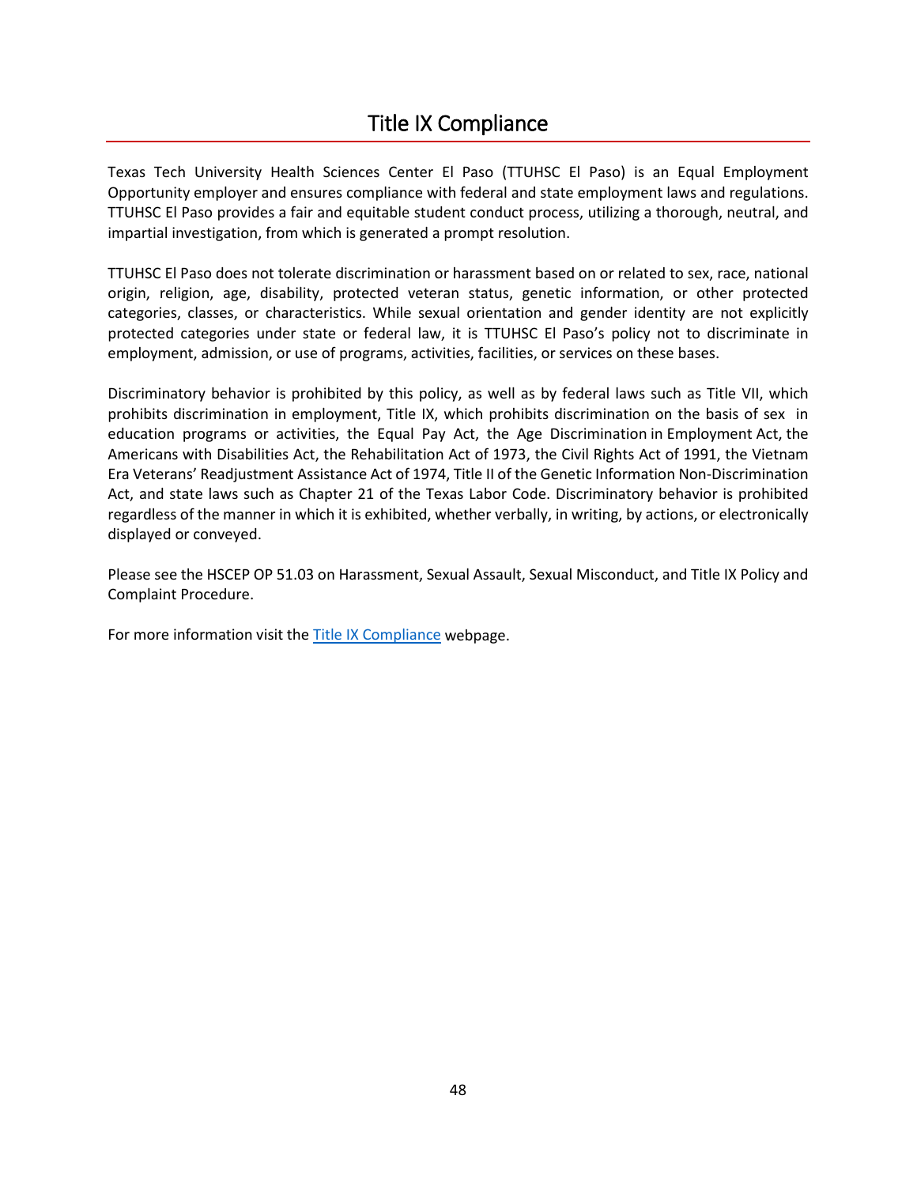# Title IX Compliance

Texas Tech University Health Sciences Center El Paso (TTUHSC El Paso) is an Equal Employment Opportunity employer and ensures compliance with federal and state employment laws and regulations. TTUHSC El Paso provides a fair and equitable student conduct process, utilizing a thorough, neutral, and impartial investigation, from which is generated a prompt resolution.

TTUHSC El Paso does not tolerate discrimination or harassment based on or related to sex, race, national origin, religion, age, disability, protected veteran status, genetic information, or other protected categories, classes, or characteristics. While sexual orientation and gender identity are not explicitly protected categories under state or federal law, it is TTUHSC El Paso's policy not to discriminate in employment, admission, or use of programs, activities, facilities, or services on these bases.

Discriminatory behavior is prohibited by this policy, as well as by federal laws such as Title VII, which prohibits discrimination in employment, Title IX, which prohibits discrimination on the basis of sex in education programs or activities, the Equal Pay Act, the Age Discrimination in Employment Act, the Americans with Disabilities Act, the Rehabilitation Act of 1973, the Civil Rights Act of 1991, the Vietnam Era Veterans' Readjustment Assistance Act of 1974, Title II of the Genetic Information Non-Discrimination Act, and state laws such as Chapter 21 of the Texas Labor Code. Discriminatory behavior is prohibited regardless of the manner in which it is exhibited, whether verbally, in writing, by actions, or electronically displayed or conveyed.

Please see the HSCEP OP 51.03 on Harassment, Sexual Assault, Sexual Misconduct, and Title IX Policy and Complaint Procedure.

For more information visit the Title IX Compliance webpage.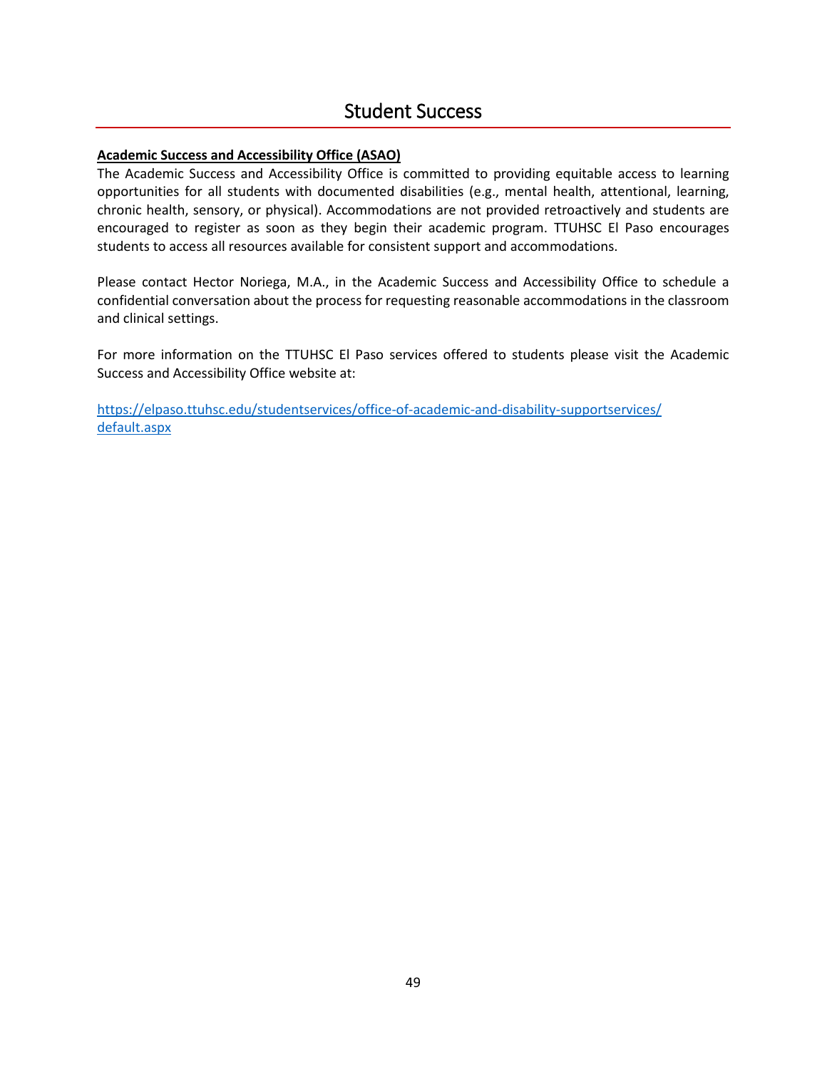# Student Success

**Academic Success and Accessibility Office (ASAO)**

The Academic Success and Accessibility Office is committed to providing equitable access to learning opportunities for all students with documented disabilities (e.g., mental health, attentional, learning, chronic health, sensory, or physical). Accommodations are not provided retroactively and students are encouraged to register as soon as they begin their academic program. TTUHSC El Paso encourages students to access all resources available for consistent support and accommodations.

Please contact Hector Noriega, M.A., in the Academic Success and Accessibility Office to schedule a confidential conversation about the process for requesting reasonable accommodations in the classroom and clinical settings.

For more information on the TTUHSC El Paso services offered to students please visit the Academic Success and Accessibility Office website at:

[https://elpaso.ttuhsc.edu/studentservices/office-of-academic-and-disability-supportservices/default.aspx](https://elpaso.ttuhsc.edu/studentservices/office-of-academic-and-disability-supportservices/default.aspx)